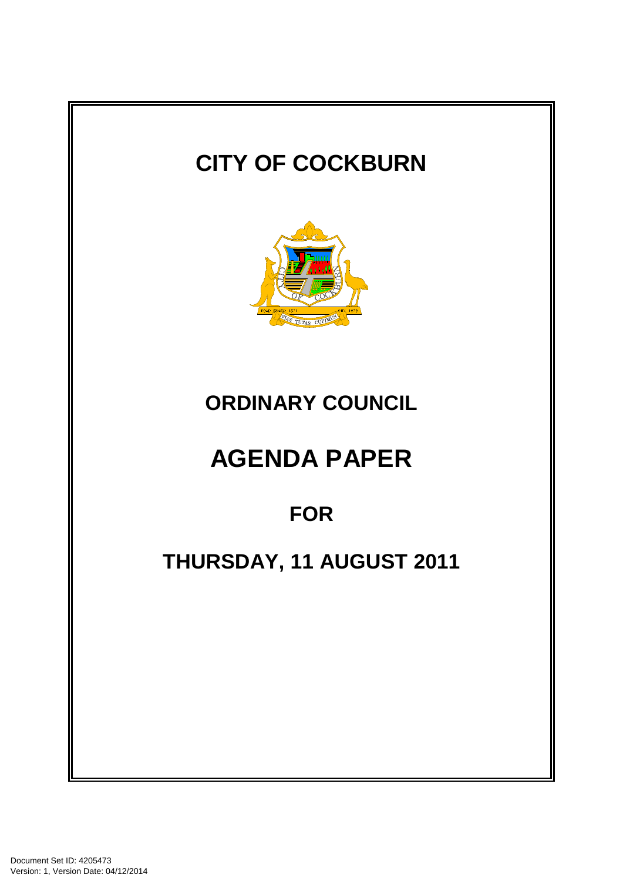# CITY OF COCKBURN

## ORDINARY COUNCIL

# AGENDA PAPER

## FOR

## THURSDAY, 11 AUGUST 2011

Document Set ID: 4205473
Version: 1, Version Date: 04/12/2014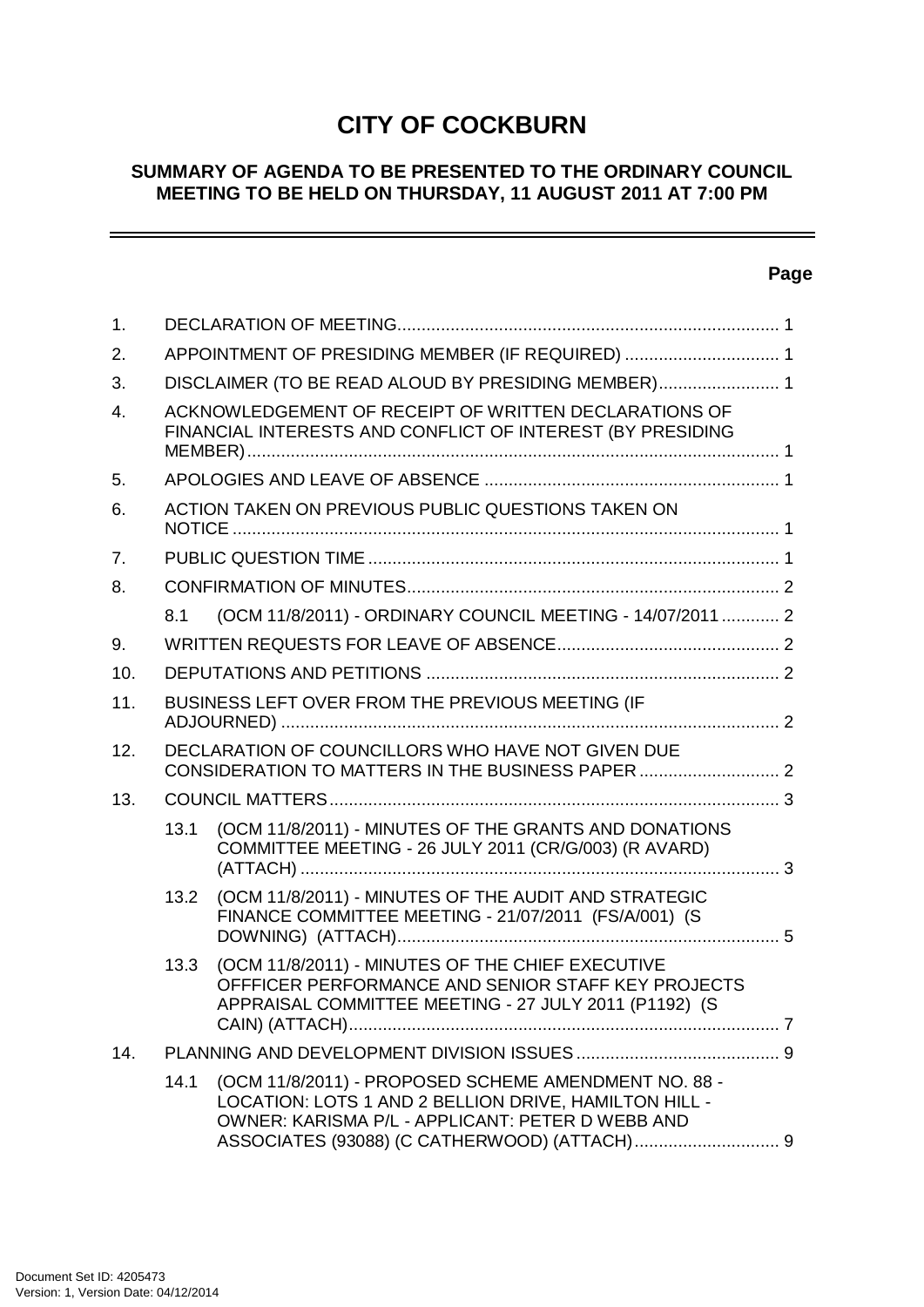# CITY OF COCKBURN

## SUMMARY OF AGENDA TO BE PRESENTED TO THE ORDINARY COUNCIL MEETING TO BE HELD ON THURSDAY, 11 AUGUST 2011 AT 7:00 PM

| | | | Page |
|---|---|---|---|
| 1. | DECLARATION OF MEETING | | 1 |
| 2. | APPOINTMENT OF PRESIDING MEMBER (IF REQUIRED) | | 1 |
| 3. | DISCLAIMER (TO BE READ ALOUD BY PRESIDING MEMBER) | | 1 |
| 4. | ACKNOWLEDGEMENT OF RECEIPT OF WRITTEN DECLARATIONS OF FINANCIAL INTERESTS AND CONFLICT OF INTEREST (BY PRESIDING MEMBER) | | 1 |
| 5. | APOLOGIES AND LEAVE OF ABSENCE | | 1 |
| 6. | ACTION TAKEN ON PREVIOUS PUBLIC QUESTIONS TAKEN ON NOTICE | | 1 |
| 7. | PUBLIC QUESTION TIME | | 1 |
| 8. | CONFIRMATION OF MINUTES | | 2 |
| | 8.1 | (OCM 11/8/2011) - ORDINARY COUNCIL MEETING - 14/07/2011 | 2 |
| 9. | WRITTEN REQUESTS FOR LEAVE OF ABSENCE | | 2 |
| 10. | DEPUTATIONS AND PETITIONS | | 2 |
| 11. | BUSINESS LEFT OVER FROM THE PREVIOUS MEETING (IF ADJOURNED) | | 2 |
| 12. | DECLARATION OF COUNCILLORS WHO HAVE NOT GIVEN DUE CONSIDERATION TO MATTERS IN THE BUSINESS PAPER | | 2 |
| 13. | COUNCIL MATTERS | | 3 |
| | 13.1 | (OCM 11/8/2011) - MINUTES OF THE GRANTS AND DONATIONS COMMITTEE MEETING - 26 JULY 2011 (CR/G/003) (R AVARD) (ATTACH) | 3 |
| | 13.2 | (OCM 11/8/2011) - MINUTES OF THE AUDIT AND STRATEGIC FINANCE COMMITTEE MEETING - 21/07/2011 (FS/A/001) (S DOWNING) (ATTACH) | 5 |
| | 13.3 | (OCM 11/8/2011) - MINUTES OF THE CHIEF EXECUTIVE OFFFICER PERFORMANCE AND SENIOR STAFF KEY PROJECTS APPRAISAL COMMITTEE MEETING - 27 JULY 2011 (P1192) (S CAIN) (ATTACH) | 7 |
| 14. | PLANNING AND DEVELOPMENT DIVISION ISSUES | | 9 |
| | 14.1 | (OCM 11/8/2011) - PROPOSED SCHEME AMENDMENT NO. 88 - LOCATION: LOTS 1 AND 2 BELLION DRIVE, HAMILTON HILL - OWNER: KARISMA P/L - APPLICANT: PETER D WEBB AND ASSOCIATES (93088) (C CATHERWOOD) (ATTACH) | 9 |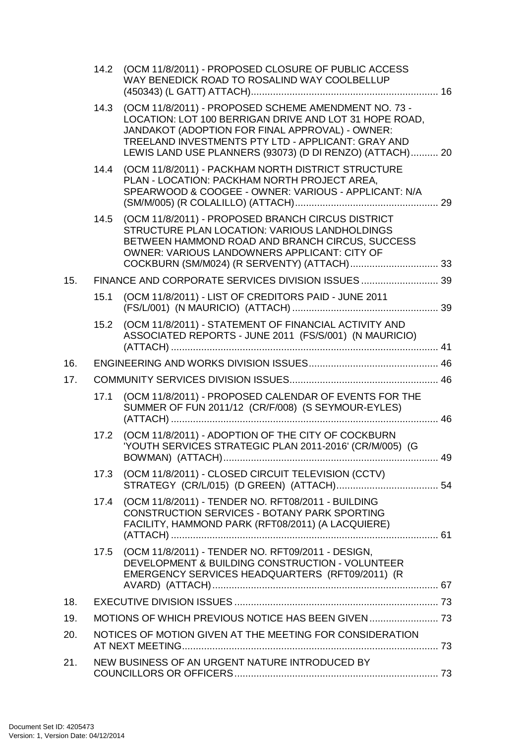14.2 (OCM 11/8/2011) - PROPOSED CLOSURE OF PUBLIC ACCESS WAY BENEDICK ROAD TO ROSALIND WAY COOLBELLUP (450343) (L GATT) ATTACH) .... 16

14.3 (OCM 11/8/2011) - PROPOSED SCHEME AMENDMENT NO. 73 - LOCATION: LOT 100 BERRIGAN DRIVE AND LOT 31 HOPE ROAD, JANDAKOT (ADOPTION FOR FINAL APPROVAL) - OWNER: TREELAND INVESTMENTS PTY LTD - APPLICANT: GRAY AND LEWIS LAND USE PLANNERS (93073) (D DI RENZO) (ATTACH) .... 20

14.4 (OCM 11/8/2011) - PACKHAM NORTH DISTRICT STRUCTURE PLAN - LOCATION: PACKHAM NORTH PROJECT AREA, SPEARWOOD & COOGEE - OWNER: VARIOUS - APPLICANT: N/A (SM/M/005) (R COLALILLO) (ATTACH) .... 29

14.5 (OCM 11/8/2011) - PROPOSED BRANCH CIRCUS DISTRICT STRUCTURE PLAN LOCATION: VARIOUS LANDHOLDINGS BETWEEN HAMMOND ROAD AND BRANCH CIRCUS, SUCCESS OWNER: VARIOUS LANDOWNERS APPLICANT: CITY OF COCKBURN (SM/M024) (R SERVENTY) (ATTACH) .... 33

15. FINANCE AND CORPORATE SERVICES DIVISION ISSUES .... 39

15.1 (OCM 11/8/2011) - LIST OF CREDITORS PAID - JUNE 2011 (FS/L/001) (N MAURICIO) (ATTACH) .... 39

15.2 (OCM 11/8/2011) - STATEMENT OF FINANCIAL ACTIVITY AND ASSOCIATED REPORTS - JUNE 2011 (FS/S/001) (N MAURICIO) (ATTACH) .... 41

16. ENGINEERING AND WORKS DIVISION ISSUES .... 46

17. COMMUNITY SERVICES DIVISION ISSUES .... 46

17.1 (OCM 11/8/2011) - PROPOSED CALENDAR OF EVENTS FOR THE SUMMER OF FUN 2011/12 (CR/F/008) (S SEYMOUR-EYLES) (ATTACH) .... 46

17.2 (OCM 11/8/2011) - ADOPTION OF THE CITY OF COCKBURN 'YOUTH SERVICES STRATEGIC PLAN 2011-2016' (CR/M/005) (G BOWMAN) (ATTACH) .... 49

17.3 (OCM 11/8/2011) - CLOSED CIRCUIT TELEVISION (CCTV) STRATEGY (CR/L/015) (D GREEN) (ATTACH) .... 54

17.4 (OCM 11/8/2011) - TENDER NO. RFT08/2011 - BUILDING CONSTRUCTION SERVICES - BOTANY PARK SPORTING FACILITY, HAMMOND PARK (RFT08/2011) (A LACQUIERE) (ATTACH) .... 61

17.5 (OCM 11/8/2011) - TENDER NO. RFT09/2011 - DESIGN, DEVELOPMENT & BUILDING CONSTRUCTION - VOLUNTEER EMERGENCY SERVICES HEADQUARTERS (RFT09/2011) (R AVARD) (ATTACH) .... 67

18. EXECUTIVE DIVISION ISSUES .... 73

19. MOTIONS OF WHICH PREVIOUS NOTICE HAS BEEN GIVEN .... 73

20. NOTICES OF MOTION GIVEN AT THE MEETING FOR CONSIDERATION AT NEXT MEETING .... 73

21. NEW BUSINESS OF AN URGENT NATURE INTRODUCED BY COUNCILLORS OR OFFICERS .... 73

Document Set ID: 4205473
Version: 1, Version Date: 04/12/2014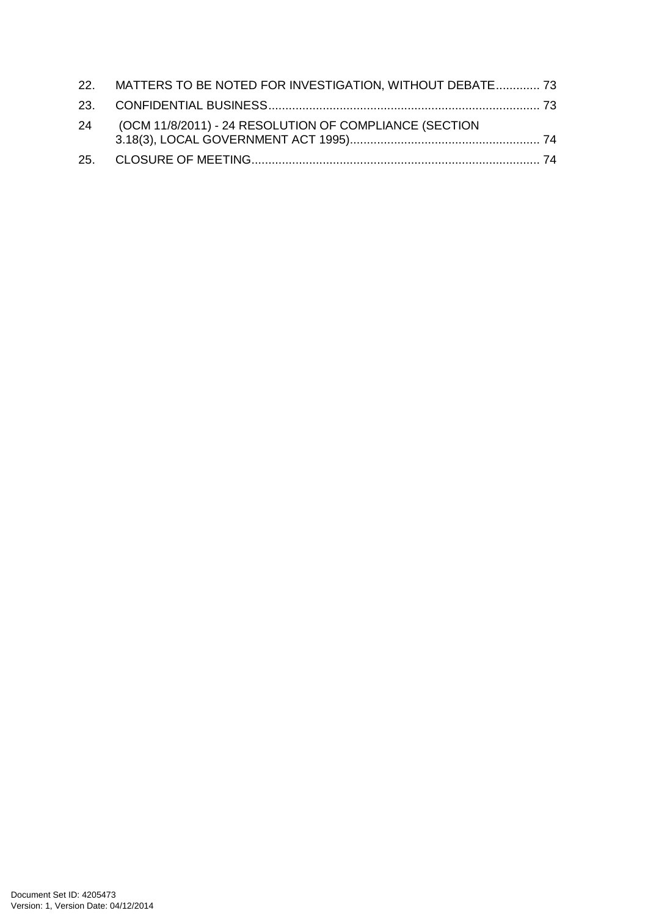22. MATTERS TO BE NOTED FOR INVESTIGATION, WITHOUT DEBATE............. 73

23. CONFIDENTIAL BUSINESS................................................................................ 73

24 (OCM 11/8/2011) - 24 RESOLUTION OF COMPLIANCE (SECTION 3.18(3), LOCAL GOVERNMENT ACT 1995)........................................................ 74

25. CLOSURE OF MEETING.................................................................................... 74

Document Set ID: 4205473
Version: 1, Version Date: 04/12/2014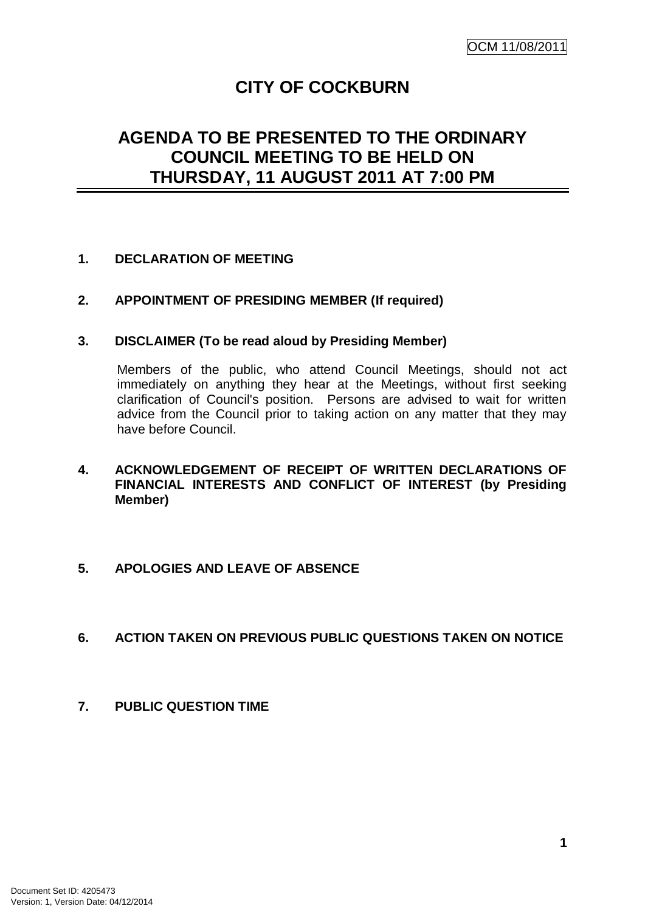# CITY OF COCKBURN

## AGENDA TO BE PRESENTED TO THE ORDINARY COUNCIL MEETING TO BE HELD ON THURSDAY, 11 AUGUST 2011 AT 7:00 PM

**1. DECLARATION OF MEETING**

**2. APPOINTMENT OF PRESIDING MEMBER (If required)**

**3. DISCLAIMER (To be read aloud by Presiding Member)**

Members of the public, who attend Council Meetings, should not act immediately on anything they hear at the Meetings, without first seeking clarification of Council's position. Persons are advised to wait for written advice from the Council prior to taking action on any matter that they may have before Council.

**4. ACKNOWLEDGEMENT OF RECEIPT OF WRITTEN DECLARATIONS OF FINANCIAL INTERESTS AND CONFLICT OF INTEREST (by Presiding Member)**

**5. APOLOGIES AND LEAVE OF ABSENCE**

**6. ACTION TAKEN ON PREVIOUS PUBLIC QUESTIONS TAKEN ON NOTICE**

**7. PUBLIC QUESTION TIME**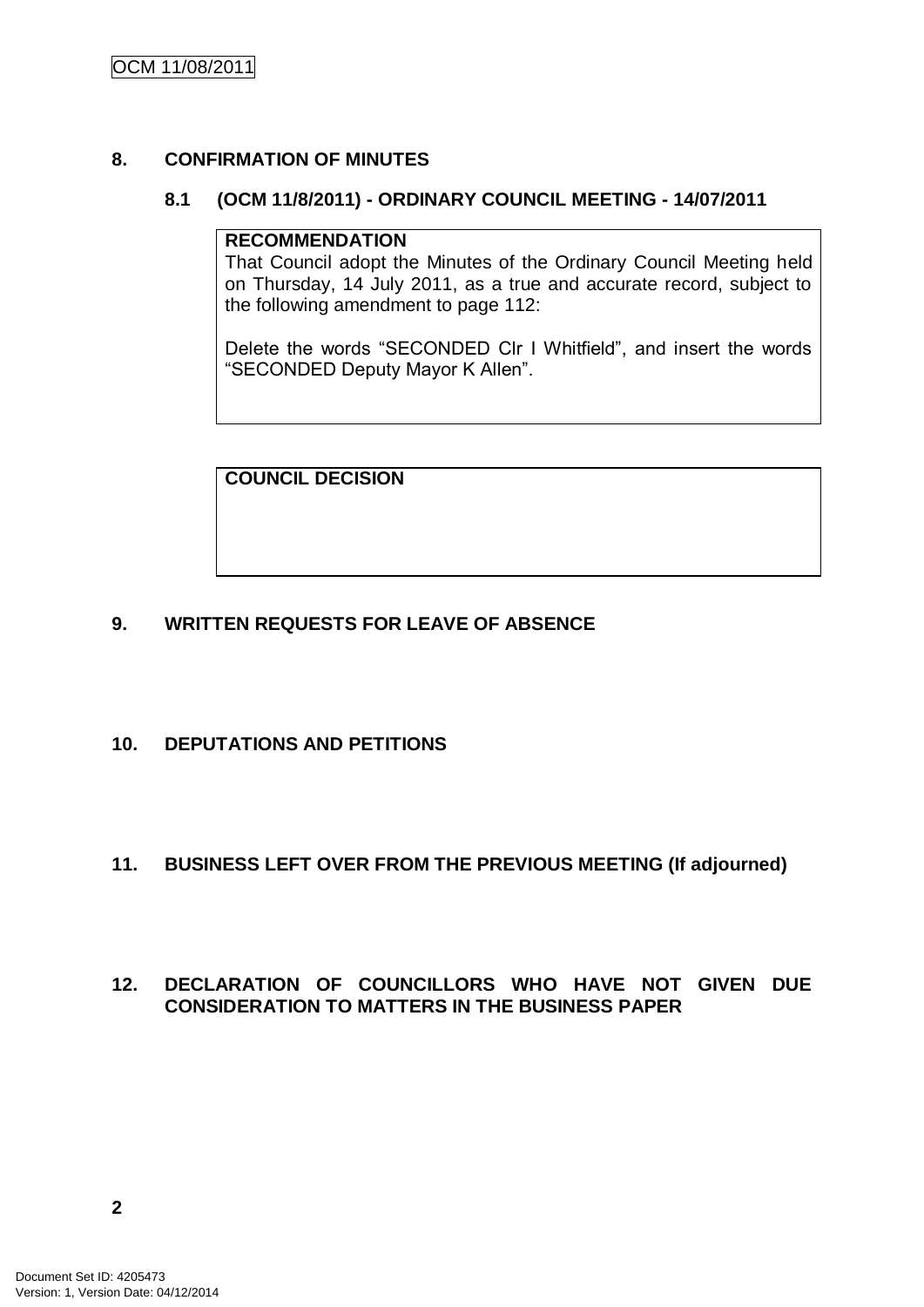## 8. CONFIRMATION OF MINUTES

### 8.1 (OCM 11/8/2011) - ORDINARY COUNCIL MEETING - 14/07/2011

**RECOMMENDATION**

That Council adopt the Minutes of the Ordinary Council Meeting held on Thursday, 14 July 2011, as a true and accurate record, subject to the following amendment to page 112:

Delete the words “SECONDED Clr I Whitfield”, and insert the words “SECONDED Deputy Mayor K Allen”.

**COUNCIL DECISION**

## 9. WRITTEN REQUESTS FOR LEAVE OF ABSENCE

## 10. DEPUTATIONS AND PETITIONS

## 11. BUSINESS LEFT OVER FROM THE PREVIOUS MEETING (If adjourned)

## 12. DECLARATION OF COUNCILLORS WHO HAVE NOT GIVEN DUE CONSIDERATION TO MATTERS IN THE BUSINESS PAPER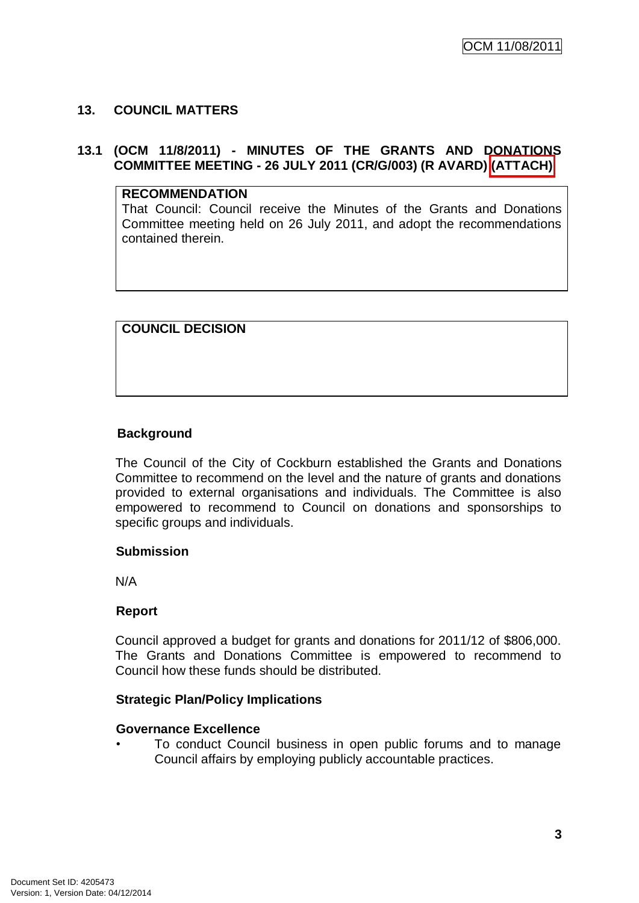## 13. COUNCIL MATTERS

### 13.1 (OCM 11/8/2011) - MINUTES OF THE GRANTS AND DONATIONS COMMITTEE MEETING - 26 JULY 2011 (CR/G/003) (R AVARD) (ATTACH)

| **RECOMMENDATION** |
| --- |
| That Council: Council receive the Minutes of the Grants and Donations Committee meeting held on 26 July 2011, and adopt the recommendations contained therein. |

| **COUNCIL DECISION** |
| --- |
| |

**Background**

The Council of the City of Cockburn established the Grants and Donations Committee to recommend on the level and the nature of grants and donations provided to external organisations and individuals. The Committee is also empowered to recommend to Council on donations and sponsorships to specific groups and individuals.

**Submission**

N/A

**Report**

Council approved a budget for grants and donations for 2011/12 of $806,000. The Grants and Donations Committee is empowered to recommend to Council how these funds should be distributed.

**Strategic Plan/Policy Implications**

**Governance Excellence**

- To conduct Council business in open public forums and to manage Council affairs by employing publicly accountable practices.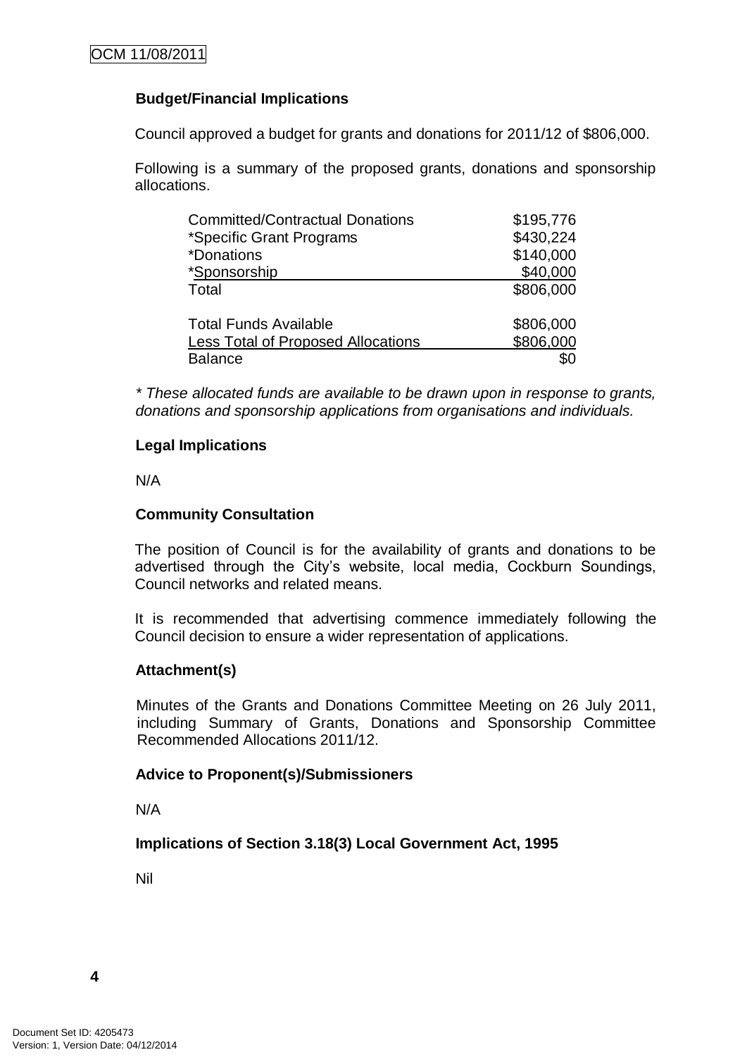### Budget/Financial Implications

Council approved a budget for grants and donations for 2011/12 of $806,000.

Following is a summary of the proposed grants, donations and sponsorship allocations.

| | |
|---|---|
| Committed/Contractual Donations | $195,776 |
| *Specific Grant Programs | $430,224 |
| *Donations | $140,000 |
| *Sponsorship | $40,000 |
| Total | $806,000 |
| | |
| Total Funds Available | $806,000 |
| Less Total of Proposed Allocations | $806,000 |
| Balance | $0 |

*\* These allocated funds are available to be drawn upon in response to grants, donations and sponsorship applications from organisations and individuals.*

### Legal Implications

N/A

### Community Consultation

The position of Council is for the availability of grants and donations to be advertised through the City's website, local media, Cockburn Soundings, Council networks and related means.

It is recommended that advertising commence immediately following the Council decision to ensure a wider representation of applications.

### Attachment(s)

Minutes of the Grants and Donations Committee Meeting on 26 July 2011, including Summary of Grants, Donations and Sponsorship Committee Recommended Allocations 2011/12.

### Advice to Proponent(s)/Submissioners

N/A

### Implications of Section 3.18(3) Local Government Act, 1995

Nil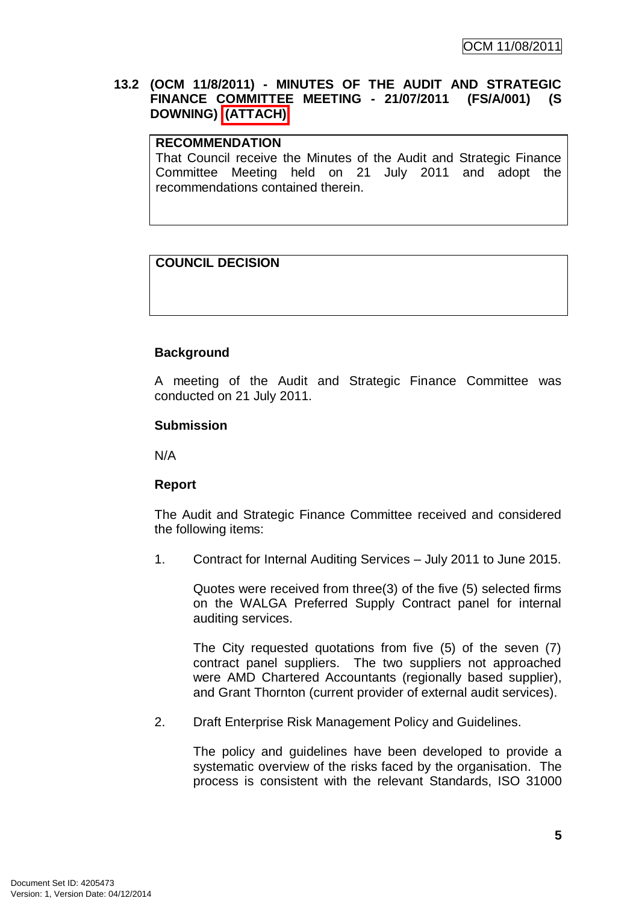**13.2 (OCM 11/8/2011) - MINUTES OF THE AUDIT AND STRATEGIC FINANCE COMMITTEE MEETING - 21/07/2011 (FS/A/001) (S DOWNING) (ATTACH)**

| **RECOMMENDATION** |
|---|
| That Council receive the Minutes of the Audit and Strategic Finance Committee Meeting held on 21 July 2011 and adopt the recommendations contained therein. |

| **COUNCIL DECISION** |
|---|
| |

**Background**

A meeting of the Audit and Strategic Finance Committee was conducted on 21 July 2011.

**Submission**

N/A

**Report**

The Audit and Strategic Finance Committee received and considered the following items:

1. Contract for Internal Auditing Services – July 2011 to June 2015.

   Quotes were received from three(3) of the five (5) selected firms on the WALGA Preferred Supply Contract panel for internal auditing services.

   The City requested quotations from five (5) of the seven (7) contract panel suppliers. The two suppliers not approached were AMD Chartered Accountants (regionally based supplier), and Grant Thornton (current provider of external audit services).

2. Draft Enterprise Risk Management Policy and Guidelines.

   The policy and guidelines have been developed to provide a systematic overview of the risks faced by the organisation. The process is consistent with the relevant Standards, ISO 31000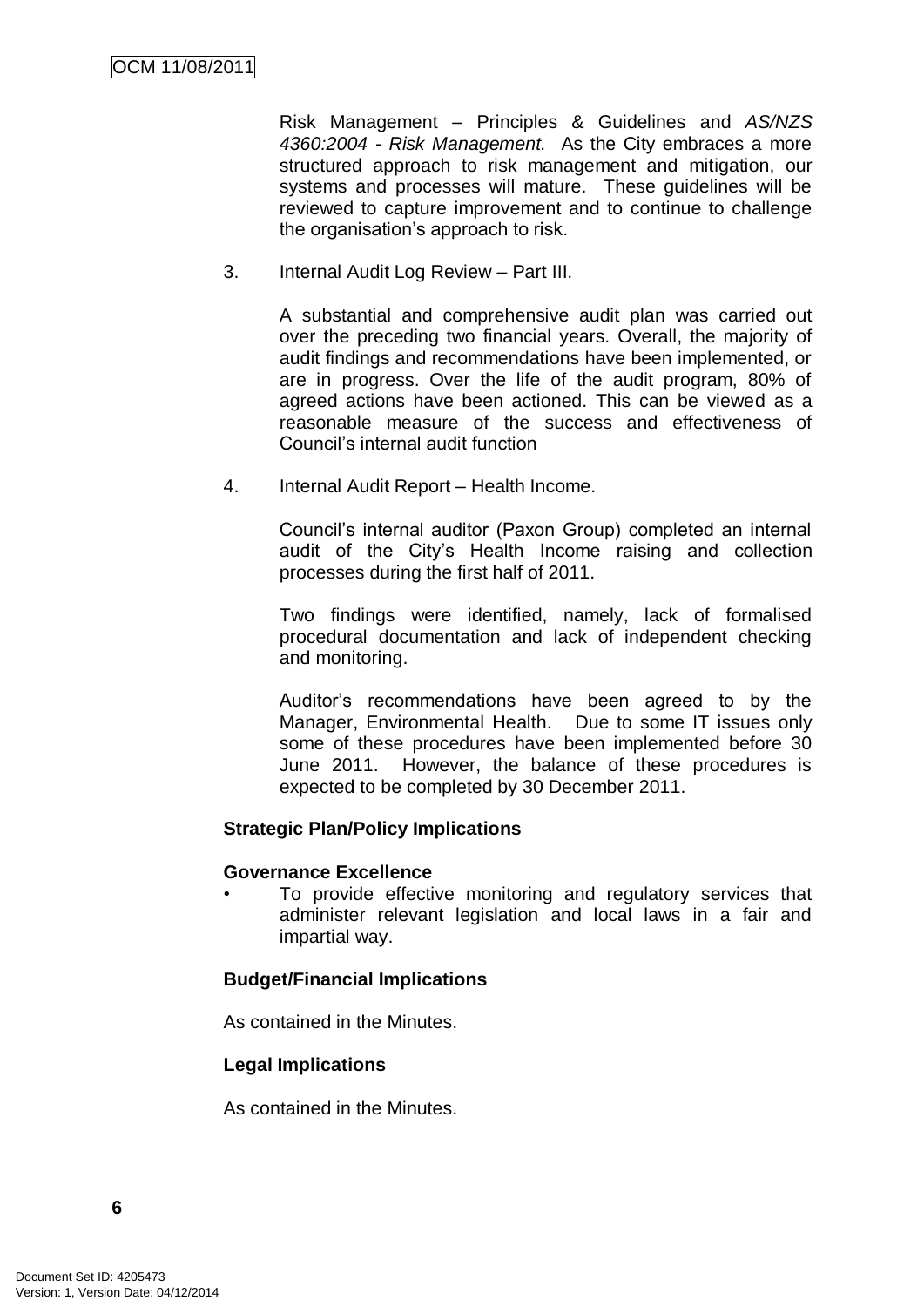Risk Management – Principles & Guidelines and *AS/NZS 4360:2004 - Risk Management.* As the City embraces a more structured approach to risk management and mitigation, our systems and processes will mature. These guidelines will be reviewed to capture improvement and to continue to challenge the organisation's approach to risk.

3. Internal Audit Log Review – Part III.

   A substantial and comprehensive audit plan was carried out over the preceding two financial years. Overall, the majority of audit findings and recommendations have been implemented, or are in progress. Over the life of the audit program, 80% of agreed actions have been actioned. This can be viewed as a reasonable measure of the success and effectiveness of Council's internal audit function

4. Internal Audit Report – Health Income.

   Council's internal auditor (Paxon Group) completed an internal audit of the City's Health Income raising and collection processes during the first half of 2011.

   Two findings were identified, namely, lack of formalised procedural documentation and lack of independent checking and monitoring.

   Auditor's recommendations have been agreed to by the Manager, Environmental Health. Due to some IT issues only some of these procedures have been implemented before 30 June 2011. However, the balance of these procedures is expected to be completed by 30 December 2011.

**Strategic Plan/Policy Implications**

**Governance Excellence**

- To provide effective monitoring and regulatory services that administer relevant legislation and local laws in a fair and impartial way.

**Budget/Financial Implications**

As contained in the Minutes.

**Legal Implications**

As contained in the Minutes.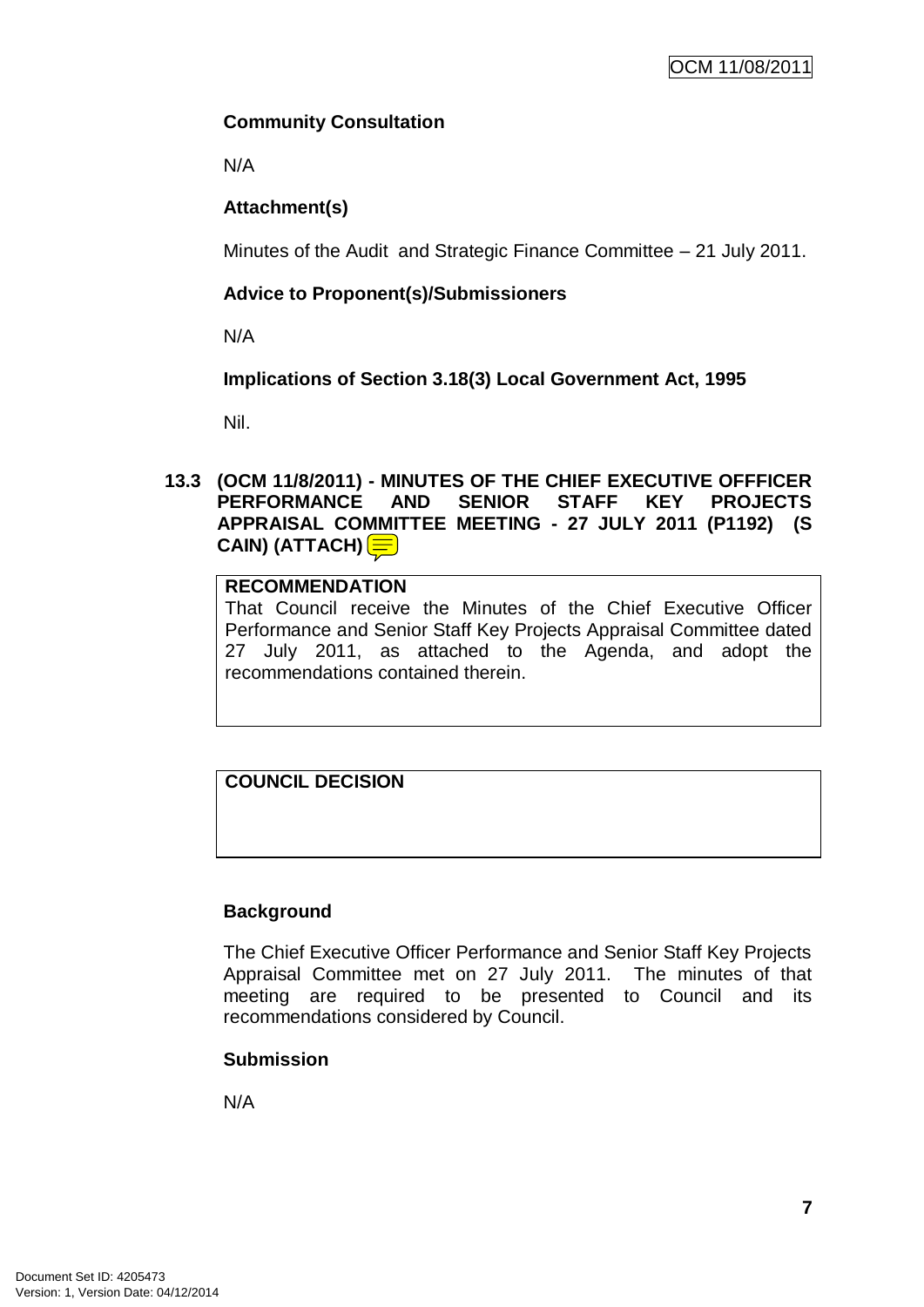**Community Consultation**

N/A

**Attachment(s)**

Minutes of the Audit and Strategic Finance Committee – 21 July 2011.

**Advice to Proponent(s)/Submissioners**

N/A

**Implications of Section 3.18(3) Local Government Act, 1995**

Nil.

## 13.3 (OCM 11/8/2011) - MINUTES OF THE CHIEF EXECUTIVE OFFFICER PERFORMANCE AND SENIOR STAFF KEY PROJECTS APPRAISAL COMMITTEE MEETING - 27 JULY 2011 (P1192) (S CAIN) (ATTACH)

**RECOMMENDATION**

That Council receive the Minutes of the Chief Executive Officer Performance and Senior Staff Key Projects Appraisal Committee dated 27 July 2011, as attached to the Agenda, and adopt the recommendations contained therein.

**COUNCIL DECISION**

**Background**

The Chief Executive Officer Performance and Senior Staff Key Projects Appraisal Committee met on 27 July 2011. The minutes of that meeting are required to be presented to Council and its recommendations considered by Council.

**Submission**

N/A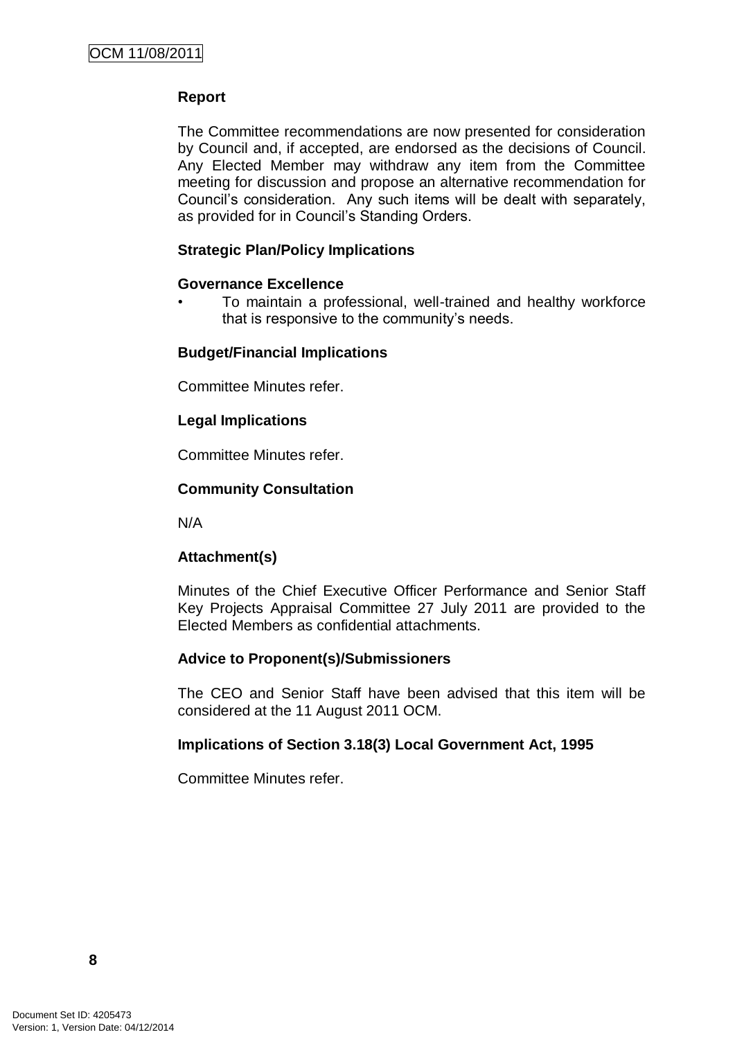**Report**

The Committee recommendations are now presented for consideration by Council and, if accepted, are endorsed as the decisions of Council. Any Elected Member may withdraw any item from the Committee meeting for discussion and propose an alternative recommendation for Council's consideration. Any such items will be dealt with separately, as provided for in Council's Standing Orders.

**Strategic Plan/Policy Implications**

**Governance Excellence**

- To maintain a professional, well-trained and healthy workforce that is responsive to the community's needs.

**Budget/Financial Implications**

Committee Minutes refer.

**Legal Implications**

Committee Minutes refer.

**Community Consultation**

N/A

**Attachment(s)**

Minutes of the Chief Executive Officer Performance and Senior Staff Key Projects Appraisal Committee 27 July 2011 are provided to the Elected Members as confidential attachments.

**Advice to Proponent(s)/Submissioners**

The CEO and Senior Staff have been advised that this item will be considered at the 11 August 2011 OCM.

**Implications of Section 3.18(3) Local Government Act, 1995**

Committee Minutes refer.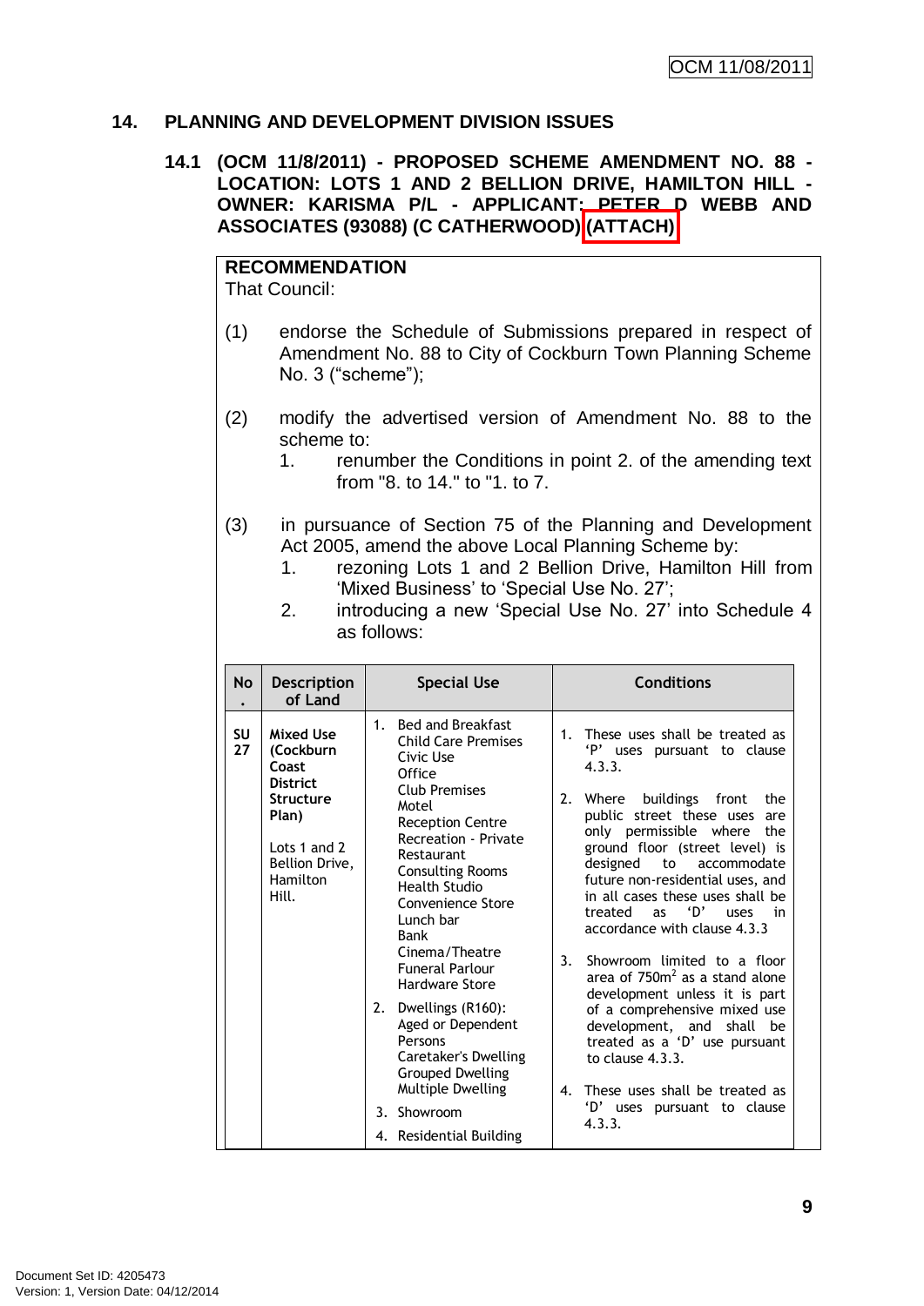## 14. PLANNING AND DEVELOPMENT DIVISION ISSUES

### 14.1 (OCM 11/8/2011) - PROPOSED SCHEME AMENDMENT NO. 88 - LOCATION: LOTS 1 AND 2 BELLION DRIVE, HAMILTON HILL - OWNER: KARISMA P/L - APPLICANT: PETER D WEBB AND ASSOCIATES (93088) (C CATHERWOOD) (ATTACH)

**RECOMMENDATION**

That Council:

(1) endorse the Schedule of Submissions prepared in respect of Amendment No. 88 to City of Cockburn Town Planning Scheme No. 3 ("scheme");

(2) modify the advertised version of Amendment No. 88 to the scheme to:

1. renumber the Conditions in point 2. of the amending text from "8. to 14." to "1. to 7.

(3) in pursuance of Section 75 of the Planning and Development Act 2005, amend the above Local Planning Scheme by:

1. rezoning Lots 1 and 2 Bellion Drive, Hamilton Hill from 'Mixed Business' to 'Special Use No. 27';
2. introducing a new 'Special Use No. 27' into Schedule 4 as follows:

| No. | Description of Land | Special Use | Conditions |
|---|---|---|---|
| SU 27 | **Mixed Use (Cockburn Coast District Structure Plan)**<br><br>Lots 1 and 2 Bellion Drive, Hamilton Hill. | 1. Bed and Breakfast<br>Child Care Premises<br>Civic Use<br>Office<br>Club Premises<br>Motel<br>Reception Centre<br>Recreation - Private<br>Restaurant<br>Consulting Rooms<br>Health Studio<br>Convenience Store<br>Lunch bar<br>Bank<br>Cinema/Theatre<br>Funeral Parlour<br>Hardware Store<br><br>2. Dwellings (R160):<br>Aged or Dependent Persons<br>Caretaker's Dwelling<br>Grouped Dwelling<br>Multiple Dwelling<br><br>3. Showroom<br><br>4. Residential Building | 1. These uses shall be treated as 'P' uses pursuant to clause 4.3.3.<br><br>2. Where buildings front the public street these uses are only permissible where the ground floor (street level) is designed to accommodate future non-residential uses, and in all cases these uses shall be treated as 'D' uses in accordance with clause 4.3.3<br><br>3. Showroom limited to a floor area of 750m$^2$ as a stand alone development unless it is part of a comprehensive mixed use development, and shall be treated as a 'D' use pursuant to clause 4.3.3.<br><br>4. These uses shall be treated as 'D' uses pursuant to clause 4.3.3. |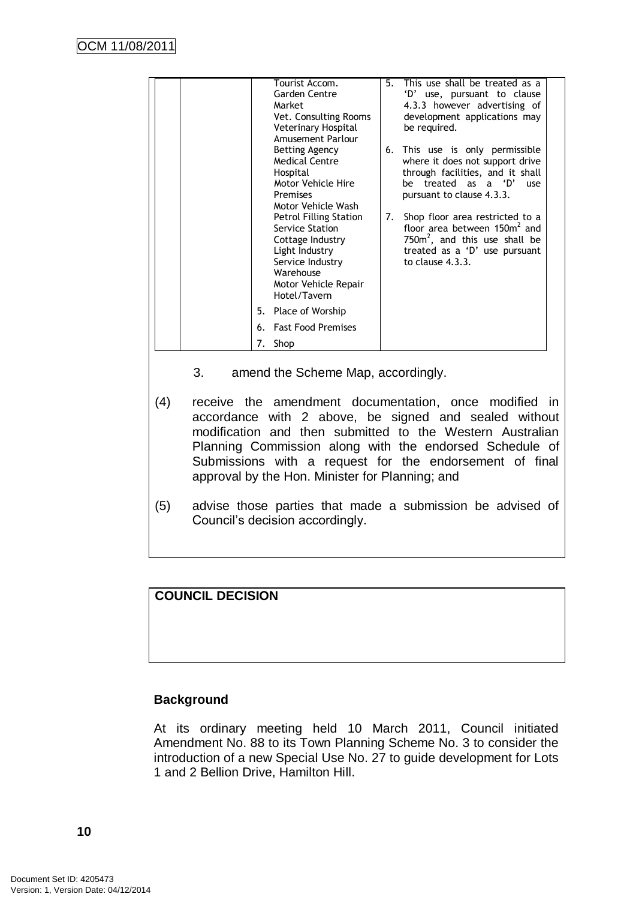| | | Tourist Accom.<br>Garden Centre<br>Market<br>Vet. Consulting Rooms<br>Veterinary Hospital<br>Amusement Parlour<br>Betting Agency<br>Medical Centre<br>Hospital<br>Motor Vehicle Hire Premises<br>Motor Vehicle Wash<br>Petrol Filling Station<br>Service Station<br>Cottage Industry<br>Light Industry<br>Service Industry<br>Warehouse<br>Motor Vehicle Repair<br>Hotel/Tavern<br>5. Place of Worship<br>6. Fast Food Premises<br>7. Shop | 5. This use shall be treated as a 'D' use, pursuant to clause 4.3.3 however advertising of development applications may be required.<br>6. This use is only permissible where it does not support drive through facilities, and it shall be treated as a 'D' use pursuant to clause 4.3.3.<br>7. Shop floor area restricted to a floor area between 150m$^2$ and 750m$^2$, and this use shall be treated as a 'D' use pursuant to clause 4.3.3. |
|---|---|---|---|

3. amend the Scheme Map, accordingly.

(4) receive the amendment documentation, once modified in accordance with 2 above, be signed and sealed without modification and then submitted to the Western Australian Planning Commission along with the endorsed Schedule of Submissions with a request for the endorsement of final approval by the Hon. Minister for Planning; and

(5) advise those parties that made a submission be advised of Council's decision accordingly.

**COUNCIL DECISION**

**Background**

At its ordinary meeting held 10 March 2011, Council initiated Amendment No. 88 to its Town Planning Scheme No. 3 to consider the introduction of a new Special Use No. 27 to guide development for Lots 1 and 2 Bellion Drive, Hamilton Hill.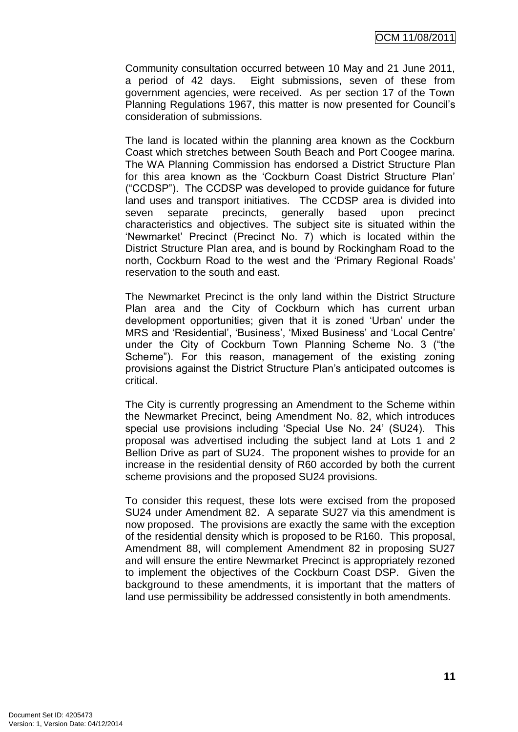Community consultation occurred between 10 May and 21 June 2011, a period of 42 days. Eight submissions, seven of these from government agencies, were received. As per section 17 of the Town Planning Regulations 1967, this matter is now presented for Council's consideration of submissions.

The land is located within the planning area known as the Cockburn Coast which stretches between South Beach and Port Coogee marina. The WA Planning Commission has endorsed a District Structure Plan for this area known as the 'Cockburn Coast District Structure Plan' ("CCDSP"). The CCDSP was developed to provide guidance for future land uses and transport initiatives. The CCDSP area is divided into seven separate precincts, generally based upon precinct characteristics and objectives. The subject site is situated within the 'Newmarket' Precinct (Precinct No. 7) which is located within the District Structure Plan area, and is bound by Rockingham Road to the north, Cockburn Road to the west and the 'Primary Regional Roads' reservation to the south and east.

The Newmarket Precinct is the only land within the District Structure Plan area and the City of Cockburn which has current urban development opportunities; given that it is zoned 'Urban' under the MRS and 'Residential', 'Business', 'Mixed Business' and 'Local Centre' under the City of Cockburn Town Planning Scheme No. 3 ("the Scheme"). For this reason, management of the existing zoning provisions against the District Structure Plan's anticipated outcomes is critical.

The City is currently progressing an Amendment to the Scheme within the Newmarket Precinct, being Amendment No. 82, which introduces special use provisions including 'Special Use No. 24' (SU24). This proposal was advertised including the subject land at Lots 1 and 2 Bellion Drive as part of SU24. The proponent wishes to provide for an increase in the residential density of R60 accorded by both the current scheme provisions and the proposed SU24 provisions.

To consider this request, these lots were excised from the proposed SU24 under Amendment 82. A separate SU27 via this amendment is now proposed. The provisions are exactly the same with the exception of the residential density which is proposed to be R160. This proposal, Amendment 88, will complement Amendment 82 in proposing SU27 and will ensure the entire Newmarket Precinct is appropriately rezoned to implement the objectives of the Cockburn Coast DSP. Given the background to these amendments, it is important that the matters of land use permissibility be addressed consistently in both amendments.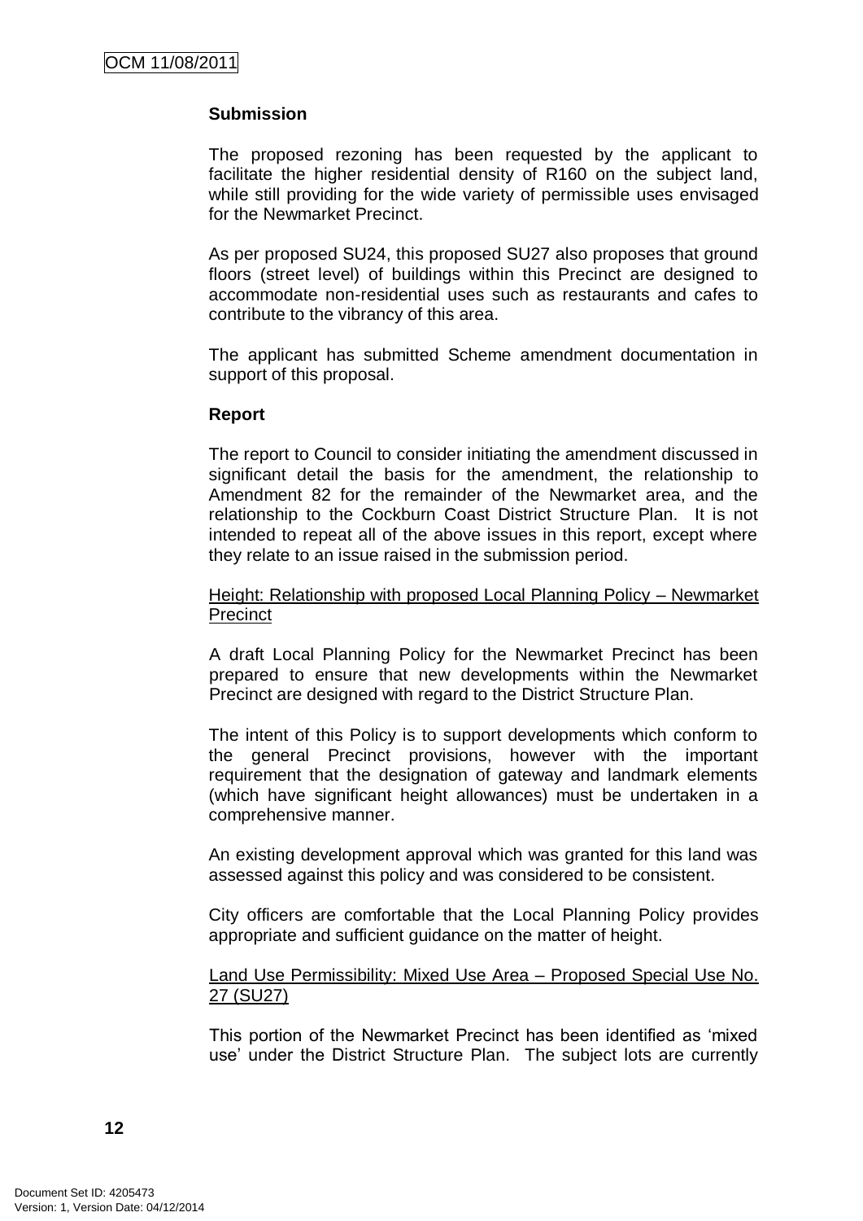**Submission**

The proposed rezoning has been requested by the applicant to facilitate the higher residential density of R160 on the subject land, while still providing for the wide variety of permissible uses envisaged for the Newmarket Precinct.

As per proposed SU24, this proposed SU27 also proposes that ground floors (street level) of buildings within this Precinct are designed to accommodate non-residential uses such as restaurants and cafes to contribute to the vibrancy of this area.

The applicant has submitted Scheme amendment documentation in support of this proposal.

**Report**

The report to Council to consider initiating the amendment discussed in significant detail the basis for the amendment, the relationship to Amendment 82 for the remainder of the Newmarket area, and the relationship to the Cockburn Coast District Structure Plan. It is not intended to repeat all of the above issues in this report, except where they relate to an issue raised in the submission period.

<u>Height: Relationship with proposed Local Planning Policy – Newmarket Precinct</u>

A draft Local Planning Policy for the Newmarket Precinct has been prepared to ensure that new developments within the Newmarket Precinct are designed with regard to the District Structure Plan.

The intent of this Policy is to support developments which conform to the general Precinct provisions, however with the important requirement that the designation of gateway and landmark elements (which have significant height allowances) must be undertaken in a comprehensive manner.

An existing development approval which was granted for this land was assessed against this policy and was considered to be consistent.

City officers are comfortable that the Local Planning Policy provides appropriate and sufficient guidance on the matter of height.

<u>Land Use Permissibility: Mixed Use Area – Proposed Special Use No. 27 (SU27)</u>

This portion of the Newmarket Precinct has been identified as 'mixed use' under the District Structure Plan. The subject lots are currently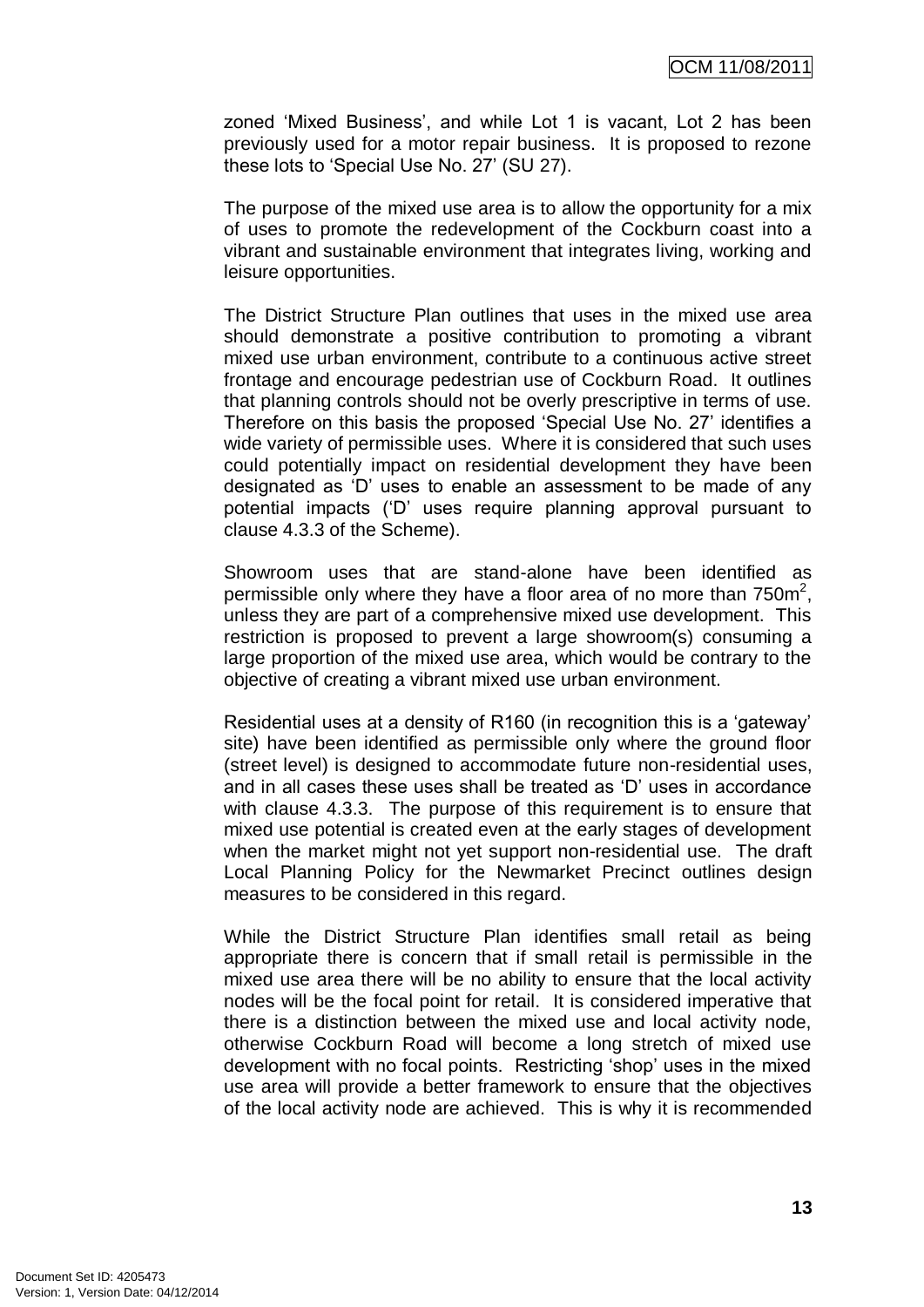zoned 'Mixed Business', and while Lot 1 is vacant, Lot 2 has been previously used for a motor repair business. It is proposed to rezone these lots to 'Special Use No. 27' (SU 27).

The purpose of the mixed use area is to allow the opportunity for a mix of uses to promote the redevelopment of the Cockburn coast into a vibrant and sustainable environment that integrates living, working and leisure opportunities.

The District Structure Plan outlines that uses in the mixed use area should demonstrate a positive contribution to promoting a vibrant mixed use urban environment, contribute to a continuous active street frontage and encourage pedestrian use of Cockburn Road. It outlines that planning controls should not be overly prescriptive in terms of use. Therefore on this basis the proposed 'Special Use No. 27' identifies a wide variety of permissible uses. Where it is considered that such uses could potentially impact on residential development they have been designated as 'D' uses to enable an assessment to be made of any potential impacts ('D' uses require planning approval pursuant to clause 4.3.3 of the Scheme).

Showroom uses that are stand-alone have been identified as permissible only where they have a floor area of no more than 750m$^2$, unless they are part of a comprehensive mixed use development. This restriction is proposed to prevent a large showroom(s) consuming a large proportion of the mixed use area, which would be contrary to the objective of creating a vibrant mixed use urban environment.

Residential uses at a density of R160 (in recognition this is a 'gateway' site) have been identified as permissible only where the ground floor (street level) is designed to accommodate future non-residential uses, and in all cases these uses shall be treated as 'D' uses in accordance with clause 4.3.3. The purpose of this requirement is to ensure that mixed use potential is created even at the early stages of development when the market might not yet support non-residential use. The draft Local Planning Policy for the Newmarket Precinct outlines design measures to be considered in this regard.

While the District Structure Plan identifies small retail as being appropriate there is concern that if small retail is permissible in the mixed use area there will be no ability to ensure that the local activity nodes will be the focal point for retail. It is considered imperative that there is a distinction between the mixed use and local activity node, otherwise Cockburn Road will become a long stretch of mixed use development with no focal points. Restricting 'shop' uses in the mixed use area will provide a better framework to ensure that the objectives of the local activity node are achieved. This is why it is recommended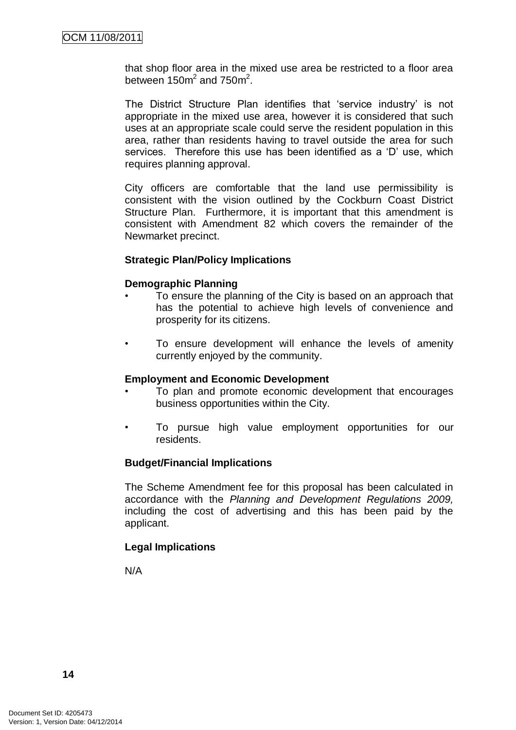that shop floor area in the mixed use area be restricted to a floor area between $150m^2$ and $750m^2$.

The District Structure Plan identifies that 'service industry' is not appropriate in the mixed use area, however it is considered that such uses at an appropriate scale could serve the resident population in this area, rather than residents having to travel outside the area for such services. Therefore this use has been identified as a 'D' use, which requires planning approval.

City officers are comfortable that the land use permissibility is consistent with the vision outlined by the Cockburn Coast District Structure Plan. Furthermore, it is important that this amendment is consistent with Amendment 82 which covers the remainder of the Newmarket precinct.

**Strategic Plan/Policy Implications**

**Demographic Planning**

- To ensure the planning of the City is based on an approach that has the potential to achieve high levels of convenience and prosperity for its citizens.
- To ensure development will enhance the levels of amenity currently enjoyed by the community.

**Employment and Economic Development**

- To plan and promote economic development that encourages business opportunities within the City.
- To pursue high value employment opportunities for our residents.

**Budget/Financial Implications**

The Scheme Amendment fee for this proposal has been calculated in accordance with the *Planning and Development Regulations 2009,* including the cost of advertising and this has been paid by the applicant.

**Legal Implications**

N/A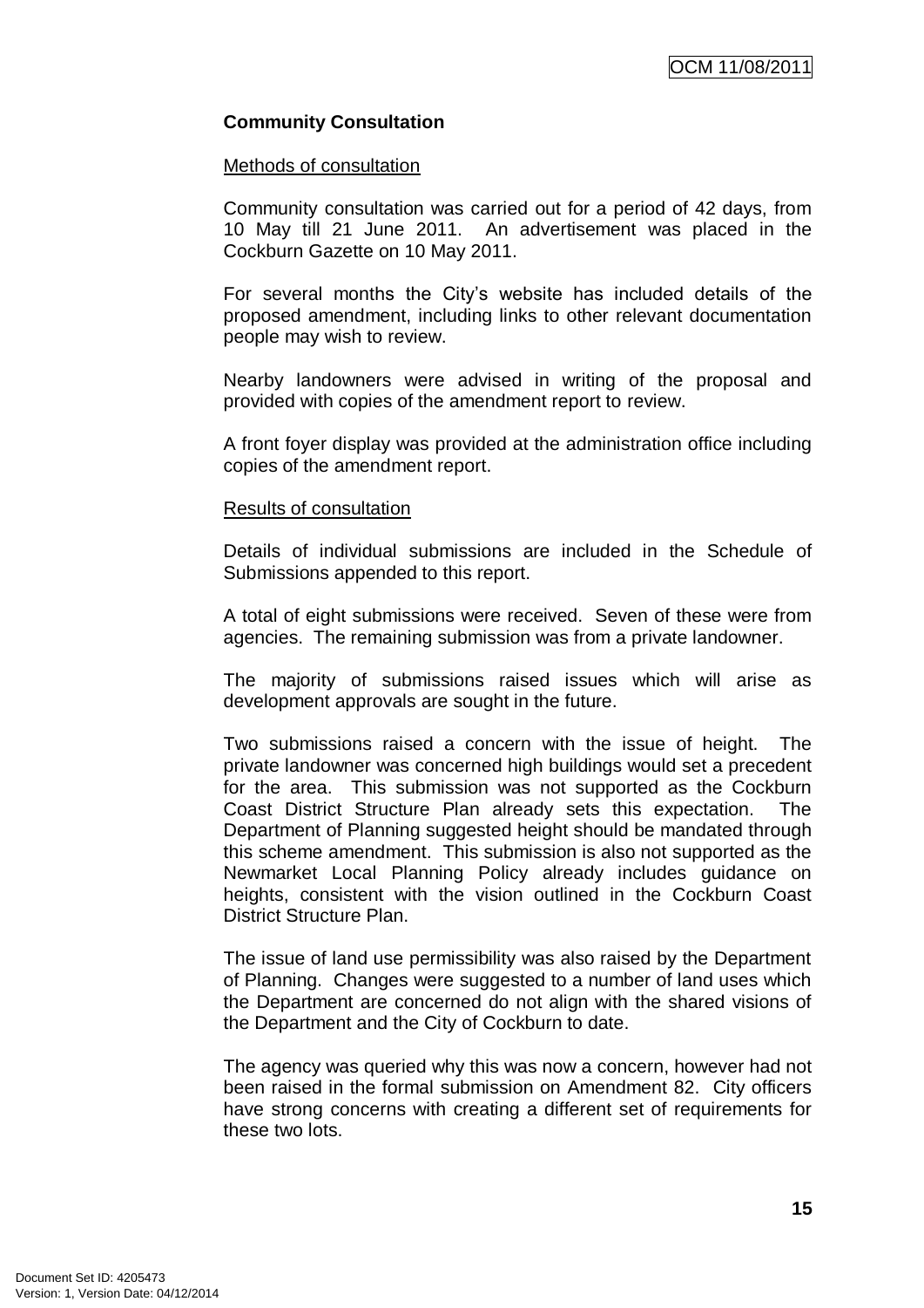**Community Consultation**

Methods of consultation

Community consultation was carried out for a period of 42 days, from 10 May till 21 June 2011. An advertisement was placed in the Cockburn Gazette on 10 May 2011.

For several months the City's website has included details of the proposed amendment, including links to other relevant documentation people may wish to review.

Nearby landowners were advised in writing of the proposal and provided with copies of the amendment report to review.

A front foyer display was provided at the administration office including copies of the amendment report.

Results of consultation

Details of individual submissions are included in the Schedule of Submissions appended to this report.

A total of eight submissions were received. Seven of these were from agencies. The remaining submission was from a private landowner.

The majority of submissions raised issues which will arise as development approvals are sought in the future.

Two submissions raised a concern with the issue of height. The private landowner was concerned high buildings would set a precedent for the area. This submission was not supported as the Cockburn Coast District Structure Plan already sets this expectation. The Department of Planning suggested height should be mandated through this scheme amendment. This submission is also not supported as the Newmarket Local Planning Policy already includes guidance on heights, consistent with the vision outlined in the Cockburn Coast District Structure Plan.

The issue of land use permissibility was also raised by the Department of Planning. Changes were suggested to a number of land uses which the Department are concerned do not align with the shared visions of the Department and the City of Cockburn to date.

The agency was queried why this was now a concern, however had not been raised in the formal submission on Amendment 82. City officers have strong concerns with creating a different set of requirements for these two lots.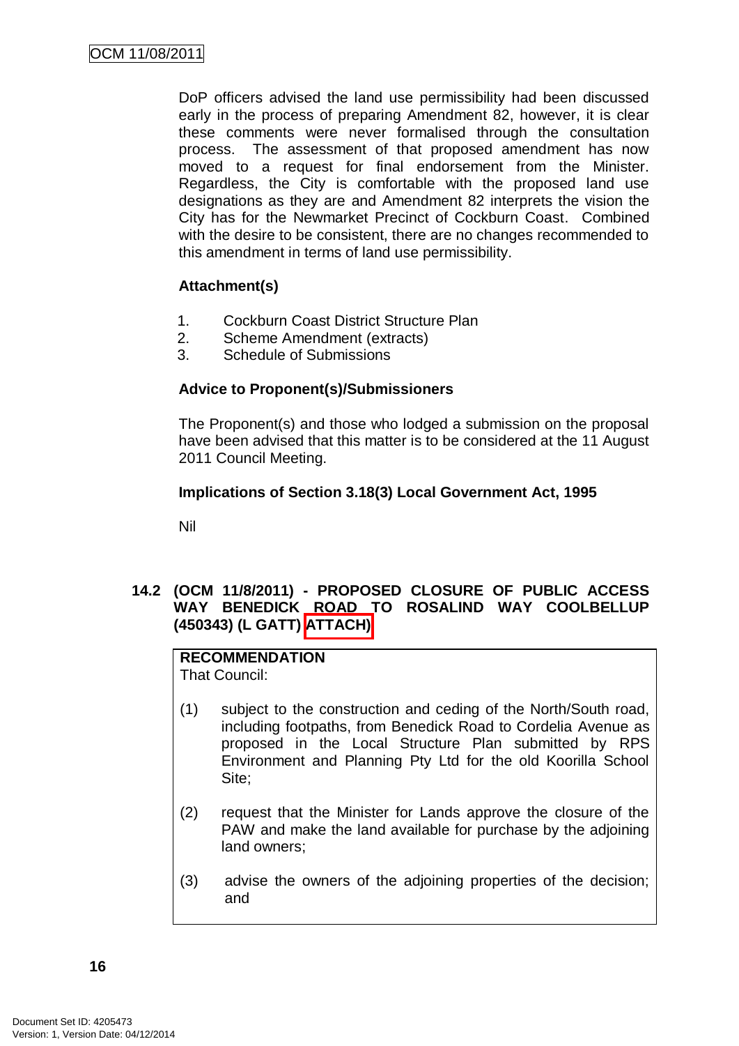DoP officers advised the land use permissibility had been discussed early in the process of preparing Amendment 82, however, it is clear these comments were never formalised through the consultation process. The assessment of that proposed amendment has now moved to a request for final endorsement from the Minister. Regardless, the City is comfortable with the proposed land use designations as they are and Amendment 82 interprets the vision the City has for the Newmarket Precinct of Cockburn Coast. Combined with the desire to be consistent, there are no changes recommended to this amendment in terms of land use permissibility.

**Attachment(s)**

1. Cockburn Coast District Structure Plan
2. Scheme Amendment (extracts)
3. Schedule of Submissions

**Advice to Proponent(s)/Submissioners**

The Proponent(s) and those who lodged a submission on the proposal have been advised that this matter is to be considered at the 11 August 2011 Council Meeting.

**Implications of Section 3.18(3) Local Government Act, 1995**

Nil

### 14.2 (OCM 11/8/2011) - PROPOSED CLOSURE OF PUBLIC ACCESS WAY BENEDICK ROAD TO ROSALIND WAY COOLBELLUP (450343) (L GATT) ATTACH)

**RECOMMENDATION**
That Council:

(1) subject to the construction and ceding of the North/South road, including footpaths, from Benedick Road to Cordelia Avenue as proposed in the Local Structure Plan submitted by RPS Environment and Planning Pty Ltd for the old Koorilla School Site;

(2) request that the Minister for Lands approve the closure of the PAW and make the land available for purchase by the adjoining land owners;

(3) advise the owners of the adjoining properties of the decision; and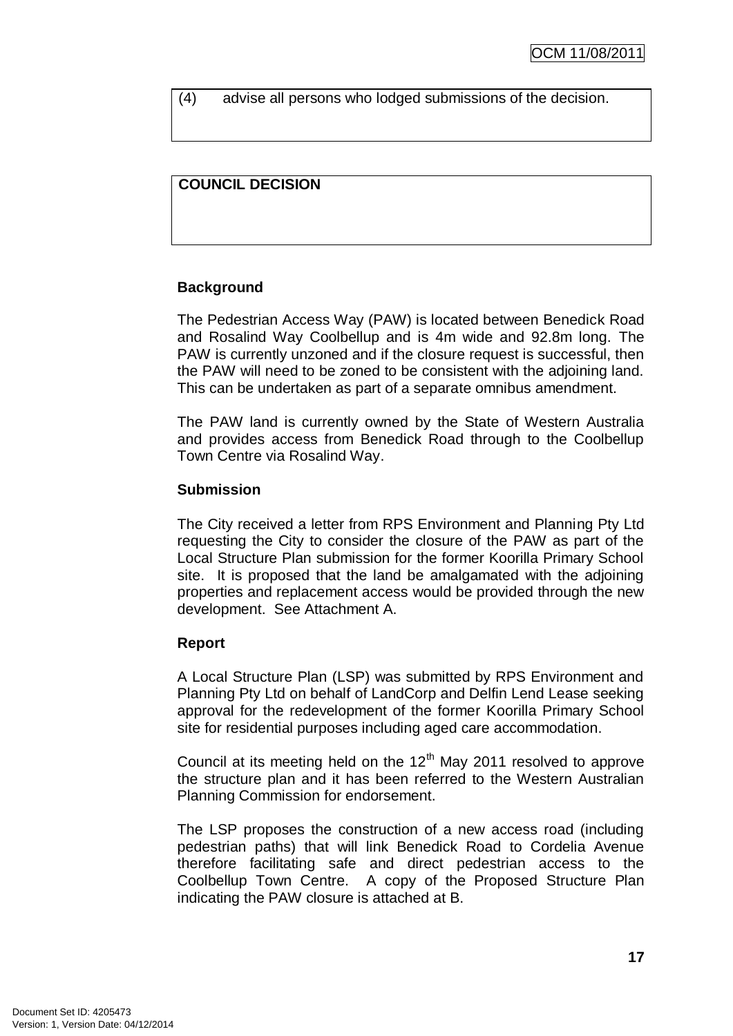(4) advise all persons who lodged submissions of the decision.

**COUNCIL DECISION**

**Background**

The Pedestrian Access Way (PAW) is located between Benedick Road and Rosalind Way Coolbellup and is 4m wide and 92.8m long. The PAW is currently unzoned and if the closure request is successful, then the PAW will need to be zoned to be consistent with the adjoining land. This can be undertaken as part of a separate omnibus amendment.

The PAW land is currently owned by the State of Western Australia and provides access from Benedick Road through to the Coolbellup Town Centre via Rosalind Way.

**Submission**

The City received a letter from RPS Environment and Planning Pty Ltd requesting the City to consider the closure of the PAW as part of the Local Structure Plan submission for the former Koorilla Primary School site. It is proposed that the land be amalgamated with the adjoining properties and replacement access would be provided through the new development. See Attachment A.

**Report**

A Local Structure Plan (LSP) was submitted by RPS Environment and Planning Pty Ltd on behalf of LandCorp and Delfin Lend Lease seeking approval for the redevelopment of the former Koorilla Primary School site for residential purposes including aged care accommodation.

Council at its meeting held on the 12th May 2011 resolved to approve the structure plan and it has been referred to the Western Australian Planning Commission for endorsement.

The LSP proposes the construction of a new access road (including pedestrian paths) that will link Benedick Road to Cordelia Avenue therefore facilitating safe and direct pedestrian access to the Coolbellup Town Centre. A copy of the Proposed Structure Plan indicating the PAW closure is attached at B.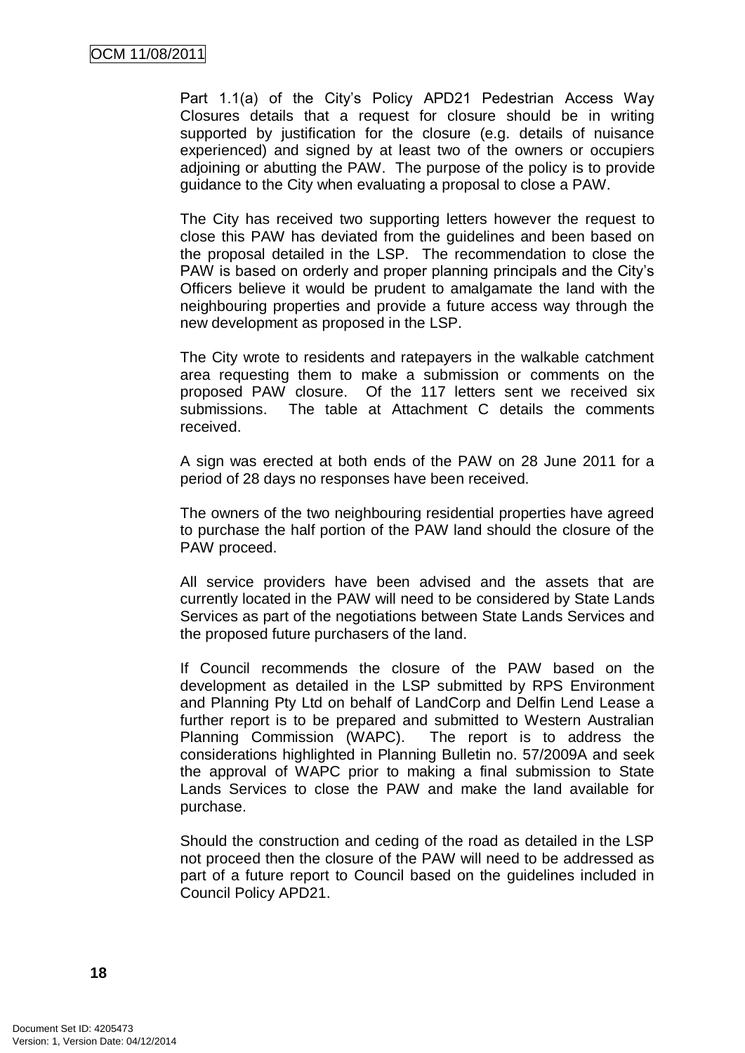Part 1.1(a) of the City's Policy APD21 Pedestrian Access Way Closures details that a request for closure should be in writing supported by justification for the closure (e.g. details of nuisance experienced) and signed by at least two of the owners or occupiers adjoining or abutting the PAW. The purpose of the policy is to provide guidance to the City when evaluating a proposal to close a PAW.

The City has received two supporting letters however the request to close this PAW has deviated from the guidelines and been based on the proposal detailed in the LSP. The recommendation to close the PAW is based on orderly and proper planning principals and the City's Officers believe it would be prudent to amalgamate the land with the neighbouring properties and provide a future access way through the new development as proposed in the LSP.

The City wrote to residents and ratepayers in the walkable catchment area requesting them to make a submission or comments on the proposed PAW closure. Of the 117 letters sent we received six submissions. The table at Attachment C details the comments received.

A sign was erected at both ends of the PAW on 28 June 2011 for a period of 28 days no responses have been received.

The owners of the two neighbouring residential properties have agreed to purchase the half portion of the PAW land should the closure of the PAW proceed.

All service providers have been advised and the assets that are currently located in the PAW will need to be considered by State Lands Services as part of the negotiations between State Lands Services and the proposed future purchasers of the land.

If Council recommends the closure of the PAW based on the development as detailed in the LSP submitted by RPS Environment and Planning Pty Ltd on behalf of LandCorp and Delfin Lend Lease a further report is to be prepared and submitted to Western Australian Planning Commission (WAPC). The report is to address the considerations highlighted in Planning Bulletin no. 57/2009A and seek the approval of WAPC prior to making a final submission to State Lands Services to close the PAW and make the land available for purchase.

Should the construction and ceding of the road as detailed in the LSP not proceed then the closure of the PAW will need to be addressed as part of a future report to Council based on the guidelines included in Council Policy APD21.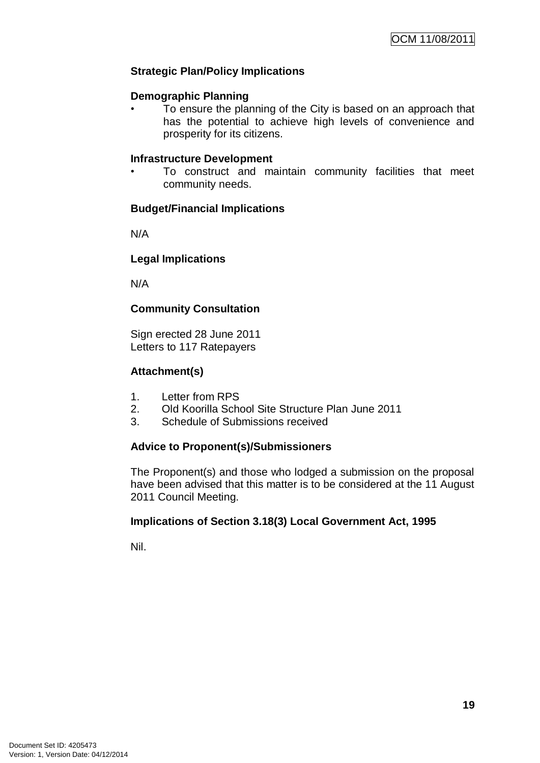**Strategic Plan/Policy Implications**

**Demographic Planning**

- To ensure the planning of the City is based on an approach that has the potential to achieve high levels of convenience and prosperity for its citizens.

**Infrastructure Development**

- To construct and maintain community facilities that meet community needs.

**Budget/Financial Implications**

N/A

**Legal Implications**

N/A

**Community Consultation**

Sign erected 28 June 2011
Letters to 117 Ratepayers

**Attachment(s)**

1. Letter from RPS
2. Old Koorilla School Site Structure Plan June 2011
3. Schedule of Submissions received

**Advice to Proponent(s)/Submissioners**

The Proponent(s) and those who lodged a submission on the proposal have been advised that this matter is to be considered at the 11 August 2011 Council Meeting.

**Implications of Section 3.18(3) Local Government Act, 1995**

Nil.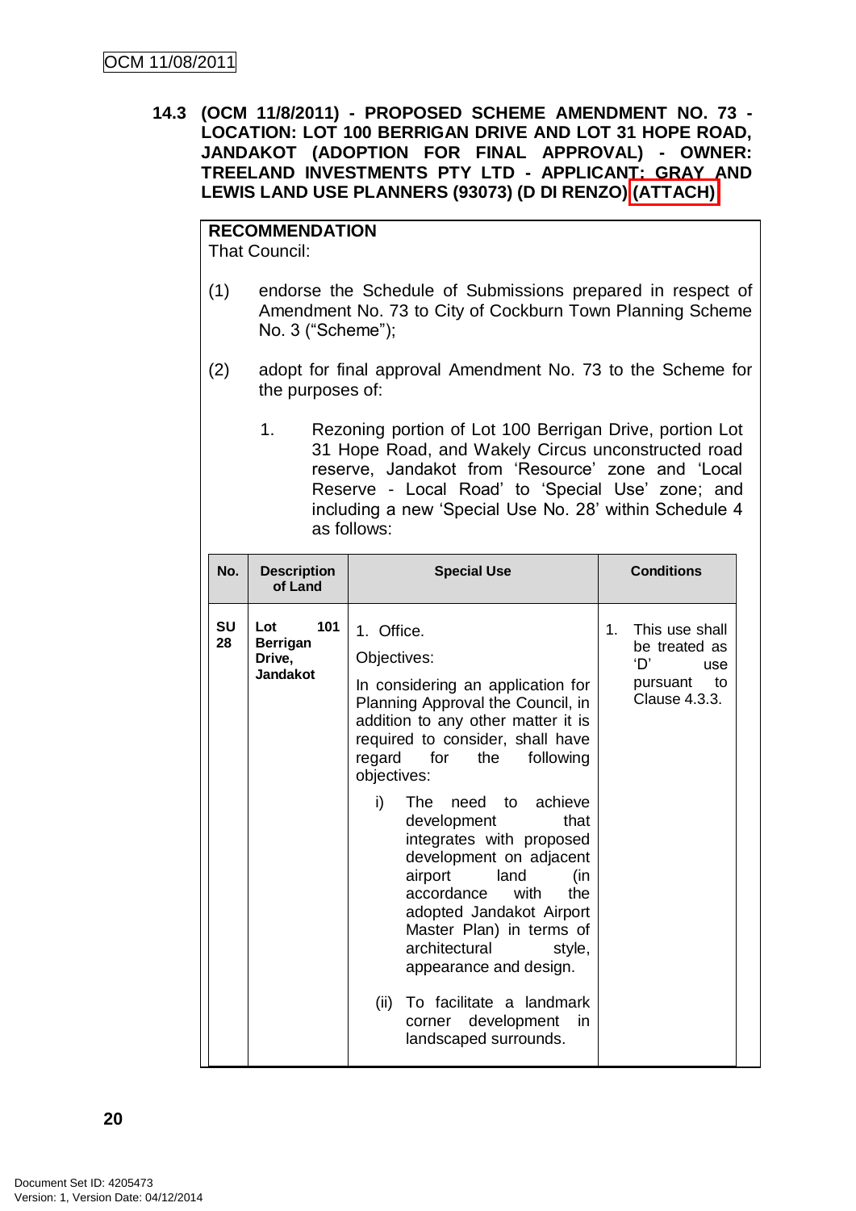**14.3 (OCM 11/8/2011) - PROPOSED SCHEME AMENDMENT NO. 73 - LOCATION: LOT 100 BERRIGAN DRIVE AND LOT 31 HOPE ROAD, JANDAKOT (ADOPTION FOR FINAL APPROVAL) - OWNER: TREELAND INVESTMENTS PTY LTD - APPLICANT: GRAY AND LEWIS LAND USE PLANNERS (93073) (D DI RENZO) (ATTACH)**

**RECOMMENDATION**
That Council:

(1) endorse the Schedule of Submissions prepared in respect of Amendment No. 73 to City of Cockburn Town Planning Scheme No. 3 ("Scheme");

(2) adopt for final approval Amendment No. 73 to the Scheme for the purposes of:

1. Rezoning portion of Lot 100 Berrigan Drive, portion Lot 31 Hope Road, and Wakely Circus unconstructed road reserve, Jandakot from 'Resource' zone and 'Local Reserve - Local Road' to 'Special Use' zone; and including a new 'Special Use No. 28' within Schedule 4 as follows:

| No. | Description of Land | Special Use | Conditions |
|---|---|---|---|
| **SU 28** | **Lot 101 Berrigan Drive, Jandakot** | 1. Office.<br><br>Objectives:<br><br>In considering an application for Planning Approval the Council, in addition to any other matter it is required to consider, shall have regard for the following objectives:<br><br>i) The need to achieve development that integrates with proposed development on adjacent airport land (in accordance with the adopted Jandakot Airport Master Plan) in terms of architectural style, appearance and design.<br><br>(ii) To facilitate a landmark corner development in landscaped surrounds. | 1. This use shall be treated as 'D' use pursuant to Clause 4.3.3. |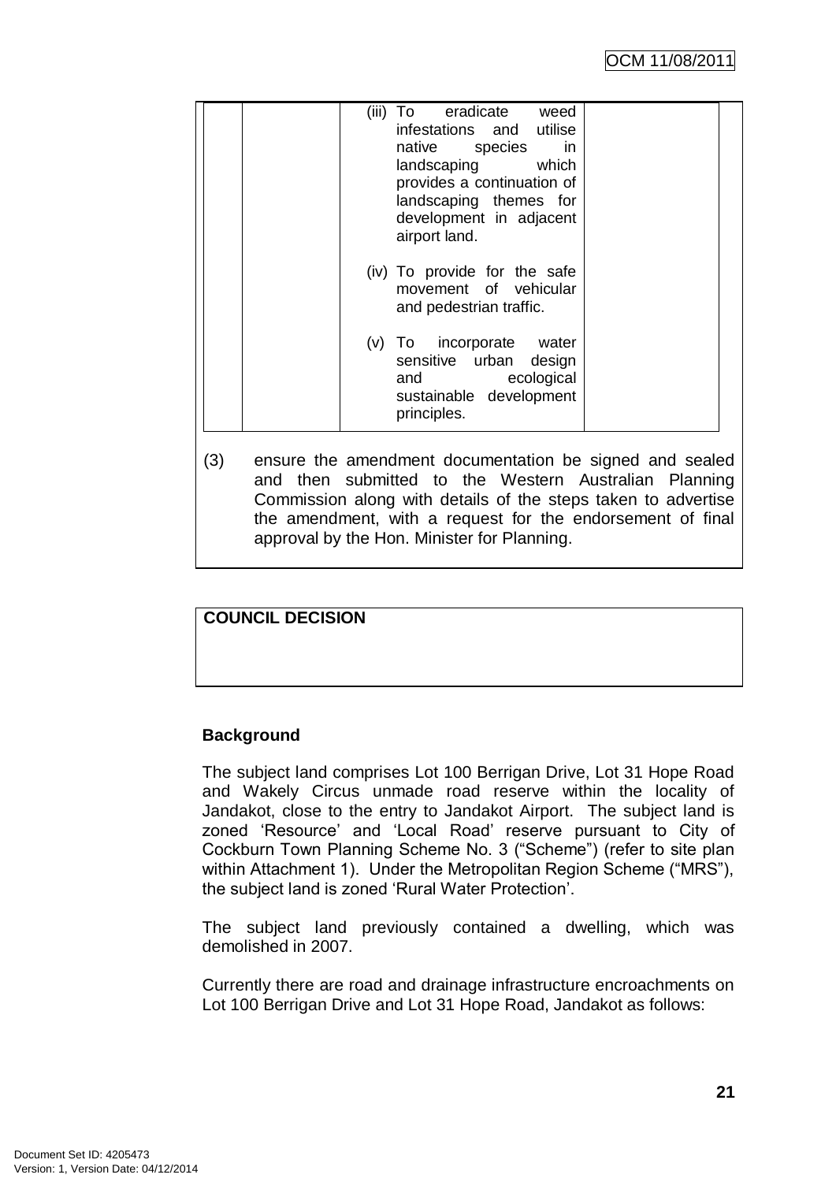| | | (iii) To eradicate weed infestations and utilise native species in landscaping which provides a continuation of landscaping themes for development in adjacent airport land.<br><br>(iv) To provide for the safe movement of vehicular and pedestrian traffic.<br><br>(v) To incorporate water sensitive urban design and ecological sustainable development principles. | |
|---|---|---|---|

(3) ensure the amendment documentation be signed and sealed and then submitted to the Western Australian Planning Commission along with details of the steps taken to advertise the amendment, with a request for the endorsement of final approval by the Hon. Minister for Planning.

**COUNCIL DECISION**

**Background**

The subject land comprises Lot 100 Berrigan Drive, Lot 31 Hope Road and Wakely Circus unmade road reserve within the locality of Jandakot, close to the entry to Jandakot Airport. The subject land is zoned 'Resource' and 'Local Road' reserve pursuant to City of Cockburn Town Planning Scheme No. 3 ("Scheme") (refer to site plan within Attachment 1). Under the Metropolitan Region Scheme ("MRS"), the subject land is zoned 'Rural Water Protection'.

The subject land previously contained a dwelling, which was demolished in 2007.

Currently there are road and drainage infrastructure encroachments on Lot 100 Berrigan Drive and Lot 31 Hope Road, Jandakot as follows: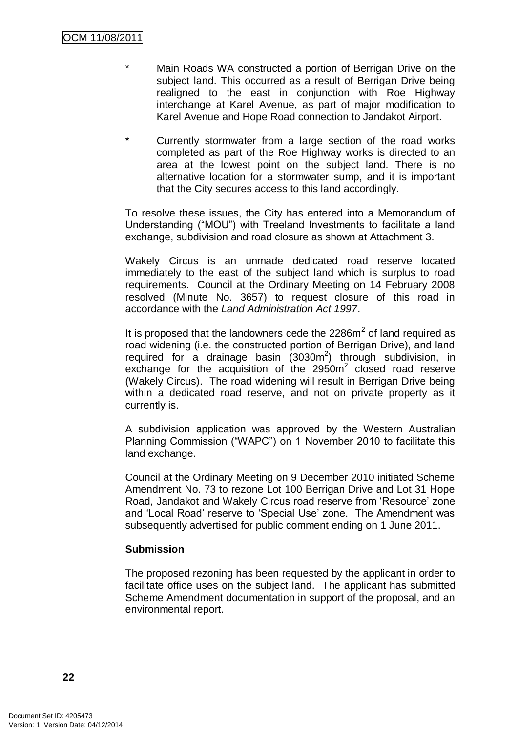* Main Roads WA constructed a portion of Berrigan Drive on the subject land. This occurred as a result of Berrigan Drive being realigned to the east in conjunction with Roe Highway interchange at Karel Avenue, as part of major modification to Karel Avenue and Hope Road connection to Jandakot Airport.

* Currently stormwater from a large section of the road works completed as part of the Roe Highway works is directed to an area at the lowest point on the subject land. There is no alternative location for a stormwater sump, and it is important that the City secures access to this land accordingly.

To resolve these issues, the City has entered into a Memorandum of Understanding ("MOU") with Treeland Investments to facilitate a land exchange, subdivision and road closure as shown at Attachment 3.

Wakely Circus is an unmade dedicated road reserve located immediately to the east of the subject land which is surplus to road requirements. Council at the Ordinary Meeting on 14 February 2008 resolved (Minute No. 3657) to request closure of this road in accordance with the *Land Administration Act 1997*.

It is proposed that the landowners cede the 2286$m^2$ of land required as road widening (i.e. the constructed portion of Berrigan Drive), and land required for a drainage basin (3030$m^2$) through subdivision, in exchange for the acquisition of the 2950$m^2$ closed road reserve (Wakely Circus). The road widening will result in Berrigan Drive being within a dedicated road reserve, and not on private property as it currently is.

A subdivision application was approved by the Western Australian Planning Commission ("WAPC") on 1 November 2010 to facilitate this land exchange.

Council at the Ordinary Meeting on 9 December 2010 initiated Scheme Amendment No. 73 to rezone Lot 100 Berrigan Drive and Lot 31 Hope Road, Jandakot and Wakely Circus road reserve from 'Resource' zone and 'Local Road' reserve to 'Special Use' zone. The Amendment was subsequently advertised for public comment ending on 1 June 2011.

**Submission**

The proposed rezoning has been requested by the applicant in order to facilitate office uses on the subject land. The applicant has submitted Scheme Amendment documentation in support of the proposal, and an environmental report.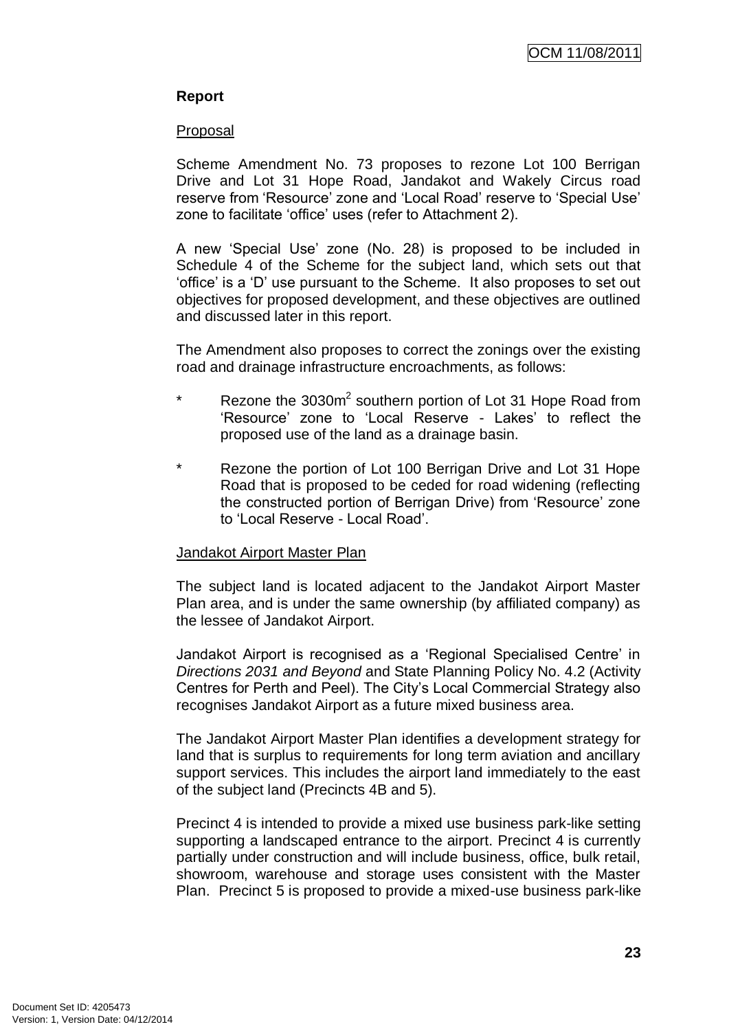**Report**

Proposal

Scheme Amendment No. 73 proposes to rezone Lot 100 Berrigan Drive and Lot 31 Hope Road, Jandakot and Wakely Circus road reserve from 'Resource' zone and 'Local Road' reserve to 'Special Use' zone to facilitate 'office' uses (refer to Attachment 2).

A new 'Special Use' zone (No. 28) is proposed to be included in Schedule 4 of the Scheme for the subject land, which sets out that 'office' is a 'D' use pursuant to the Scheme. It also proposes to set out objectives for proposed development, and these objectives are outlined and discussed later in this report.

The Amendment also proposes to correct the zonings over the existing road and drainage infrastructure encroachments, as follows:

* Rezone the 3030m$^2$ southern portion of Lot 31 Hope Road from 'Resource' zone to 'Local Reserve - Lakes' to reflect the proposed use of the land as a drainage basin.
* Rezone the portion of Lot 100 Berrigan Drive and Lot 31 Hope Road that is proposed to be ceded for road widening (reflecting the constructed portion of Berrigan Drive) from 'Resource' zone to 'Local Reserve - Local Road'.

Jandakot Airport Master Plan

The subject land is located adjacent to the Jandakot Airport Master Plan area, and is under the same ownership (by affiliated company) as the lessee of Jandakot Airport.

Jandakot Airport is recognised as a 'Regional Specialised Centre' in *Directions 2031 and Beyond* and State Planning Policy No. 4.2 (Activity Centres for Perth and Peel). The City's Local Commercial Strategy also recognises Jandakot Airport as a future mixed business area.

The Jandakot Airport Master Plan identifies a development strategy for land that is surplus to requirements for long term aviation and ancillary support services. This includes the airport land immediately to the east of the subject land (Precincts 4B and 5).

Precinct 4 is intended to provide a mixed use business park-like setting supporting a landscaped entrance to the airport. Precinct 4 is currently partially under construction and will include business, office, bulk retail, showroom, warehouse and storage uses consistent with the Master Plan. Precinct 5 is proposed to provide a mixed-use business park-like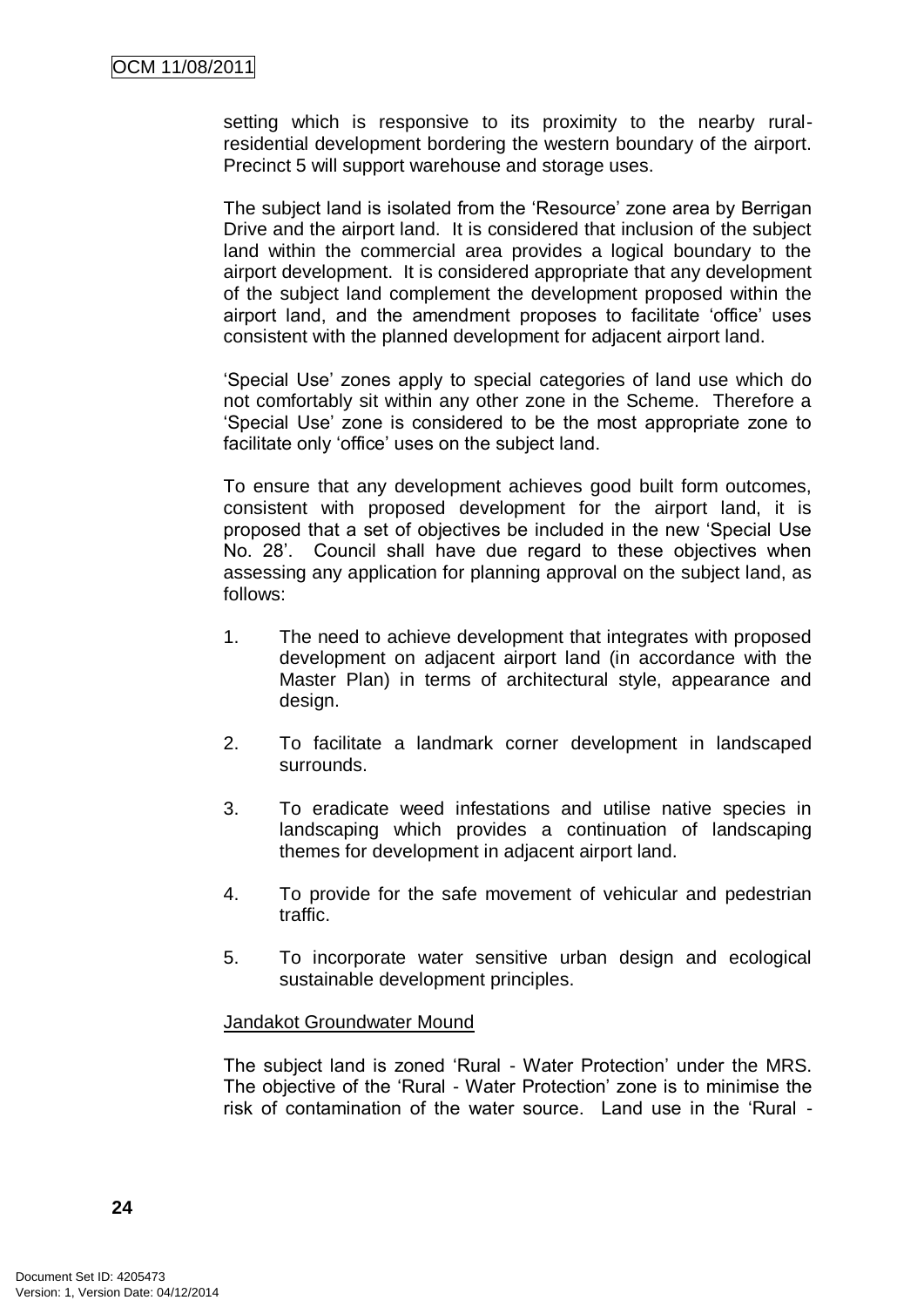setting which is responsive to its proximity to the nearby rural-residential development bordering the western boundary of the airport. Precinct 5 will support warehouse and storage uses.

The subject land is isolated from the 'Resource' zone area by Berrigan Drive and the airport land. It is considered that inclusion of the subject land within the commercial area provides a logical boundary to the airport development. It is considered appropriate that any development of the subject land complement the development proposed within the airport land, and the amendment proposes to facilitate 'office' uses consistent with the planned development for adjacent airport land.

'Special Use' zones apply to special categories of land use which do not comfortably sit within any other zone in the Scheme. Therefore a 'Special Use' zone is considered to be the most appropriate zone to facilitate only 'office' uses on the subject land.

To ensure that any development achieves good built form outcomes, consistent with proposed development for the airport land, it is proposed that a set of objectives be included in the new 'Special Use No. 28'. Council shall have due regard to these objectives when assessing any application for planning approval on the subject land, as follows:

1. The need to achieve development that integrates with proposed development on adjacent airport land (in accordance with the Master Plan) in terms of architectural style, appearance and design.

2. To facilitate a landmark corner development in landscaped surrounds.

3. To eradicate weed infestations and utilise native species in landscaping which provides a continuation of landscaping themes for development in adjacent airport land.

4. To provide for the safe movement of vehicular and pedestrian traffic.

5. To incorporate water sensitive urban design and ecological sustainable development principles.

Jandakot Groundwater Mound

The subject land is zoned 'Rural - Water Protection' under the MRS. The objective of the 'Rural - Water Protection' zone is to minimise the risk of contamination of the water source. Land use in the 'Rural -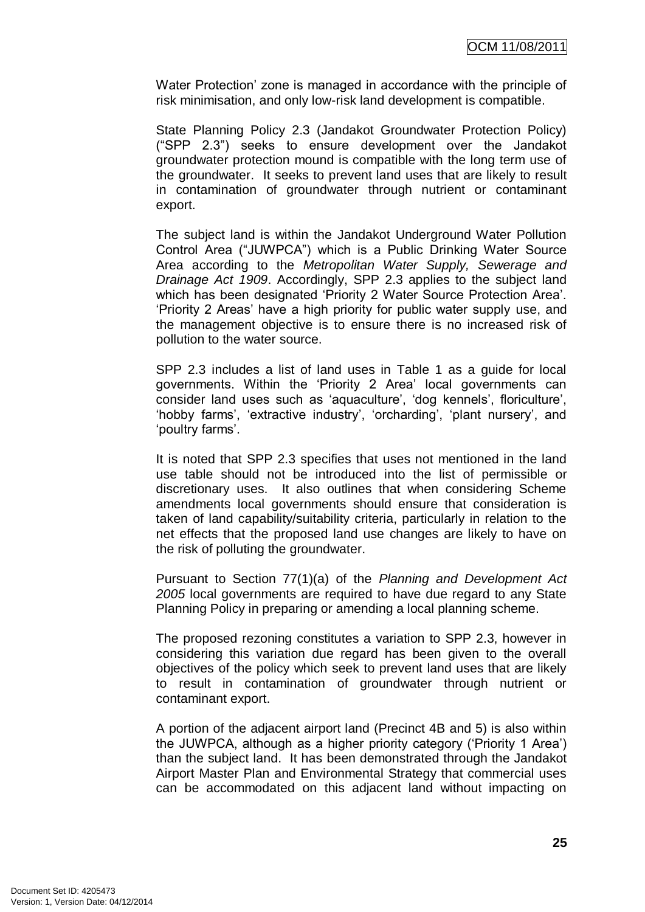Water Protection' zone is managed in accordance with the principle of risk minimisation, and only low-risk land development is compatible.

State Planning Policy 2.3 (Jandakot Groundwater Protection Policy) ("SPP 2.3") seeks to ensure development over the Jandakot groundwater protection mound is compatible with the long term use of the groundwater. It seeks to prevent land uses that are likely to result in contamination of groundwater through nutrient or contaminant export.

The subject land is within the Jandakot Underground Water Pollution Control Area ("JUWPCA") which is a Public Drinking Water Source Area according to the *Metropolitan Water Supply, Sewerage and Drainage Act 1909*. Accordingly, SPP 2.3 applies to the subject land which has been designated 'Priority 2 Water Source Protection Area'. 'Priority 2 Areas' have a high priority for public water supply use, and the management objective is to ensure there is no increased risk of pollution to the water source.

SPP 2.3 includes a list of land uses in Table 1 as a guide for local governments. Within the 'Priority 2 Area' local governments can consider land uses such as 'aquaculture', 'dog kennels', floriculture', 'hobby farms', 'extractive industry', 'orcharding', 'plant nursery', and 'poultry farms'.

It is noted that SPP 2.3 specifies that uses not mentioned in the land use table should not be introduced into the list of permissible or discretionary uses. It also outlines that when considering Scheme amendments local governments should ensure that consideration is taken of land capability/suitability criteria, particularly in relation to the net effects that the proposed land use changes are likely to have on the risk of polluting the groundwater.

Pursuant to Section 77(1)(a) of the *Planning and Development Act 2005* local governments are required to have due regard to any State Planning Policy in preparing or amending a local planning scheme.

The proposed rezoning constitutes a variation to SPP 2.3, however in considering this variation due regard has been given to the overall objectives of the policy which seek to prevent land uses that are likely to result in contamination of groundwater through nutrient or contaminant export.

A portion of the adjacent airport land (Precinct 4B and 5) is also within the JUWPCA, although as a higher priority category ('Priority 1 Area') than the subject land. It has been demonstrated through the Jandakot Airport Master Plan and Environmental Strategy that commercial uses can be accommodated on this adjacent land without impacting on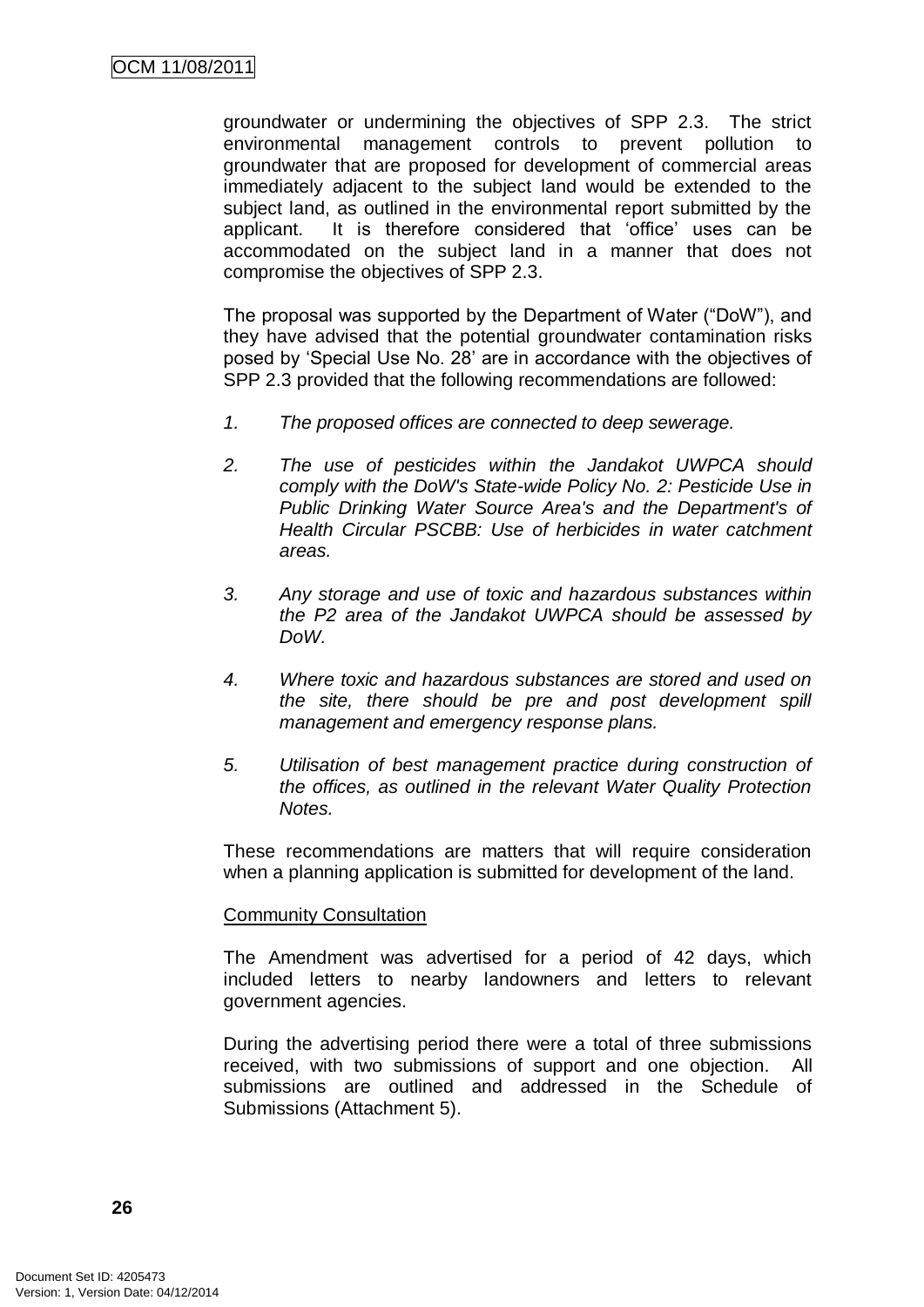groundwater or undermining the objectives of SPP 2.3. The strict environmental management controls to prevent pollution to groundwater that are proposed for development of commercial areas immediately adjacent to the subject land would be extended to the subject land, as outlined in the environmental report submitted by the applicant. It is therefore considered that 'office' uses can be accommodated on the subject land in a manner that does not compromise the objectives of SPP 2.3.

The proposal was supported by the Department of Water ("DoW"), and they have advised that the potential groundwater contamination risks posed by 'Special Use No. 28' are in accordance with the objectives of SPP 2.3 provided that the following recommendations are followed:

1. *The proposed offices are connected to deep sewerage.*

2. *The use of pesticides within the Jandakot UWPCA should comply with the DoW's State-wide Policy No. 2: Pesticide Use in Public Drinking Water Source Area's and the Department's of Health Circular PSCBB: Use of herbicides in water catchment areas.*

3. *Any storage and use of toxic and hazardous substances within the P2 area of the Jandakot UWPCA should be assessed by DoW.*

4. *Where toxic and hazardous substances are stored and used on the site, there should be pre and post development spill management and emergency response plans.*

5. *Utilisation of best management practice during construction of the offices, as outlined in the relevant Water Quality Protection Notes.*

These recommendations are matters that will require consideration when a planning application is submitted for development of the land.

Community Consultation

The Amendment was advertised for a period of 42 days, which included letters to nearby landowners and letters to relevant government agencies.

During the advertising period there were a total of three submissions received, with two submissions of support and one objection. All submissions are outlined and addressed in the Schedule of Submissions (Attachment 5).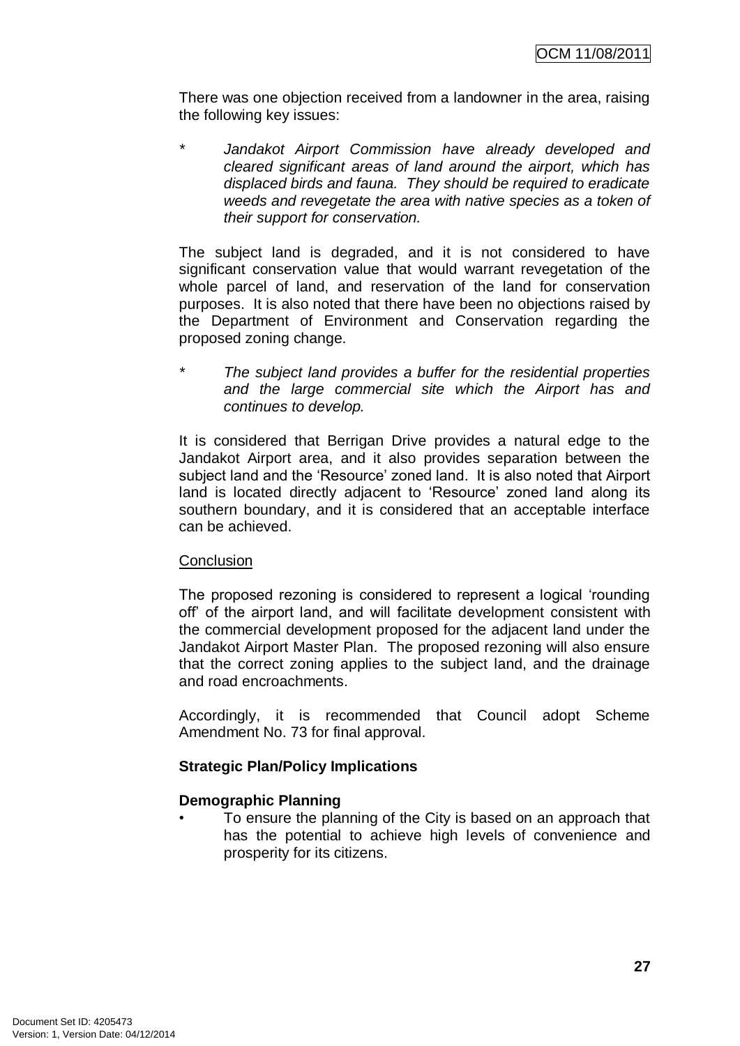There was one objection received from a landowner in the area, raising the following key issues:

* *Jandakot Airport Commission have already developed and cleared significant areas of land around the airport, which has displaced birds and fauna. They should be required to eradicate weeds and revegetate the area with native species as a token of their support for conservation.*

The subject land is degraded, and it is not considered to have significant conservation value that would warrant revegetation of the whole parcel of land, and reservation of the land for conservation purposes. It is also noted that there have been no objections raised by the Department of Environment and Conservation regarding the proposed zoning change.

* *The subject land provides a buffer for the residential properties and the large commercial site which the Airport has and continues to develop.*

It is considered that Berrigan Drive provides a natural edge to the Jandakot Airport area, and it also provides separation between the subject land and the 'Resource' zoned land. It is also noted that Airport land is located directly adjacent to 'Resource' zoned land along its southern boundary, and it is considered that an acceptable interface can be achieved.

<u>Conclusion</u>

The proposed rezoning is considered to represent a logical 'rounding off' of the airport land, and will facilitate development consistent with the commercial development proposed for the adjacent land under the Jandakot Airport Master Plan. The proposed rezoning will also ensure that the correct zoning applies to the subject land, and the drainage and road encroachments.

Accordingly, it is recommended that Council adopt Scheme Amendment No. 73 for final approval.

**Strategic Plan/Policy Implications**

**Demographic Planning**

- To ensure the planning of the City is based on an approach that has the potential to achieve high levels of convenience and prosperity for its citizens.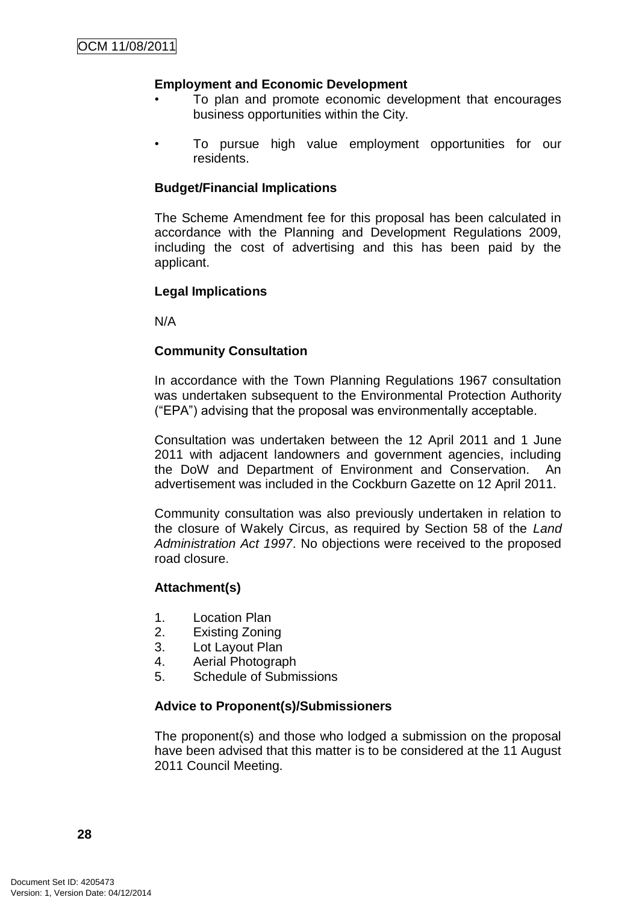**Employment and Economic Development**

- To plan and promote economic development that encourages business opportunities within the City.
- To pursue high value employment opportunities for our residents.

**Budget/Financial Implications**

The Scheme Amendment fee for this proposal has been calculated in accordance with the Planning and Development Regulations 2009, including the cost of advertising and this has been paid by the applicant.

**Legal Implications**

N/A

**Community Consultation**

In accordance with the Town Planning Regulations 1967 consultation was undertaken subsequent to the Environmental Protection Authority ("EPA") advising that the proposal was environmentally acceptable.

Consultation was undertaken between the 12 April 2011 and 1 June 2011 with adjacent landowners and government agencies, including the DoW and Department of Environment and Conservation. An advertisement was included in the Cockburn Gazette on 12 April 2011.

Community consultation was also previously undertaken in relation to the closure of Wakely Circus, as required by Section 58 of the *Land Administration Act 1997*. No objections were received to the proposed road closure.

**Attachment(s)**

1. Location Plan
2. Existing Zoning
3. Lot Layout Plan
4. Aerial Photograph
5. Schedule of Submissions

**Advice to Proponent(s)/Submissioners**

The proponent(s) and those who lodged a submission on the proposal have been advised that this matter is to be considered at the 11 August 2011 Council Meeting.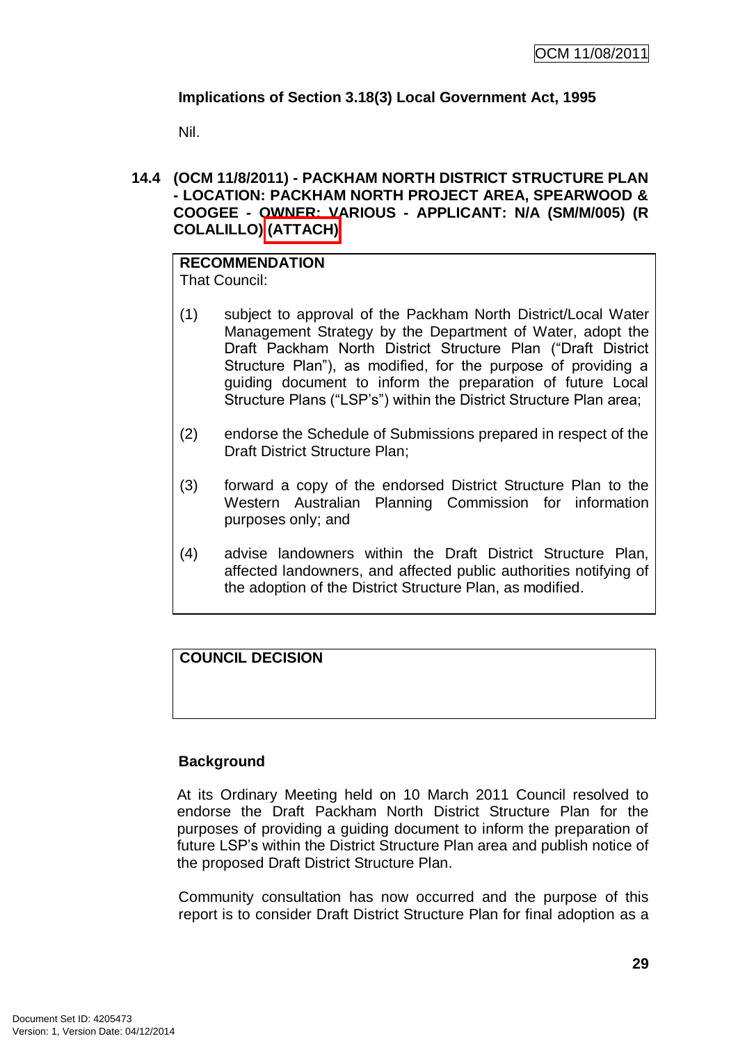**Implications of Section 3.18(3) Local Government Act, 1995**

Nil.

**14.4 (OCM 11/8/2011) - PACKHAM NORTH DISTRICT STRUCTURE PLAN - LOCATION: PACKHAM NORTH PROJECT AREA, SPEARWOOD & COOGEE - OWNER: VARIOUS - APPLICANT: N/A (SM/M/005) (R COLALILLO) (ATTACH)**

**RECOMMENDATION**
That Council:

(1) subject to approval of the Packham North District/Local Water Management Strategy by the Department of Water, adopt the Draft Packham North District Structure Plan ("Draft District Structure Plan"), as modified, for the purpose of providing a guiding document to inform the preparation of future Local Structure Plans ("LSP's") within the District Structure Plan area;

(2) endorse the Schedule of Submissions prepared in respect of the Draft District Structure Plan;

(3) forward a copy of the endorsed District Structure Plan to the Western Australian Planning Commission for information purposes only; and

(4) advise landowners within the Draft District Structure Plan, affected landowners, and affected public authorities notifying of the adoption of the District Structure Plan, as modified.

**COUNCIL DECISION**

**Background**

At its Ordinary Meeting held on 10 March 2011 Council resolved to endorse the Draft Packham North District Structure Plan for the purposes of providing a guiding document to inform the preparation of future LSP's within the District Structure Plan area and publish notice of the proposed Draft District Structure Plan.

Community consultation has now occurred and the purpose of this report is to consider Draft District Structure Plan for final adoption as a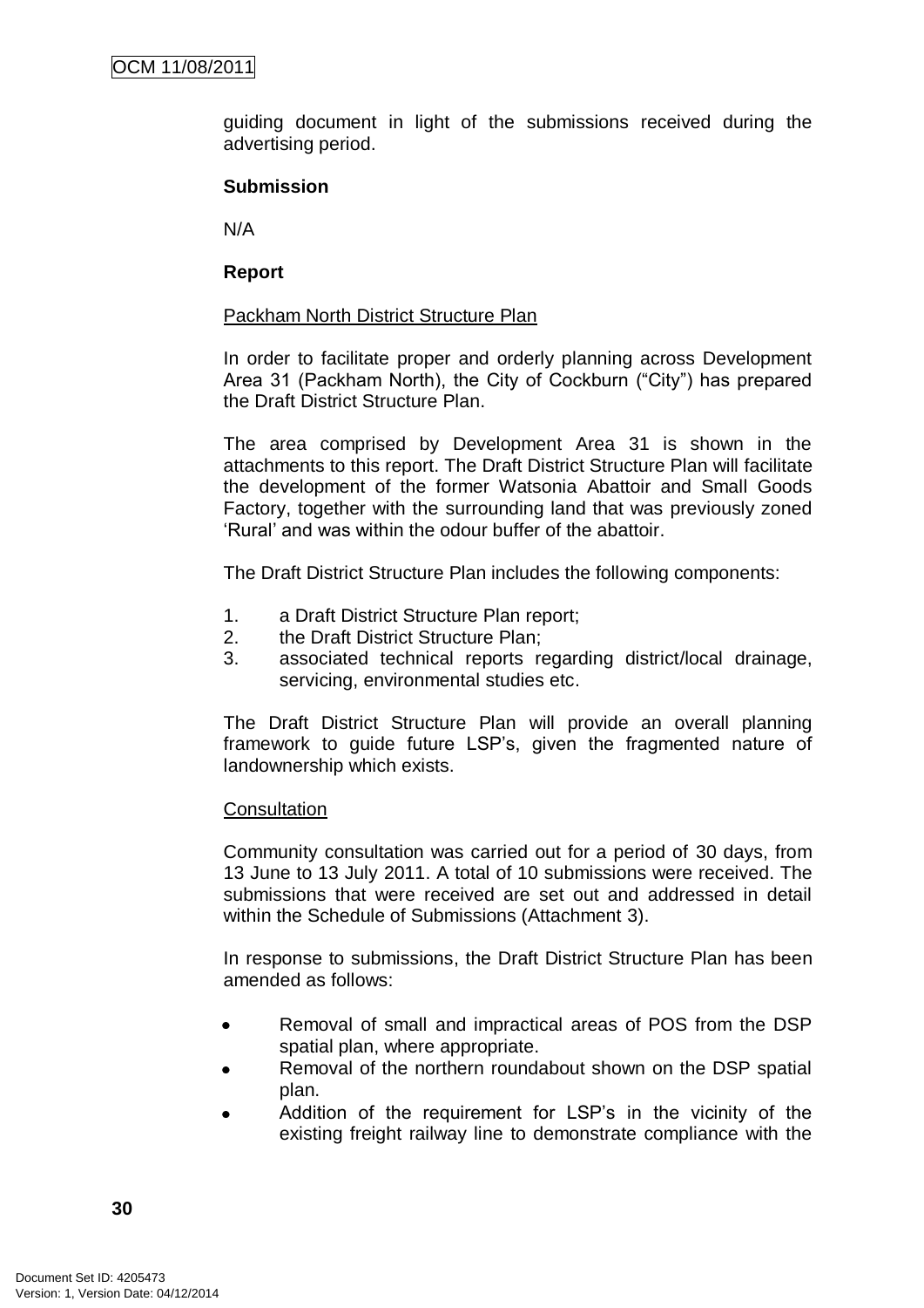guiding document in light of the submissions received during the advertising period.

**Submission**

N/A

**Report**

Packham North District Structure Plan

In order to facilitate proper and orderly planning across Development Area 31 (Packham North), the City of Cockburn ("City") has prepared the Draft District Structure Plan.

The area comprised by Development Area 31 is shown in the attachments to this report. The Draft District Structure Plan will facilitate the development of the former Watsonia Abattoir and Small Goods Factory, together with the surrounding land that was previously zoned 'Rural' and was within the odour buffer of the abattoir.

The Draft District Structure Plan includes the following components:

1. a Draft District Structure Plan report;
2. the Draft District Structure Plan;
3. associated technical reports regarding district/local drainage, servicing, environmental studies etc.

The Draft District Structure Plan will provide an overall planning framework to guide future LSP's, given the fragmented nature of landownership which exists.

Consultation

Community consultation was carried out for a period of 30 days, from 13 June to 13 July 2011. A total of 10 submissions were received. The submissions that were received are set out and addressed in detail within the Schedule of Submissions (Attachment 3).

In response to submissions, the Draft District Structure Plan has been amended as follows:

- Removal of small and impractical areas of POS from the DSP spatial plan, where appropriate.
- Removal of the northern roundabout shown on the DSP spatial plan.
- Addition of the requirement for LSP's in the vicinity of the existing freight railway line to demonstrate compliance with the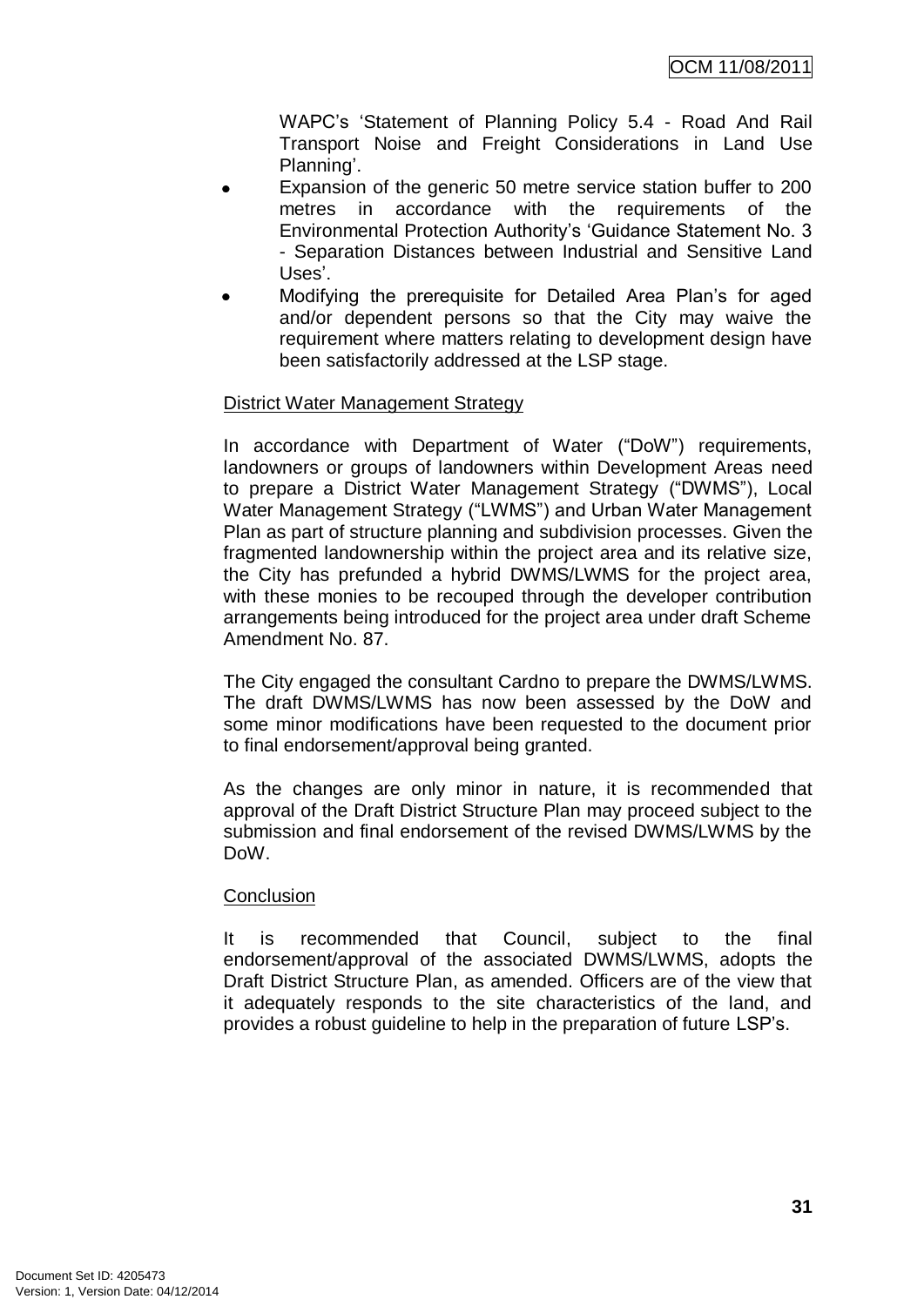WAPC's 'Statement of Planning Policy 5.4 - Road And Rail Transport Noise and Freight Considerations in Land Use Planning'.

- Expansion of the generic 50 metre service station buffer to 200 metres in accordance with the requirements of the Environmental Protection Authority's 'Guidance Statement No. 3 - Separation Distances between Industrial and Sensitive Land Uses'.
- Modifying the prerequisite for Detailed Area Plan's for aged and/or dependent persons so that the City may waive the requirement where matters relating to development design have been satisfactorily addressed at the LSP stage.

<u>District Water Management Strategy</u>

In accordance with Department of Water ("DoW") requirements, landowners or groups of landowners within Development Areas need to prepare a District Water Management Strategy ("DWMS"), Local Water Management Strategy ("LWMS") and Urban Water Management Plan as part of structure planning and subdivision processes. Given the fragmented landownership within the project area and its relative size, the City has prefunded a hybrid DWMS/LWMS for the project area, with these monies to be recouped through the developer contribution arrangements being introduced for the project area under draft Scheme Amendment No. 87.

The City engaged the consultant Cardno to prepare the DWMS/LWMS. The draft DWMS/LWMS has now been assessed by the DoW and some minor modifications have been requested to the document prior to final endorsement/approval being granted.

As the changes are only minor in nature, it is recommended that approval of the Draft District Structure Plan may proceed subject to the submission and final endorsement of the revised DWMS/LWMS by the DoW.

<u>Conclusion</u>

It is recommended that Council, subject to the final endorsement/approval of the associated DWMS/LWMS, adopts the Draft District Structure Plan, as amended. Officers are of the view that it adequately responds to the site characteristics of the land, and provides a robust guideline to help in the preparation of future LSP's.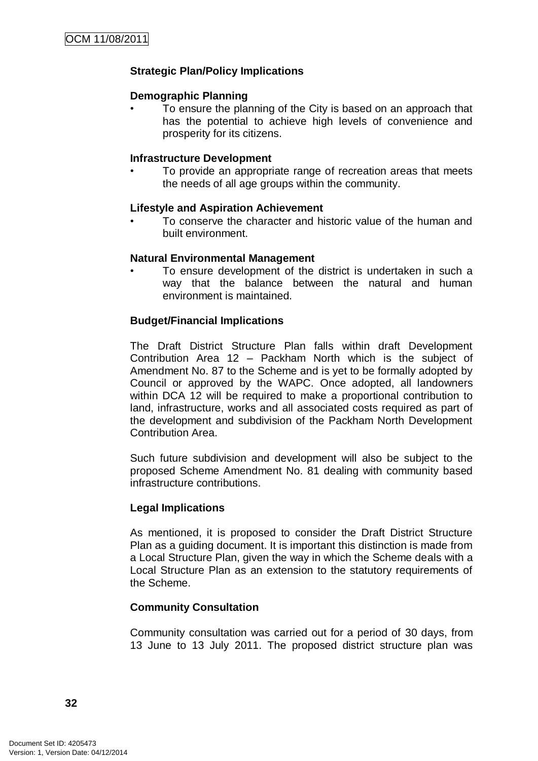**Strategic Plan/Policy Implications**

**Demographic Planning**

- To ensure the planning of the City is based on an approach that has the potential to achieve high levels of convenience and prosperity for its citizens.

**Infrastructure Development**

- To provide an appropriate range of recreation areas that meets the needs of all age groups within the community.

**Lifestyle and Aspiration Achievement**

- To conserve the character and historic value of the human and built environment.

**Natural Environmental Management**

- To ensure development of the district is undertaken in such a way that the balance between the natural and human environment is maintained.

**Budget/Financial Implications**

The Draft District Structure Plan falls within draft Development Contribution Area 12 – Packham North which is the subject of Amendment No. 87 to the Scheme and is yet to be formally adopted by Council or approved by the WAPC. Once adopted, all landowners within DCA 12 will be required to make a proportional contribution to land, infrastructure, works and all associated costs required as part of the development and subdivision of the Packham North Development Contribution Area.

Such future subdivision and development will also be subject to the proposed Scheme Amendment No. 81 dealing with community based infrastructure contributions.

**Legal Implications**

As mentioned, it is proposed to consider the Draft District Structure Plan as a guiding document. It is important this distinction is made from a Local Structure Plan, given the way in which the Scheme deals with a Local Structure Plan as an extension to the statutory requirements of the Scheme.

**Community Consultation**

Community consultation was carried out for a period of 30 days, from 13 June to 13 July 2011. The proposed district structure plan was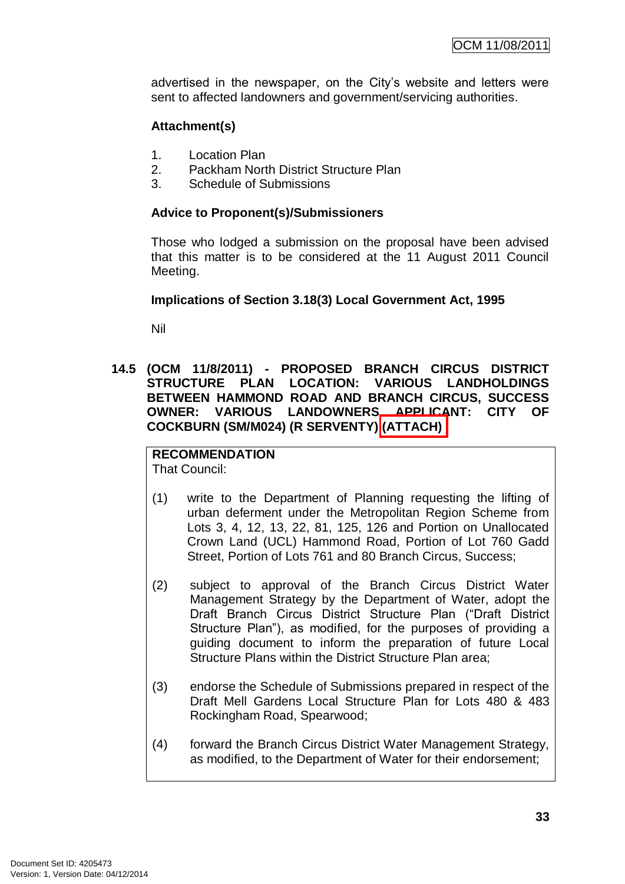advertised in the newspaper, on the City's website and letters were sent to affected landowners and government/servicing authorities.

**Attachment(s)**

1. Location Plan
2. Packham North District Structure Plan
3. Schedule of Submissions

**Advice to Proponent(s)/Submissioners**

Those who lodged a submission on the proposal have been advised that this matter is to be considered at the 11 August 2011 Council Meeting.

**Implications of Section 3.18(3) Local Government Act, 1995**

Nil

**14.5 (OCM 11/8/2011) - PROPOSED BRANCH CIRCUS DISTRICT STRUCTURE PLAN LOCATION: VARIOUS LANDHOLDINGS BETWEEN HAMMOND ROAD AND BRANCH CIRCUS, SUCCESS OWNER: VARIOUS LANDOWNERS APPLICANT: CITY OF COCKBURN (SM/M024) (R SERVENTY) (ATTACH)**

**RECOMMENDATION**
That Council:

(1) write to the Department of Planning requesting the lifting of urban deferment under the Metropolitan Region Scheme from Lots 3, 4, 12, 13, 22, 81, 125, 126 and Portion on Unallocated Crown Land (UCL) Hammond Road, Portion of Lot 760 Gadd Street, Portion of Lots 761 and 80 Branch Circus, Success;

(2) subject to approval of the Branch Circus District Water Management Strategy by the Department of Water, adopt the Draft Branch Circus District Structure Plan ("Draft District Structure Plan"), as modified, for the purposes of providing a guiding document to inform the preparation of future Local Structure Plans within the District Structure Plan area;

(3) endorse the Schedule of Submissions prepared in respect of the Draft Mell Gardens Local Structure Plan for Lots 480 & 483 Rockingham Road, Spearwood;

(4) forward the Branch Circus District Water Management Strategy, as modified, to the Department of Water for their endorsement;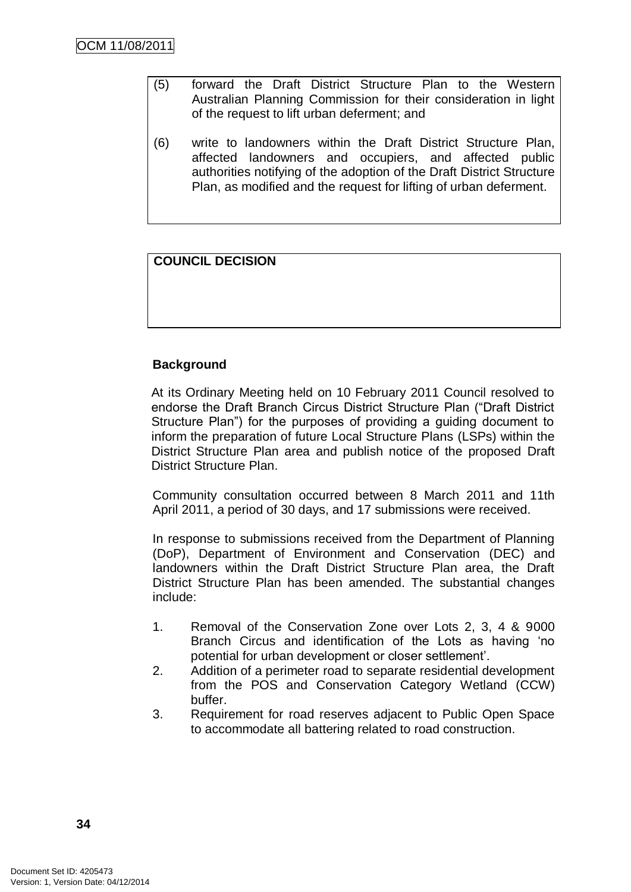(5) forward the Draft District Structure Plan to the Western Australian Planning Commission for their consideration in light of the request to lift urban deferment; and

(6) write to landowners within the Draft District Structure Plan, affected landowners and occupiers, and affected public authorities notifying of the adoption of the Draft District Structure Plan, as modified and the request for lifting of urban deferment.

**COUNCIL DECISION**

**Background**

At its Ordinary Meeting held on 10 February 2011 Council resolved to endorse the Draft Branch Circus District Structure Plan ("Draft District Structure Plan") for the purposes of providing a guiding document to inform the preparation of future Local Structure Plans (LSPs) within the District Structure Plan area and publish notice of the proposed Draft District Structure Plan.

Community consultation occurred between 8 March 2011 and 11th April 2011, a period of 30 days, and 17 submissions were received.

In response to submissions received from the Department of Planning (DoP), Department of Environment and Conservation (DEC) and landowners within the Draft District Structure Plan area, the Draft District Structure Plan has been amended. The substantial changes include:

1. Removal of the Conservation Zone over Lots 2, 3, 4 & 9000 Branch Circus and identification of the Lots as having 'no potential for urban development or closer settlement'.
2. Addition of a perimeter road to separate residential development from the POS and Conservation Category Wetland (CCW) buffer.
3. Requirement for road reserves adjacent to Public Open Space to accommodate all battering related to road construction.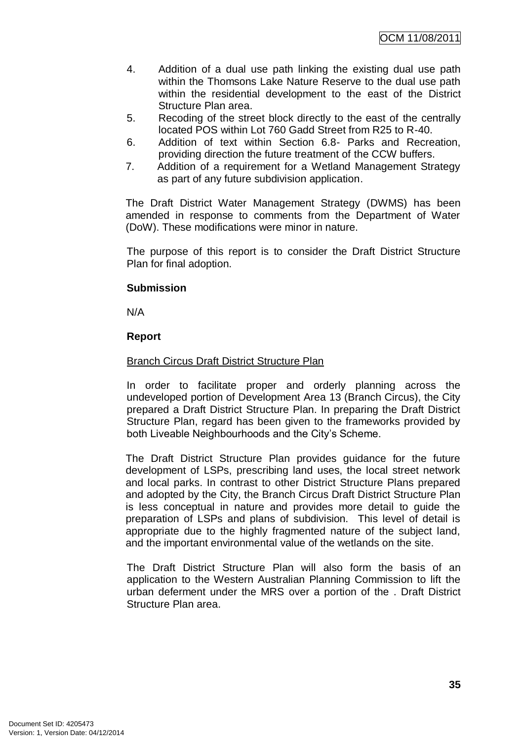4. Addition of a dual use path linking the existing dual use path within the Thomsons Lake Nature Reserve to the dual use path within the residential development to the east of the District Structure Plan area.
5. Recoding of the street block directly to the east of the centrally located POS within Lot 760 Gadd Street from R25 to R-40.
6. Addition of text within Section 6.8- Parks and Recreation, providing direction the future treatment of the CCW buffers.
7. Addition of a requirement for a Wetland Management Strategy as part of any future subdivision application.

The Draft District Water Management Strategy (DWMS) has been amended in response to comments from the Department of Water (DoW). These modifications were minor in nature.

The purpose of this report is to consider the Draft District Structure Plan for final adoption.

**Submission**

N/A

**Report**

Branch Circus Draft District Structure Plan

In order to facilitate proper and orderly planning across the undeveloped portion of Development Area 13 (Branch Circus), the City prepared a Draft District Structure Plan. In preparing the Draft District Structure Plan, regard has been given to the frameworks provided by both Liveable Neighbourhoods and the City's Scheme.

The Draft District Structure Plan provides guidance for the future development of LSPs, prescribing land uses, the local street network and local parks. In contrast to other District Structure Plans prepared and adopted by the City, the Branch Circus Draft District Structure Plan is less conceptual in nature and provides more detail to guide the preparation of LSPs and plans of subdivision. This level of detail is appropriate due to the highly fragmented nature of the subject land, and the important environmental value of the wetlands on the site.

The Draft District Structure Plan will also form the basis of an application to the Western Australian Planning Commission to lift the urban deferment under the MRS over a portion of the . Draft District Structure Plan area.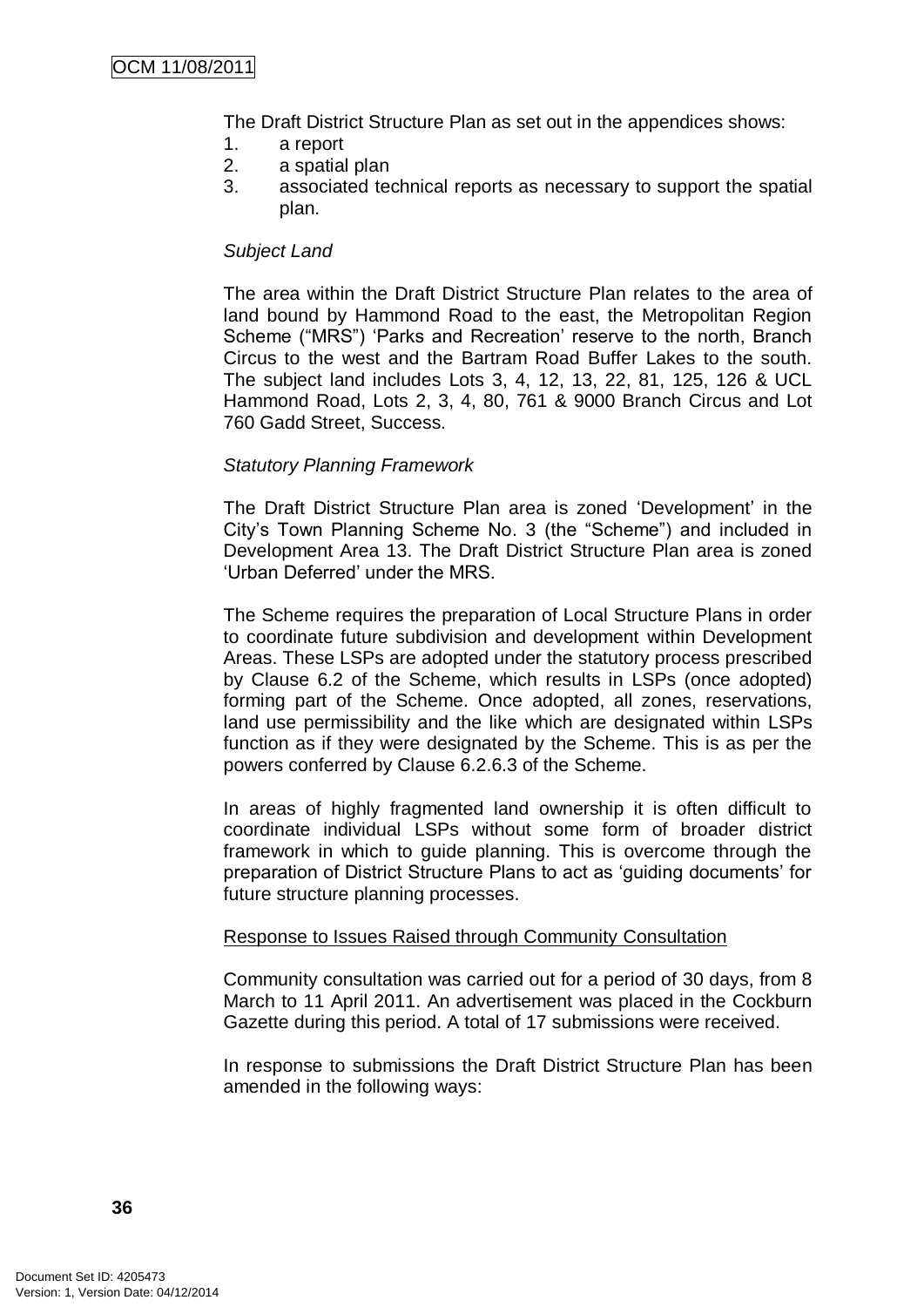The Draft District Structure Plan as set out in the appendices shows:

1. a report
2. a spatial plan
3. associated technical reports as necessary to support the spatial plan.

*Subject Land*

The area within the Draft District Structure Plan relates to the area of land bound by Hammond Road to the east, the Metropolitan Region Scheme ("MRS") 'Parks and Recreation' reserve to the north, Branch Circus to the west and the Bartram Road Buffer Lakes to the south. The subject land includes Lots 3, 4, 12, 13, 22, 81, 125, 126 & UCL Hammond Road, Lots 2, 3, 4, 80, 761 & 9000 Branch Circus and Lot 760 Gadd Street, Success.

*Statutory Planning Framework*

The Draft District Structure Plan area is zoned 'Development' in the City's Town Planning Scheme No. 3 (the "Scheme") and included in Development Area 13. The Draft District Structure Plan area is zoned 'Urban Deferred' under the MRS.

The Scheme requires the preparation of Local Structure Plans in order to coordinate future subdivision and development within Development Areas. These LSPs are adopted under the statutory process prescribed by Clause 6.2 of the Scheme, which results in LSPs (once adopted) forming part of the Scheme. Once adopted, all zones, reservations, land use permissibility and the like which are designated within LSPs function as if they were designated by the Scheme. This is as per the powers conferred by Clause 6.2.6.3 of the Scheme.

In areas of highly fragmented land ownership it is often difficult to coordinate individual LSPs without some form of broader district framework in which to guide planning. This is overcome through the preparation of District Structure Plans to act as 'guiding documents' for future structure planning processes.

<u>Response to Issues Raised through Community Consultation</u>

Community consultation was carried out for a period of 30 days, from 8 March to 11 April 2011. An advertisement was placed in the Cockburn Gazette during this period. A total of 17 submissions were received.

In response to submissions the Draft District Structure Plan has been amended in the following ways: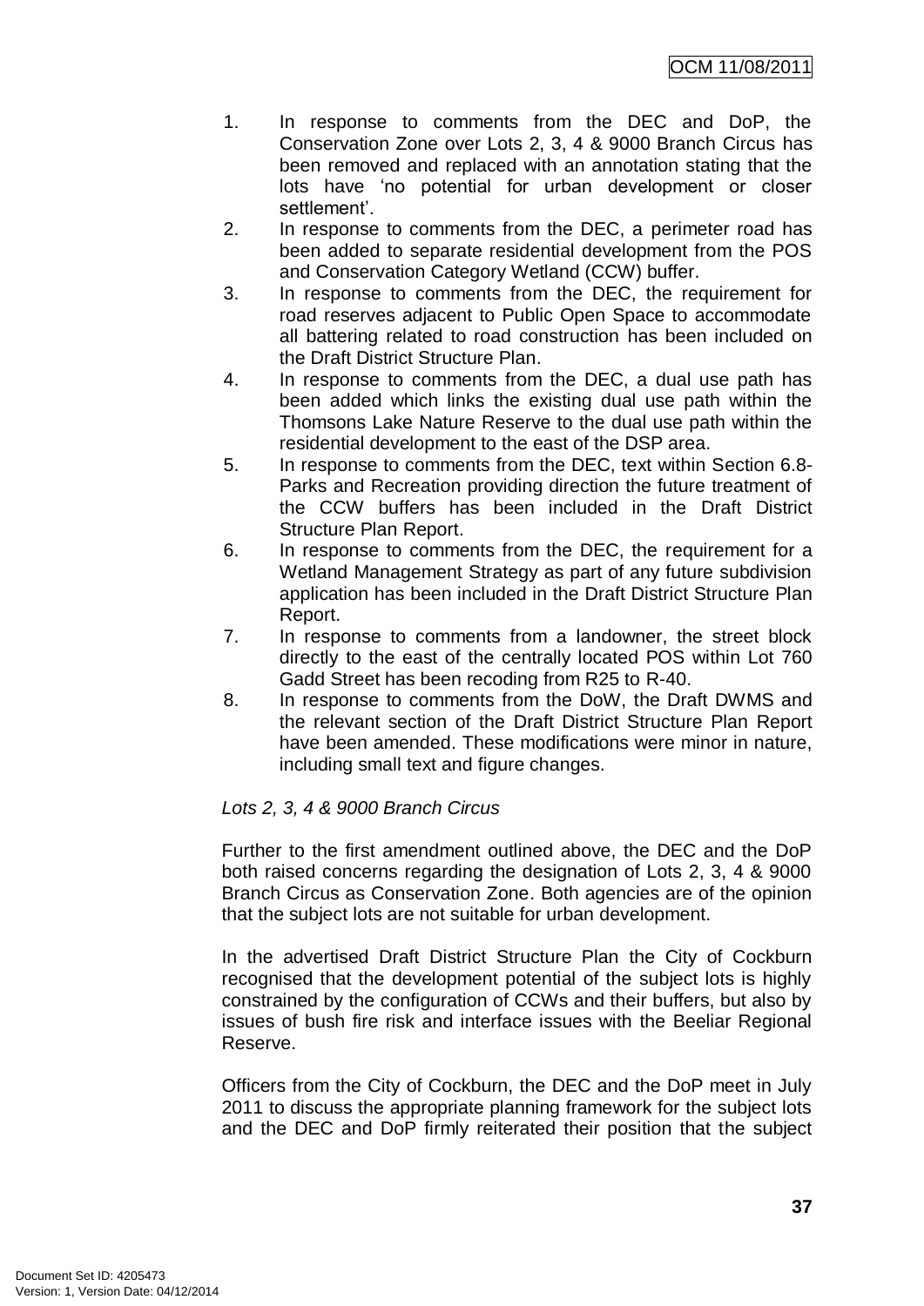1. In response to comments from the DEC and DoP, the Conservation Zone over Lots 2, 3, 4 & 9000 Branch Circus has been removed and replaced with an annotation stating that the lots have 'no potential for urban development or closer settlement'.
2. In response to comments from the DEC, a perimeter road has been added to separate residential development from the POS and Conservation Category Wetland (CCW) buffer.
3. In response to comments from the DEC, the requirement for road reserves adjacent to Public Open Space to accommodate all battering related to road construction has been included on the Draft District Structure Plan.
4. In response to comments from the DEC, a dual use path has been added which links the existing dual use path within the Thomsons Lake Nature Reserve to the dual use path within the residential development to the east of the DSP area.
5. In response to comments from the DEC, text within Section 6.8- Parks and Recreation providing direction the future treatment of the CCW buffers has been included in the Draft District Structure Plan Report.
6. In response to comments from the DEC, the requirement for a Wetland Management Strategy as part of any future subdivision application has been included in the Draft District Structure Plan Report.
7. In response to comments from a landowner, the street block directly to the east of the centrally located POS within Lot 760 Gadd Street has been recoding from R25 to R-40.
8. In response to comments from the DoW, the Draft DWMS and the relevant section of the Draft District Structure Plan Report have been amended. These modifications were minor in nature, including small text and figure changes.

*Lots 2, 3, 4 & 9000 Branch Circus*

Further to the first amendment outlined above, the DEC and the DoP both raised concerns regarding the designation of Lots 2, 3, 4 & 9000 Branch Circus as Conservation Zone. Both agencies are of the opinion that the subject lots are not suitable for urban development.

In the advertised Draft District Structure Plan the City of Cockburn recognised that the development potential of the subject lots is highly constrained by the configuration of CCWs and their buffers, but also by issues of bush fire risk and interface issues with the Beeliar Regional Reserve.

Officers from the City of Cockburn, the DEC and the DoP meet in July 2011 to discuss the appropriate planning framework for the subject lots and the DEC and DoP firmly reiterated their position that the subject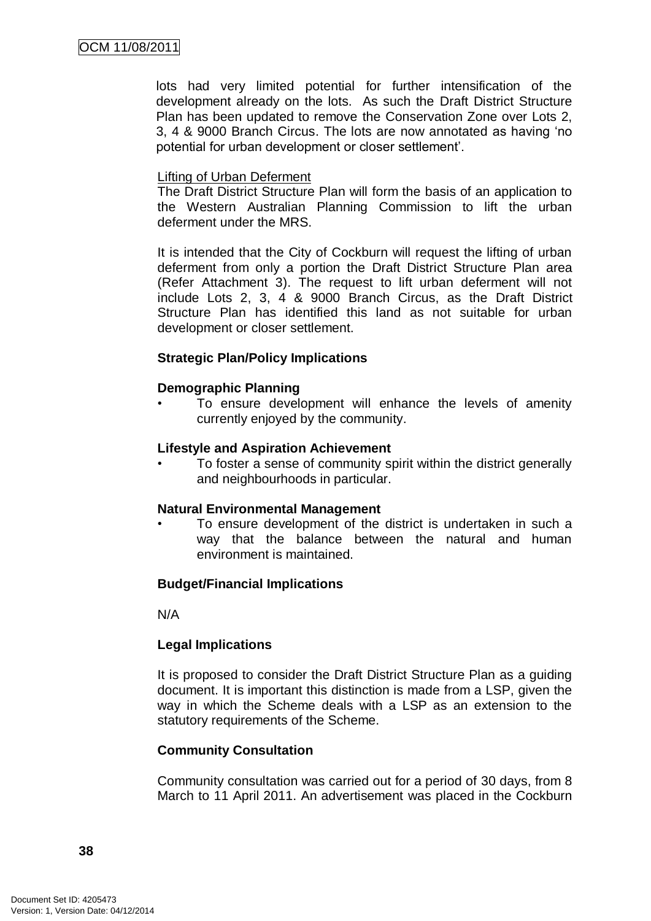lots had very limited potential for further intensification of the development already on the lots. As such the Draft District Structure Plan has been updated to remove the Conservation Zone over Lots 2, 3, 4 & 9000 Branch Circus. The lots are now annotated as having 'no potential for urban development or closer settlement'.

Lifting of Urban Deferment

The Draft District Structure Plan will form the basis of an application to the Western Australian Planning Commission to lift the urban deferment under the MRS.

It is intended that the City of Cockburn will request the lifting of urban deferment from only a portion the Draft District Structure Plan area (Refer Attachment 3). The request to lift urban deferment will not include Lots 2, 3, 4 & 9000 Branch Circus, as the Draft District Structure Plan has identified this land as not suitable for urban development or closer settlement.

**Strategic Plan/Policy Implications**

**Demographic Planning**

- To ensure development will enhance the levels of amenity currently enjoyed by the community.

**Lifestyle and Aspiration Achievement**

- To foster a sense of community spirit within the district generally and neighbourhoods in particular.

**Natural Environmental Management**

- To ensure development of the district is undertaken in such a way that the balance between the natural and human environment is maintained.

**Budget/Financial Implications**

N/A

**Legal Implications**

It is proposed to consider the Draft District Structure Plan as a guiding document. It is important this distinction is made from a LSP, given the way in which the Scheme deals with a LSP as an extension to the statutory requirements of the Scheme.

**Community Consultation**

Community consultation was carried out for a period of 30 days, from 8 March to 11 April 2011. An advertisement was placed in the Cockburn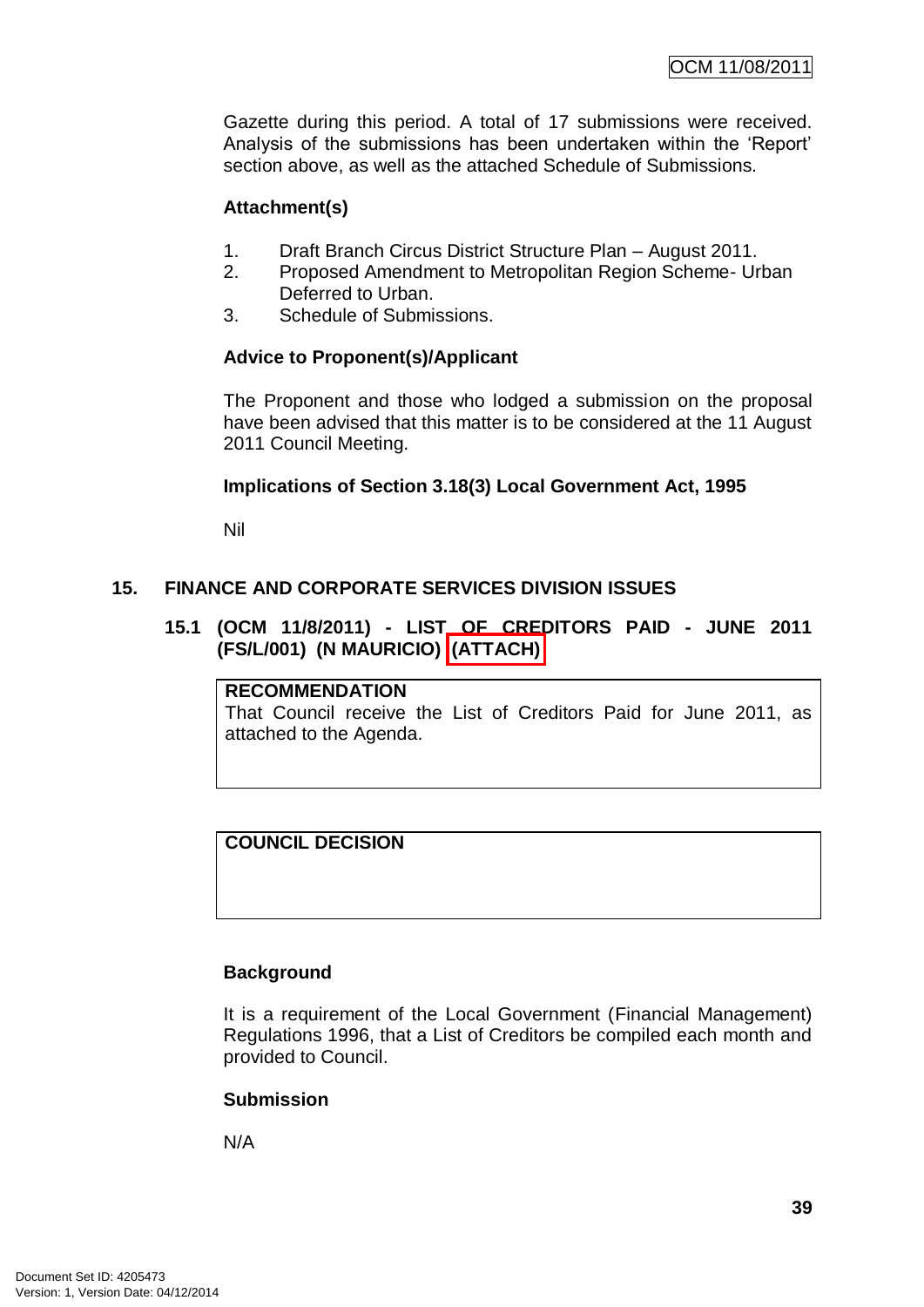Gazette during this period. A total of 17 submissions were received. Analysis of the submissions has been undertaken within the 'Report' section above, as well as the attached Schedule of Submissions.

**Attachment(s)**

1. Draft Branch Circus District Structure Plan – August 2011.
2. Proposed Amendment to Metropolitan Region Scheme- Urban Deferred to Urban.
3. Schedule of Submissions.

**Advice to Proponent(s)/Applicant**

The Proponent and those who lodged a submission on the proposal have been advised that this matter is to be considered at the 11 August 2011 Council Meeting.

**Implications of Section 3.18(3) Local Government Act, 1995**

Nil

## 15. FINANCE AND CORPORATE SERVICES DIVISION ISSUES

### 15.1 (OCM 11/8/2011) - LIST OF CREDITORS PAID - JUNE 2011 (FS/L/001) (N MAURICIO) (ATTACH)

| RECOMMENDATION |
| --- |
| That Council receive the List of Creditors Paid for June 2011, as attached to the Agenda. |

| COUNCIL DECISION |
| --- |
| |

**Background**

It is a requirement of the Local Government (Financial Management) Regulations 1996, that a List of Creditors be compiled each month and provided to Council.

**Submission**

N/A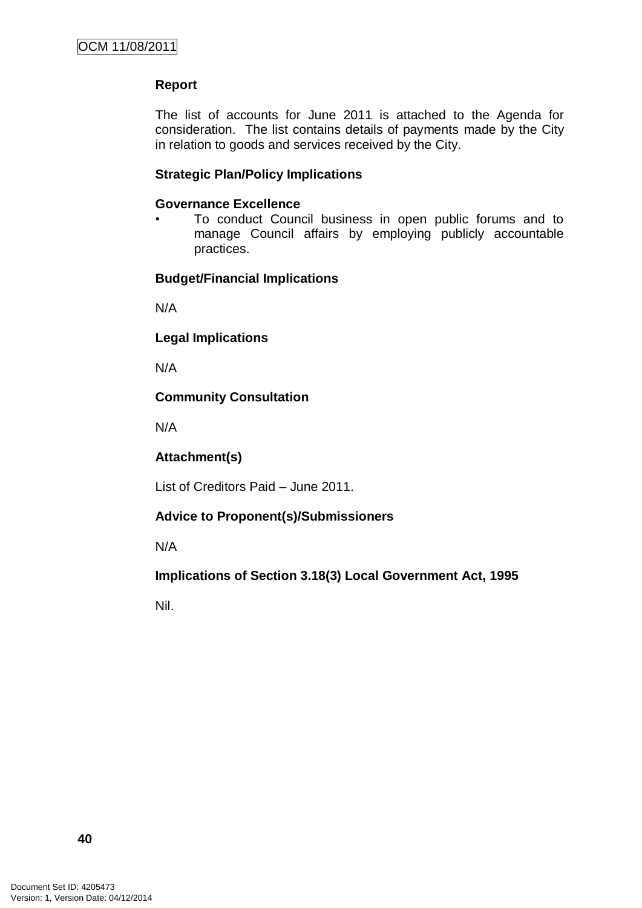**Report**

The list of accounts for June 2011 is attached to the Agenda for consideration. The list contains details of payments made by the City in relation to goods and services received by the City.

**Strategic Plan/Policy Implications**

**Governance Excellence**

- To conduct Council business in open public forums and to manage Council affairs by employing publicly accountable practices.

**Budget/Financial Implications**

N/A

**Legal Implications**

N/A

**Community Consultation**

N/A

**Attachment(s)**

List of Creditors Paid – June 2011.

**Advice to Proponent(s)/Submissioners**

N/A

**Implications of Section 3.18(3) Local Government Act, 1995**

Nil.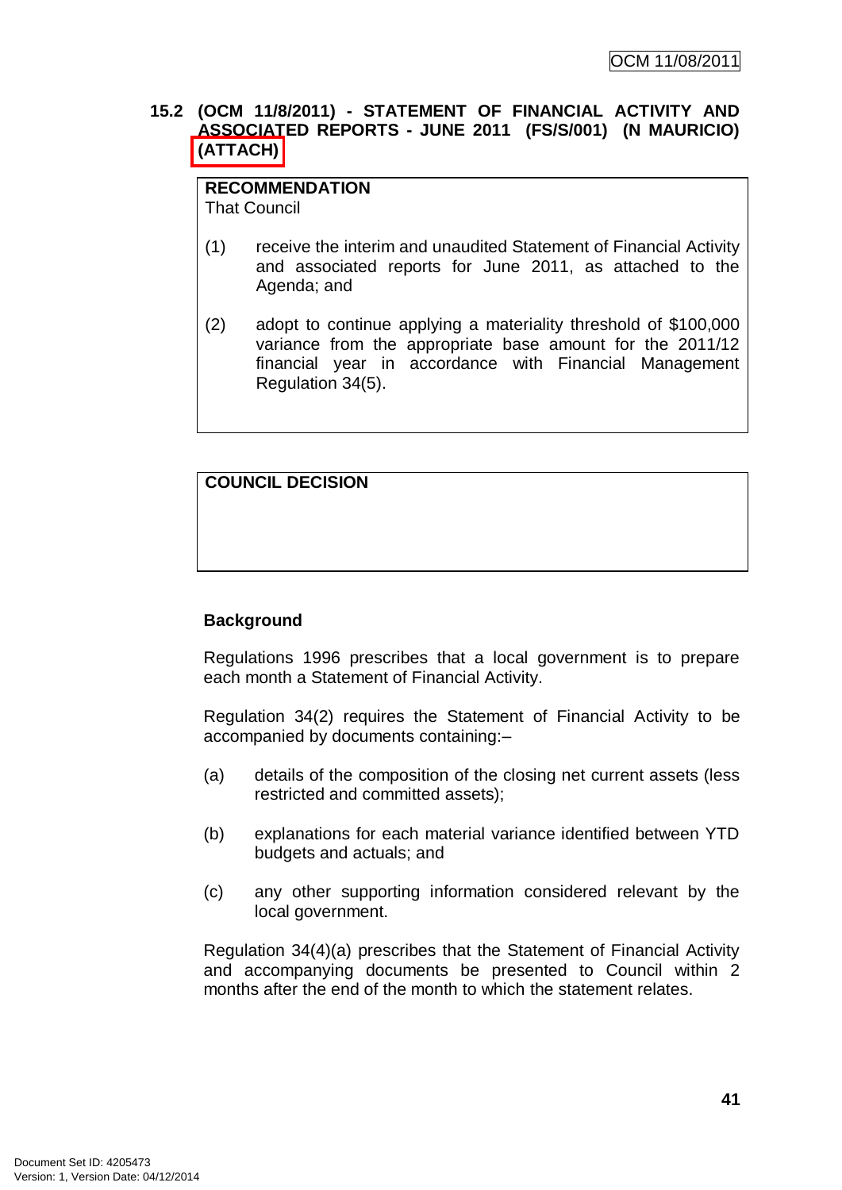## 15.2 (OCM 11/8/2011) - STATEMENT OF FINANCIAL ACTIVITY AND ASSOCIATED REPORTS - JUNE 2011 (FS/S/001) (N MAURICIO) (ATTACH)

**RECOMMENDATION**
That Council

(1) receive the interim and unaudited Statement of Financial Activity and associated reports for June 2011, as attached to the Agenda; and

(2) adopt to continue applying a materiality threshold of $100,000 variance from the appropriate base amount for the 2011/12 financial year in accordance with Financial Management Regulation 34(5).

**COUNCIL DECISION**

**Background**

Regulations 1996 prescribes that a local government is to prepare each month a Statement of Financial Activity.

Regulation 34(2) requires the Statement of Financial Activity to be accompanied by documents containing:–

(a) details of the composition of the closing net current assets (less restricted and committed assets);

(b) explanations for each material variance identified between YTD budgets and actuals; and

(c) any other supporting information considered relevant by the local government.

Regulation 34(4)(a) prescribes that the Statement of Financial Activity and accompanying documents be presented to Council within 2 months after the end of the month to which the statement relates.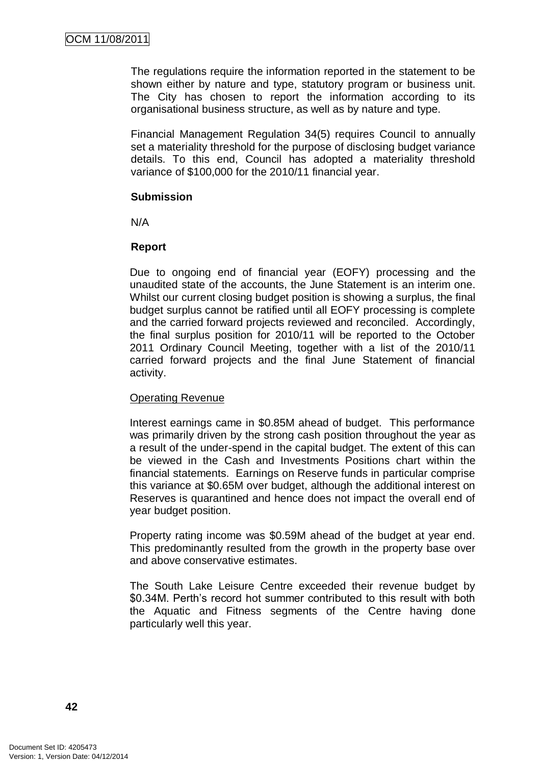The regulations require the information reported in the statement to be shown either by nature and type, statutory program or business unit. The City has chosen to report the information according to its organisational business structure, as well as by nature and type.

Financial Management Regulation 34(5) requires Council to annually set a materiality threshold for the purpose of disclosing budget variance details. To this end, Council has adopted a materiality threshold variance of $100,000 for the 2010/11 financial year.

**Submission**

N/A

**Report**

Due to ongoing end of financial year (EOFY) processing and the unaudited state of the accounts, the June Statement is an interim one. Whilst our current closing budget position is showing a surplus, the final budget surplus cannot be ratified until all EOFY processing is complete and the carried forward projects reviewed and reconciled. Accordingly, the final surplus position for 2010/11 will be reported to the October 2011 Ordinary Council Meeting, together with a list of the 2010/11 carried forward projects and the final June Statement of financial activity.

Operating Revenue

Interest earnings came in $0.85M ahead of budget. This performance was primarily driven by the strong cash position throughout the year as a result of the under-spend in the capital budget. The extent of this can be viewed in the Cash and Investments Positions chart within the financial statements. Earnings on Reserve funds in particular comprise this variance at $0.65M over budget, although the additional interest on Reserves is quarantined and hence does not impact the overall end of year budget position.

Property rating income was $0.59M ahead of the budget at year end. This predominantly resulted from the growth in the property base over and above conservative estimates.

The South Lake Leisure Centre exceeded their revenue budget by $0.34M. Perth's record hot summer contributed to this result with both the Aquatic and Fitness segments of the Centre having done particularly well this year.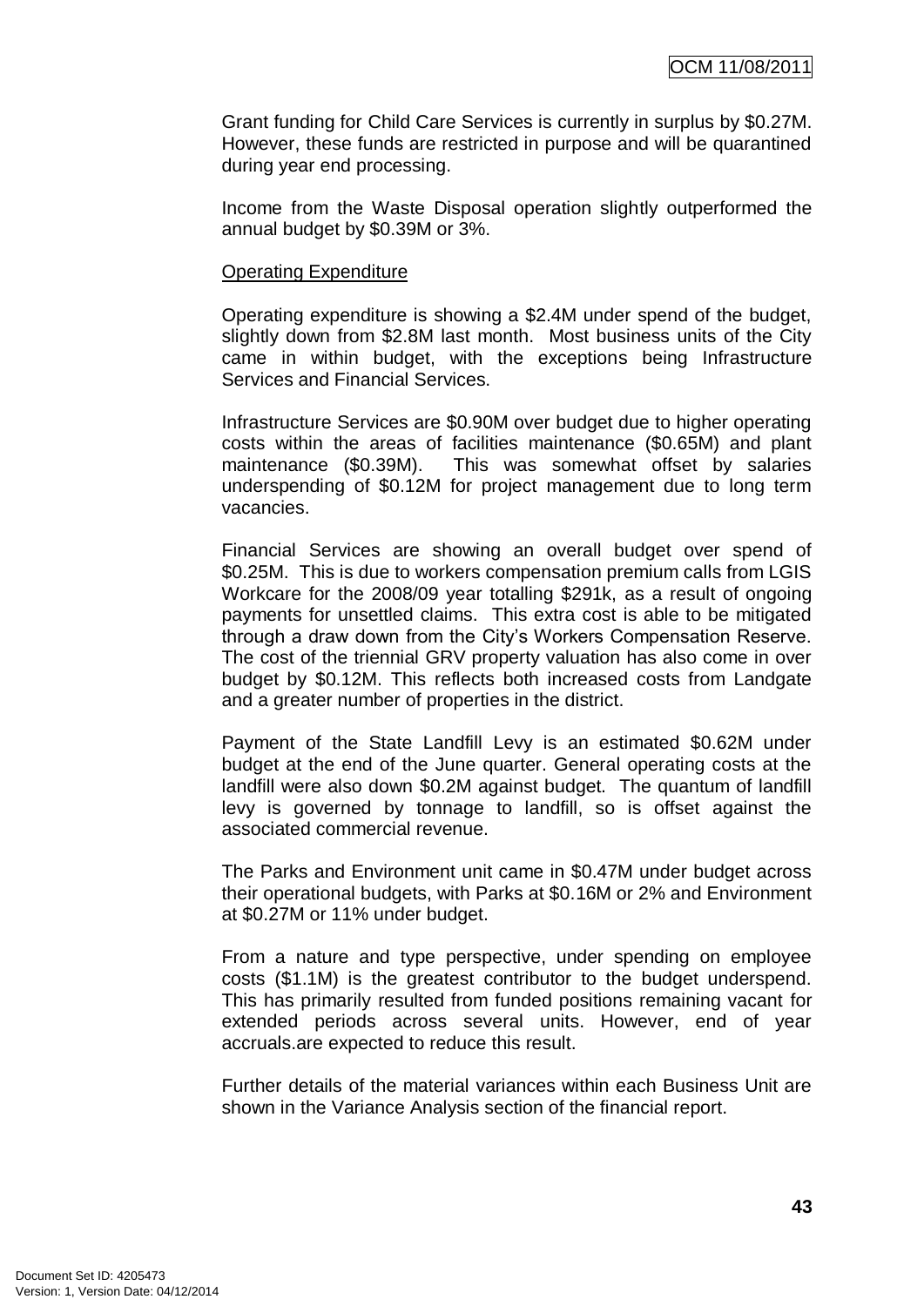Grant funding for Child Care Services is currently in surplus by $0.27M. However, these funds are restricted in purpose and will be quarantined during year end processing.

Income from the Waste Disposal operation slightly outperformed the annual budget by $0.39M or 3%.

Operating Expenditure

Operating expenditure is showing a $2.4M under spend of the budget, slightly down from $2.8M last month. Most business units of the City came in within budget, with the exceptions being Infrastructure Services and Financial Services.

Infrastructure Services are $0.90M over budget due to higher operating costs within the areas of facilities maintenance ($0.65M) and plant maintenance ($0.39M). This was somewhat offset by salaries underspending of $0.12M for project management due to long term vacancies.

Financial Services are showing an overall budget over spend of $0.25M. This is due to workers compensation premium calls from LGIS Workcare for the 2008/09 year totalling $291k, as a result of ongoing payments for unsettled claims. This extra cost is able to be mitigated through a draw down from the City's Workers Compensation Reserve. The cost of the triennial GRV property valuation has also come in over budget by $0.12M. This reflects both increased costs from Landgate and a greater number of properties in the district.

Payment of the State Landfill Levy is an estimated $0.62M under budget at the end of the June quarter. General operating costs at the landfill were also down $0.2M against budget. The quantum of landfill levy is governed by tonnage to landfill, so is offset against the associated commercial revenue.

The Parks and Environment unit came in $0.47M under budget across their operational budgets, with Parks at $0.16M or 2% and Environment at $0.27M or 11% under budget.

From a nature and type perspective, under spending on employee costs ($1.1M) is the greatest contributor to the budget underspend. This has primarily resulted from funded positions remaining vacant for extended periods across several units. However, end of year accruals.are expected to reduce this result.

Further details of the material variances within each Business Unit are shown in the Variance Analysis section of the financial report.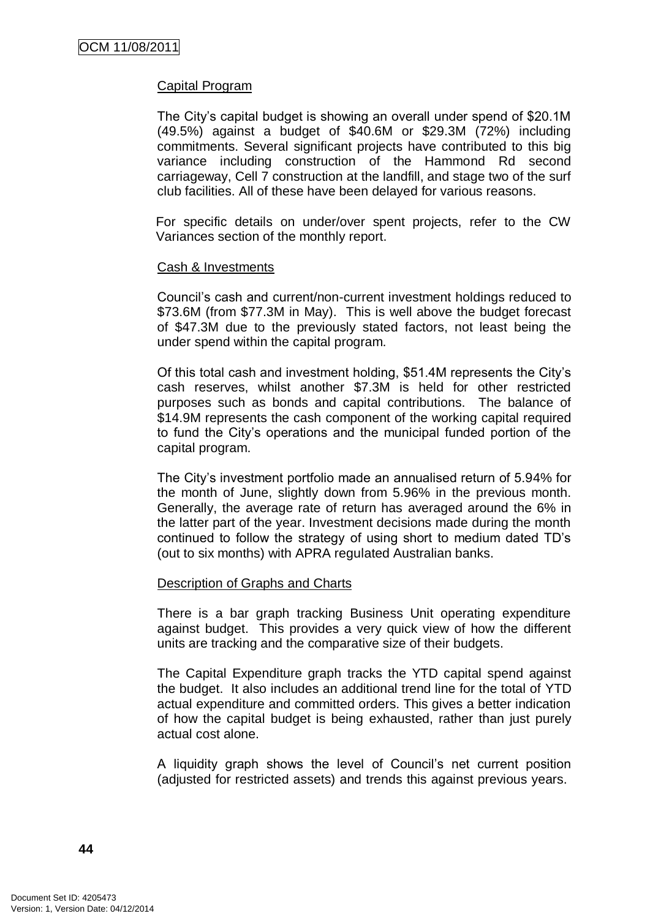### Capital Program

The City's capital budget is showing an overall under spend of $20.1M (49.5%) against a budget of $40.6M or $29.3M (72%) including commitments. Several significant projects have contributed to this big variance including construction of the Hammond Rd second carriageway, Cell 7 construction at the landfill, and stage two of the surf club facilities. All of these have been delayed for various reasons.

For specific details on under/over spent projects, refer to the CW Variances section of the monthly report.

### Cash & Investments

Council's cash and current/non-current investment holdings reduced to $73.6M (from $77.3M in May). This is well above the budget forecast of $47.3M due to the previously stated factors, not least being the under spend within the capital program.

Of this total cash and investment holding, $51.4M represents the City's cash reserves, whilst another $7.3M is held for other restricted purposes such as bonds and capital contributions. The balance of $14.9M represents the cash component of the working capital required to fund the City's operations and the municipal funded portion of the capital program.

The City's investment portfolio made an annualised return of 5.94% for the month of June, slightly down from 5.96% in the previous month. Generally, the average rate of return has averaged around the 6% in the latter part of the year. Investment decisions made during the month continued to follow the strategy of using short to medium dated TD's (out to six months) with APRA regulated Australian banks.

### Description of Graphs and Charts

There is a bar graph tracking Business Unit operating expenditure against budget. This provides a very quick view of how the different units are tracking and the comparative size of their budgets.

The Capital Expenditure graph tracks the YTD capital spend against the budget. It also includes an additional trend line for the total of YTD actual expenditure and committed orders. This gives a better indication of how the capital budget is being exhausted, rather than just purely actual cost alone.

A liquidity graph shows the level of Council's net current position (adjusted for restricted assets) and trends this against previous years.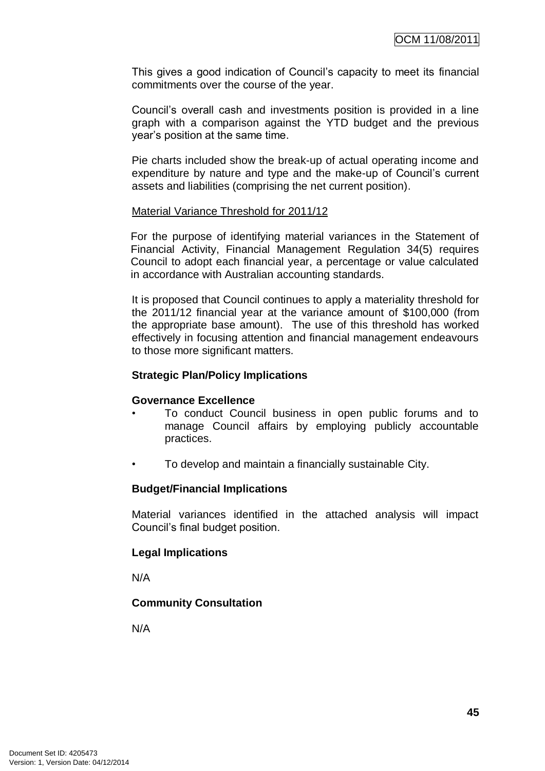This gives a good indication of Council's capacity to meet its financial commitments over the course of the year.

Council's overall cash and investments position is provided in a line graph with a comparison against the YTD budget and the previous year's position at the same time.

Pie charts included show the break-up of actual operating income and expenditure by nature and type and the make-up of Council's current assets and liabilities (comprising the net current position).

Material Variance Threshold for 2011/12

For the purpose of identifying material variances in the Statement of Financial Activity, Financial Management Regulation 34(5) requires Council to adopt each financial year, a percentage or value calculated in accordance with Australian accounting standards.

It is proposed that Council continues to apply a materiality threshold for the 2011/12 financial year at the variance amount of $100,000 (from the appropriate base amount). The use of this threshold has worked effectively in focusing attention and financial management endeavours to those more significant matters.

**Strategic Plan/Policy Implications**

**Governance Excellence**

- To conduct Council business in open public forums and to manage Council affairs by employing publicly accountable practices.
- To develop and maintain a financially sustainable City.

**Budget/Financial Implications**

Material variances identified in the attached analysis will impact Council's final budget position.

**Legal Implications**

N/A

**Community Consultation**

N/A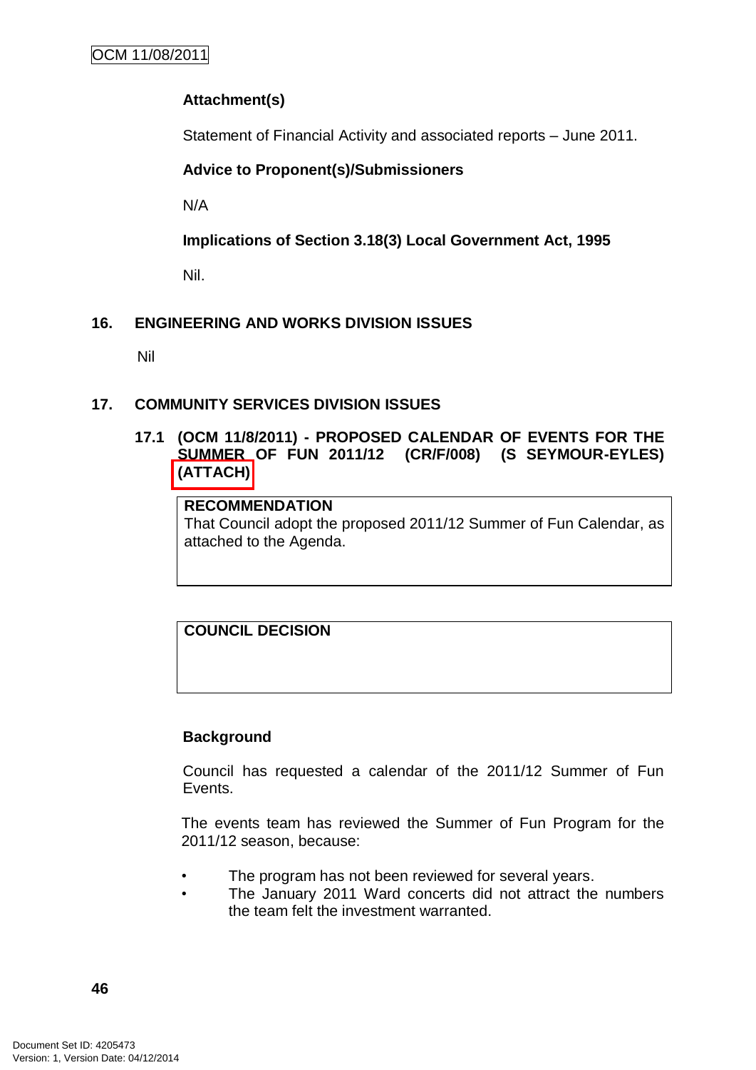**Attachment(s)**

Statement of Financial Activity and associated reports – June 2011.

**Advice to Proponent(s)/Submissioners**

N/A

**Implications of Section 3.18(3) Local Government Act, 1995**

Nil.

## 16. ENGINEERING AND WORKS DIVISION ISSUES

Nil

## 17. COMMUNITY SERVICES DIVISION ISSUES

### 17.1 (OCM 11/8/2011) - PROPOSED CALENDAR OF EVENTS FOR THE SUMMER OF FUN 2011/12 (CR/F/008) (S SEYMOUR-EYLES) (ATTACH)

**RECOMMENDATION**
That Council adopt the proposed 2011/12 Summer of Fun Calendar, as attached to the Agenda.

**COUNCIL DECISION**

**Background**

Council has requested a calendar of the 2011/12 Summer of Fun Events.

The events team has reviewed the Summer of Fun Program for the 2011/12 season, because:

- The program has not been reviewed for several years.
- The January 2011 Ward concerts did not attract the numbers the team felt the investment warranted.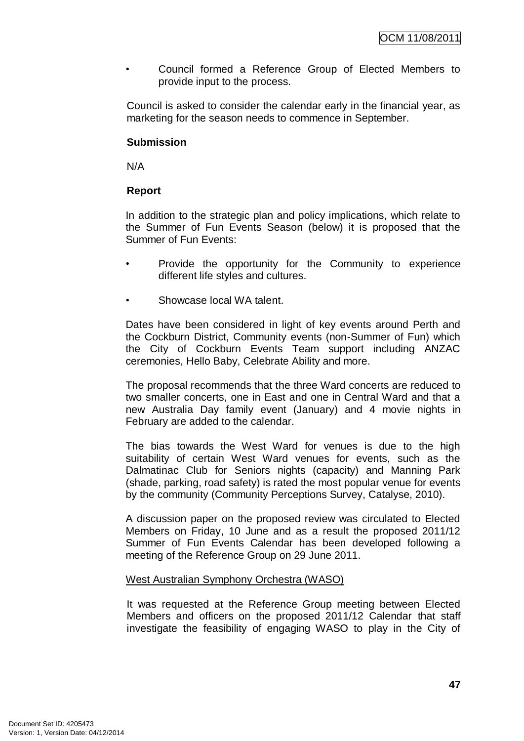- Council formed a Reference Group of Elected Members to provide input to the process.

Council is asked to consider the calendar early in the financial year, as marketing for the season needs to commence in September.

**Submission**

N/A

**Report**

In addition to the strategic plan and policy implications, which relate to the Summer of Fun Events Season (below) it is proposed that the Summer of Fun Events:

- Provide the opportunity for the Community to experience different life styles and cultures.
- Showcase local WA talent.

Dates have been considered in light of key events around Perth and the Cockburn District, Community events (non-Summer of Fun) which the City of Cockburn Events Team support including ANZAC ceremonies, Hello Baby, Celebrate Ability and more.

The proposal recommends that the three Ward concerts are reduced to two smaller concerts, one in East and one in Central Ward and that a new Australia Day family event (January) and 4 movie nights in February are added to the calendar.

The bias towards the West Ward for venues is due to the high suitability of certain West Ward venues for events, such as the Dalmatinac Club for Seniors nights (capacity) and Manning Park (shade, parking, road safety) is rated the most popular venue for events by the community (Community Perceptions Survey, Catalyse, 2010).

A discussion paper on the proposed review was circulated to Elected Members on Friday, 10 June and as a result the proposed 2011/12 Summer of Fun Events Calendar has been developed following a meeting of the Reference Group on 29 June 2011.

West Australian Symphony Orchestra (WASO)

It was requested at the Reference Group meeting between Elected Members and officers on the proposed 2011/12 Calendar that staff investigate the feasibility of engaging WASO to play in the City of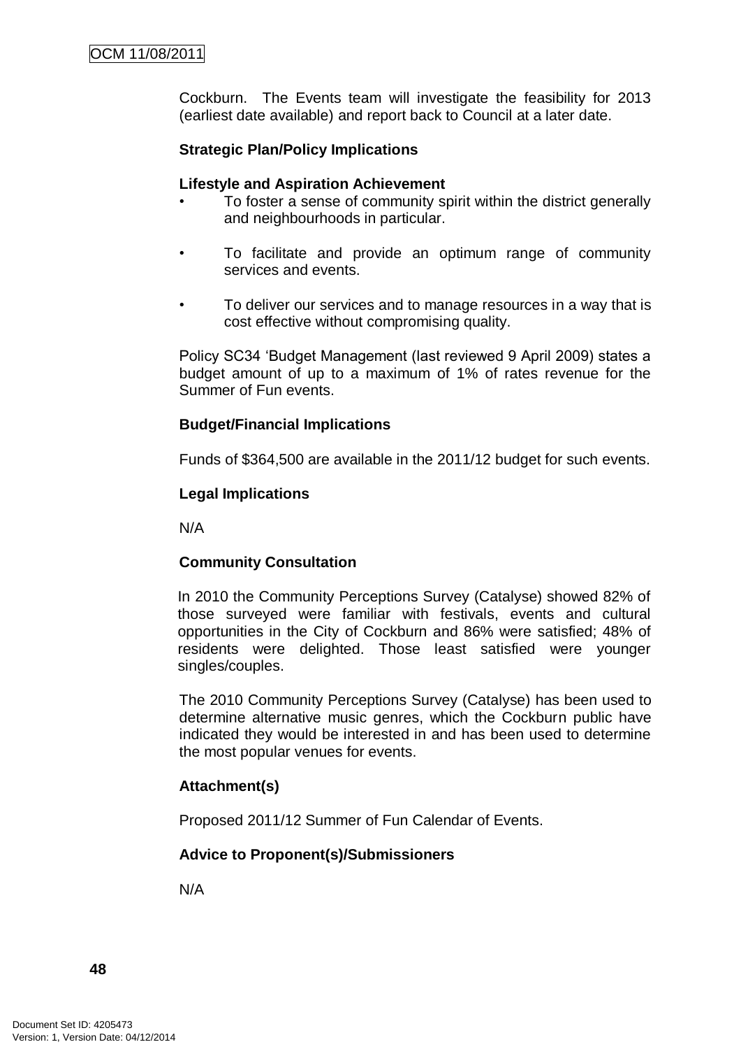Cockburn. The Events team will investigate the feasibility for 2013 (earliest date available) and report back to Council at a later date.

**Strategic Plan/Policy Implications**

**Lifestyle and Aspiration Achievement**

- To foster a sense of community spirit within the district generally and neighbourhoods in particular.
- To facilitate and provide an optimum range of community services and events.
- To deliver our services and to manage resources in a way that is cost effective without compromising quality.

Policy SC34 'Budget Management (last reviewed 9 April 2009) states a budget amount of up to a maximum of 1% of rates revenue for the Summer of Fun events.

**Budget/Financial Implications**

Funds of $364,500 are available in the 2011/12 budget for such events.

**Legal Implications**

N/A

**Community Consultation**

In 2010 the Community Perceptions Survey (Catalyse) showed 82% of those surveyed were familiar with festivals, events and cultural opportunities in the City of Cockburn and 86% were satisfied; 48% of residents were delighted. Those least satisfied were younger singles/couples.

The 2010 Community Perceptions Survey (Catalyse) has been used to determine alternative music genres, which the Cockburn public have indicated they would be interested in and has been used to determine the most popular venues for events.

**Attachment(s)**

Proposed 2011/12 Summer of Fun Calendar of Events.

**Advice to Proponent(s)/Submissioners**

N/A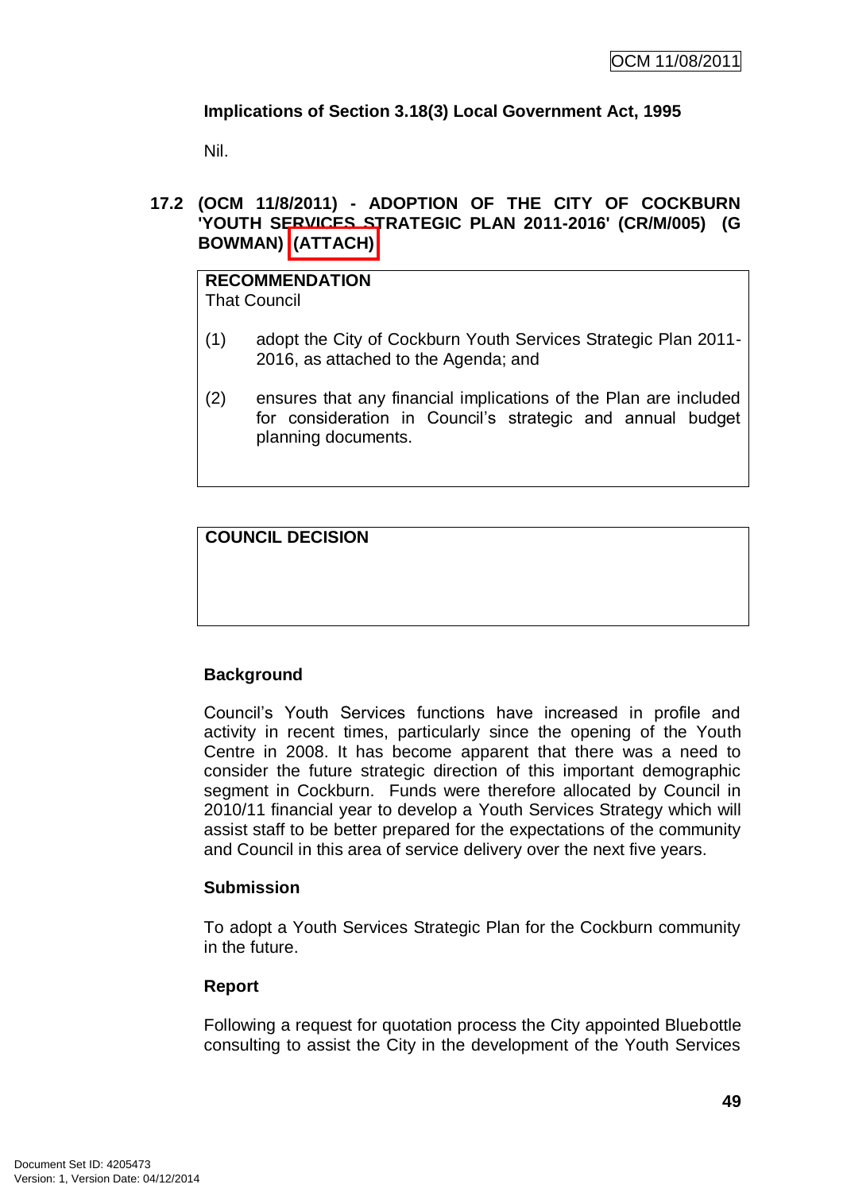**Implications of Section 3.18(3) Local Government Act, 1995**

Nil.

**17.2 (OCM 11/8/2011) - ADOPTION OF THE CITY OF COCKBURN 'YOUTH SERVICES STRATEGIC PLAN 2011-2016' (CR/M/005) (G BOWMAN) (ATTACH)**

**RECOMMENDATION**
That Council

(1) adopt the City of Cockburn Youth Services Strategic Plan 2011-2016, as attached to the Agenda; and

(2) ensures that any financial implications of the Plan are included for consideration in Council's strategic and annual budget planning documents.

**COUNCIL DECISION**

**Background**

Council's Youth Services functions have increased in profile and activity in recent times, particularly since the opening of the Youth Centre in 2008. It has become apparent that there was a need to consider the future strategic direction of this important demographic segment in Cockburn. Funds were therefore allocated by Council in 2010/11 financial year to develop a Youth Services Strategy which will assist staff to be better prepared for the expectations of the community and Council in this area of service delivery over the next five years.

**Submission**

To adopt a Youth Services Strategic Plan for the Cockburn community in the future.

**Report**

Following a request for quotation process the City appointed Bluebottle consulting to assist the City in the development of the Youth Services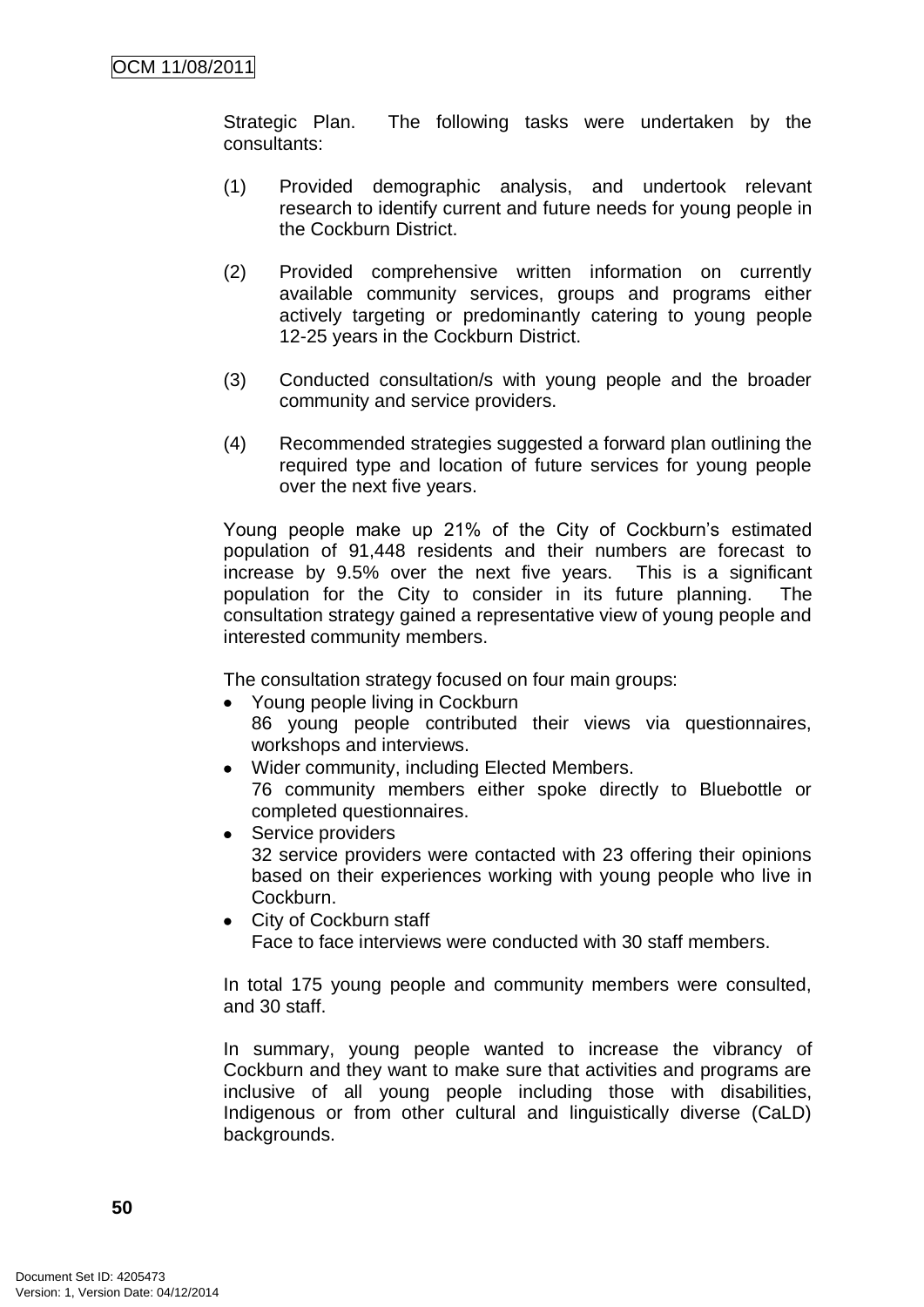Strategic Plan. The following tasks were undertaken by the consultants:

(1) Provided demographic analysis, and undertook relevant research to identify current and future needs for young people in the Cockburn District.

(2) Provided comprehensive written information on currently available community services, groups and programs either actively targeting or predominantly catering to young people 12-25 years in the Cockburn District.

(3) Conducted consultation/s with young people and the broader community and service providers.

(4) Recommended strategies suggested a forward plan outlining the required type and location of future services for young people over the next five years.

Young people make up 21% of the City of Cockburn's estimated population of 91,448 residents and their numbers are forecast to increase by 9.5% over the next five years. This is a significant population for the City to consider in its future planning. The consultation strategy gained a representative view of young people and interested community members.

The consultation strategy focused on four main groups:

- Young people living in Cockburn
  86 young people contributed their views via questionnaires, workshops and interviews.
- Wider community, including Elected Members.
  76 community members either spoke directly to Bluebottle or completed questionnaires.
- Service providers
  32 service providers were contacted with 23 offering their opinions based on their experiences working with young people who live in Cockburn.
- City of Cockburn staff
  Face to face interviews were conducted with 30 staff members.

In total 175 young people and community members were consulted, and 30 staff.

In summary, young people wanted to increase the vibrancy of Cockburn and they want to make sure that activities and programs are inclusive of all young people including those with disabilities, Indigenous or from other cultural and linguistically diverse (CaLD) backgrounds.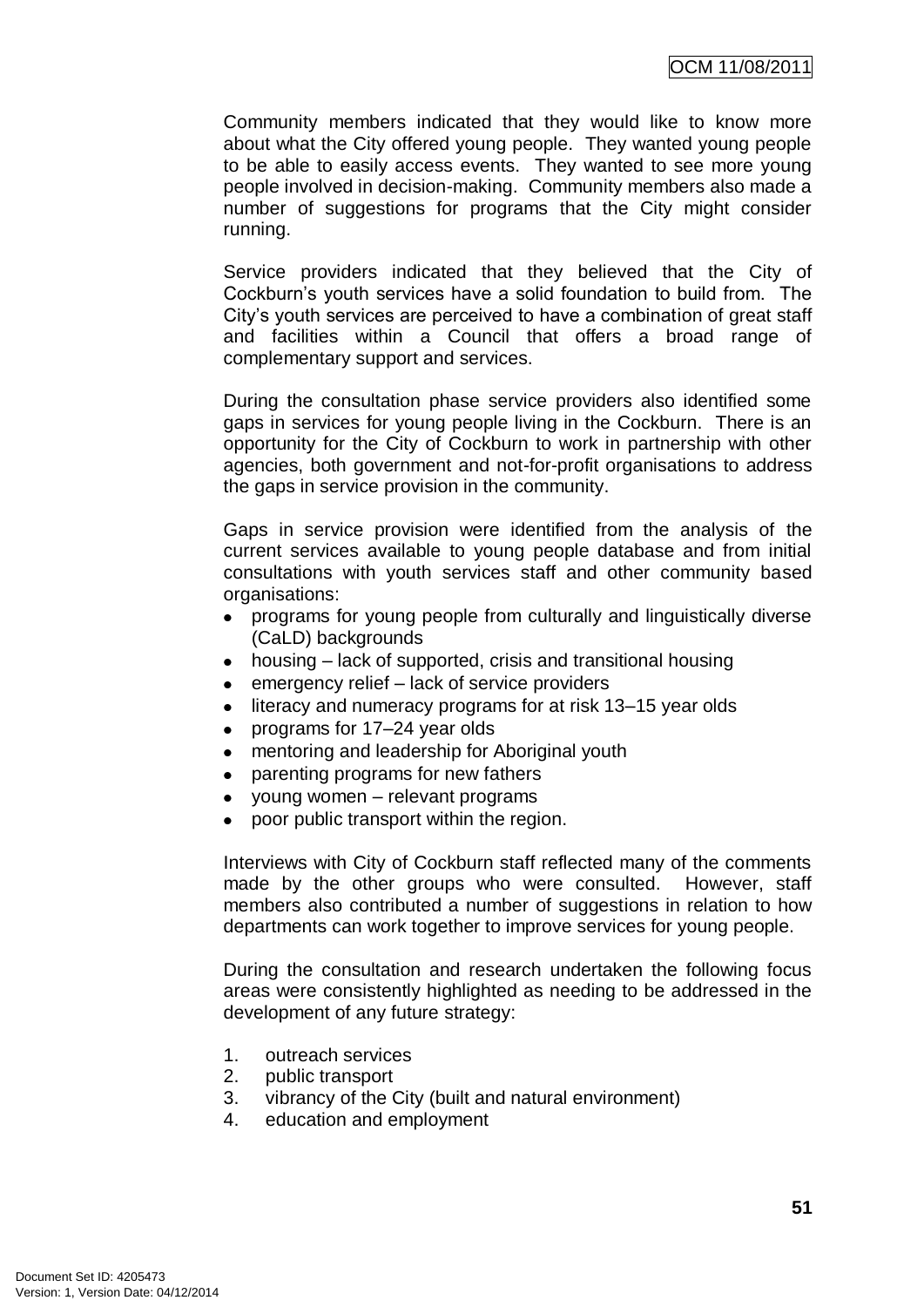Community members indicated that they would like to know more about what the City offered young people. They wanted young people to be able to easily access events. They wanted to see more young people involved in decision-making. Community members also made a number of suggestions for programs that the City might consider running.

Service providers indicated that they believed that the City of Cockburn's youth services have a solid foundation to build from. The City's youth services are perceived to have a combination of great staff and facilities within a Council that offers a broad range of complementary support and services.

During the consultation phase service providers also identified some gaps in services for young people living in the Cockburn. There is an opportunity for the City of Cockburn to work in partnership with other agencies, both government and not-for-profit organisations to address the gaps in service provision in the community.

Gaps in service provision were identified from the analysis of the current services available to young people database and from initial consultations with youth services staff and other community based organisations:

- programs for young people from culturally and linguistically diverse (CaLD) backgrounds
- housing – lack of supported, crisis and transitional housing
- emergency relief – lack of service providers
- literacy and numeracy programs for at risk 13–15 year olds
- programs for 17–24 year olds
- mentoring and leadership for Aboriginal youth
- parenting programs for new fathers
- young women – relevant programs
- poor public transport within the region.

Interviews with City of Cockburn staff reflected many of the comments made by the other groups who were consulted. However, staff members also contributed a number of suggestions in relation to how departments can work together to improve services for young people.

During the consultation and research undertaken the following focus areas were consistently highlighted as needing to be addressed in the development of any future strategy:

1. outreach services
2. public transport
3. vibrancy of the City (built and natural environment)
4. education and employment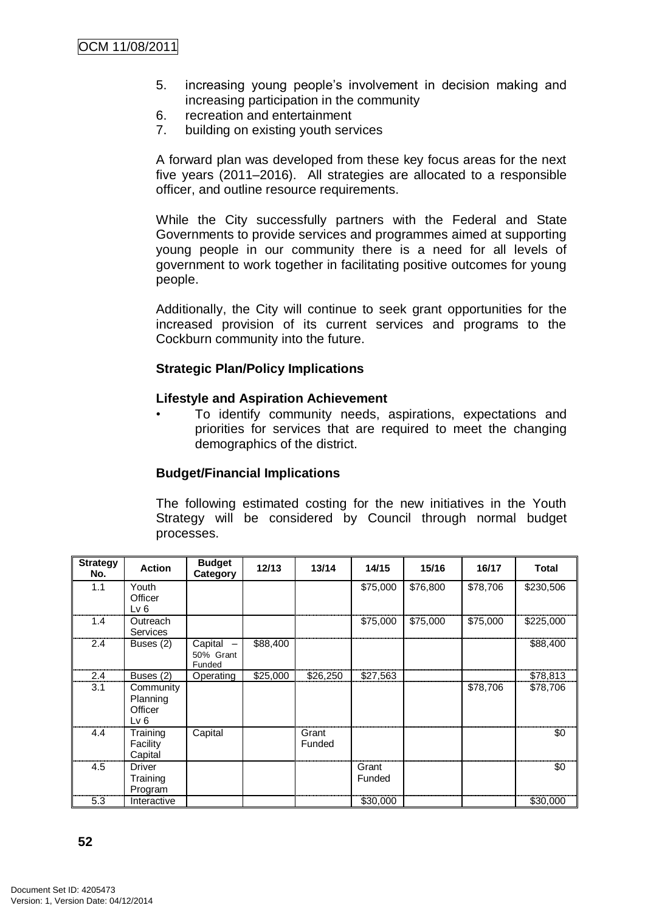5. increasing young people's involvement in decision making and increasing participation in the community
6. recreation and entertainment
7. building on existing youth services

A forward plan was developed from these key focus areas for the next five years (2011–2016). All strategies are allocated to a responsible officer, and outline resource requirements.

While the City successfully partners with the Federal and State Governments to provide services and programmes aimed at supporting young people in our community there is a need for all levels of government to work together in facilitating positive outcomes for young people.

Additionally, the City will continue to seek grant opportunities for the increased provision of its current services and programs to the Cockburn community into the future.

**Strategic Plan/Policy Implications**

**Lifestyle and Aspiration Achievement**

- To identify community needs, aspirations, expectations and priorities for services that are required to meet the changing demographics of the district.

**Budget/Financial Implications**

The following estimated costing for the new initiatives in the Youth Strategy will be considered by Council through normal budget processes.

| Strategy No. | Action | Budget Category | 12/13 | 13/14 | 14/15 | 15/16 | 16/17 | Total |
|---|---|---|---|---|---|---|---|---|
| 1.1 | Youth Officer Lv 6 | | | | $75,000 | $76,800 | $78,706 | $230,506 |
| 1.4 | Outreach Services | | | | $75,000 | $75,000 | $75,000 | $225,000 |
| 2.4 | Buses (2) | Capital – 50% Grant Funded | $88,400 | | | | | $88,400 |
| 2.4 | Buses (2) | Operating | $25,000 | $26,250 | $27,563 | | | $78,813 |
| 3.1 | Community Planning Officer Lv 6 | | | | | | $78,706 | $78,706 |
| 4.4 | Training Facility Capital | Capital | | Grant Funded | | | | $0 |
| 4.5 | Driver Training Program | | | | Grant Funded | | | $0 |
| 5.3 | Interactive | | | | $30,000 | | | $30,000 |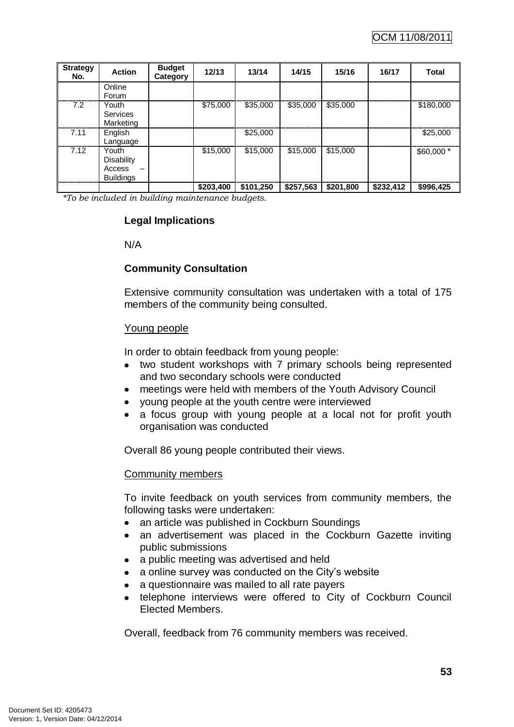| Strategy No. | Action | Budget Category | 12/13 | 13/14 | 14/15 | 15/16 | 16/17 | Total |
|---|---|---|---|---|---|---|---|---|
| | Online Forum | | | | | | | |
| 7.2 | Youth Services Marketing | | $75,000 | $35,000 | $35,000 | $35,000 | | $180,000 |
| 7.11 | English Language | | | $25,000 | | | | $25,000 |
| 7.12 | Youth Disability Access – Buildings | | $15,000 | $15,000 | $15,000 | $15,000 | | $60,000 * |
| | | | **$203,400** | **$101,250** | **$257,563** | **$201,800** | **$232,412** | **$996,425** |

*\*To be included in building maintenance budgets.*

**Legal Implications**

N/A

**Community Consultation**

Extensive community consultation was undertaken with a total of 175 members of the community being consulted.

Young people

In order to obtain feedback from young people:

- two student workshops with 7 primary schools being represented and two secondary schools were conducted
- meetings were held with members of the Youth Advisory Council
- young people at the youth centre were interviewed
- a focus group with young people at a local not for profit youth organisation was conducted

Overall 86 young people contributed their views.

Community members

To invite feedback on youth services from community members, the following tasks were undertaken:

- an article was published in Cockburn Soundings
- an advertisement was placed in the Cockburn Gazette inviting public submissions
- a public meeting was advertised and held
- a online survey was conducted on the City's website
- a questionnaire was mailed to all rate payers
- telephone interviews were offered to City of Cockburn Council Elected Members.

Overall, feedback from 76 community members was received.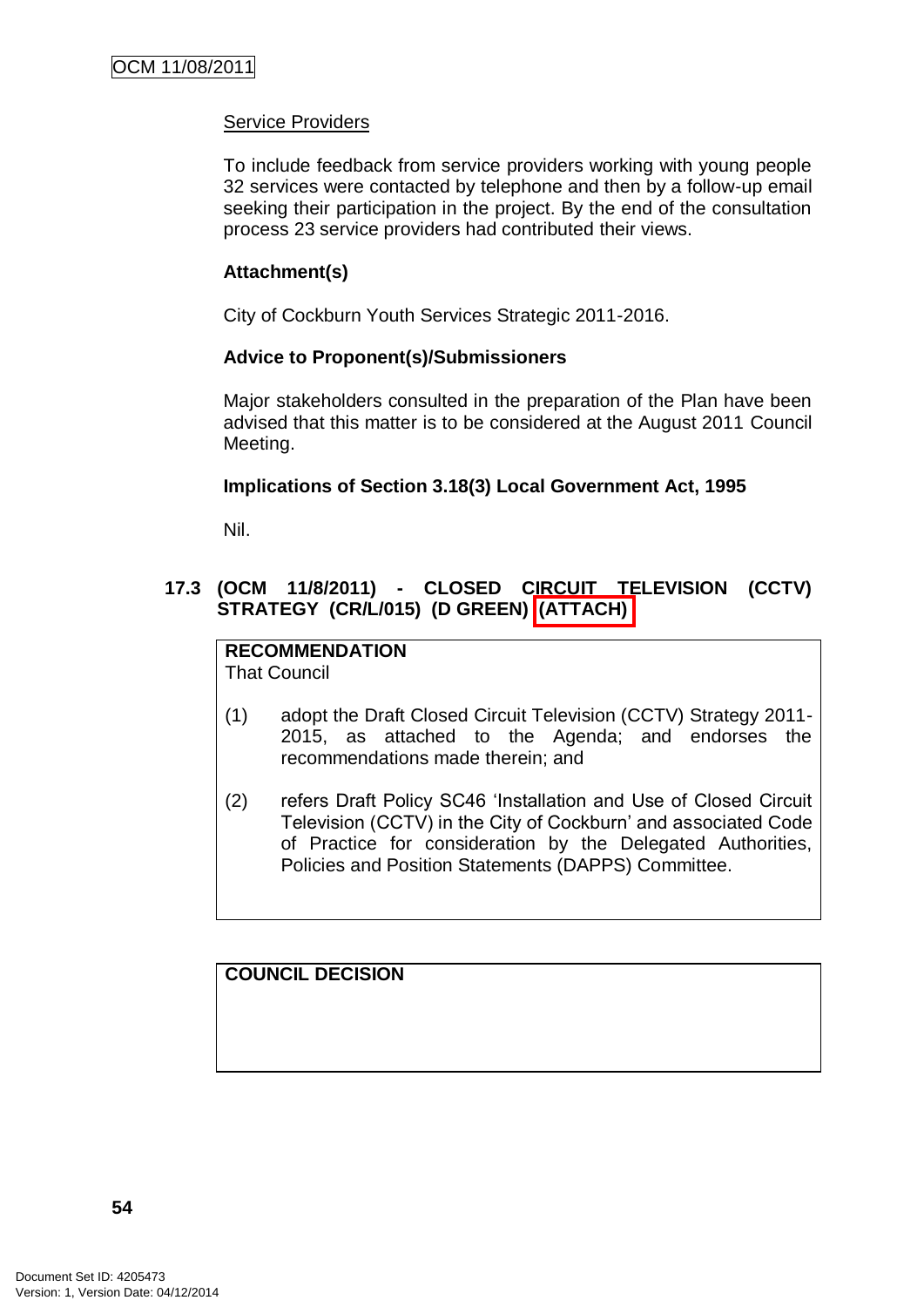Service Providers

To include feedback from service providers working with young people 32 services were contacted by telephone and then by a follow-up email seeking their participation in the project. By the end of the consultation process 23 service providers had contributed their views.

**Attachment(s)**

City of Cockburn Youth Services Strategic 2011-2016.

**Advice to Proponent(s)/Submissioners**

Major stakeholders consulted in the preparation of the Plan have been advised that this matter is to be considered at the August 2011 Council Meeting.

**Implications of Section 3.18(3) Local Government Act, 1995**

Nil.

### 17.3 (OCM 11/8/2011) - CLOSED CIRCUIT TELEVISION (CCTV) STRATEGY (CR/L/015) (D GREEN) (ATTACH)

**RECOMMENDATION**
That Council

(1) adopt the Draft Closed Circuit Television (CCTV) Strategy 2011-2015, as attached to the Agenda; and endorses the recommendations made therein; and

(2) refers Draft Policy SC46 'Installation and Use of Closed Circuit Television (CCTV) in the City of Cockburn' and associated Code of Practice for consideration by the Delegated Authorities, Policies and Position Statements (DAPPS) Committee.

**COUNCIL DECISION**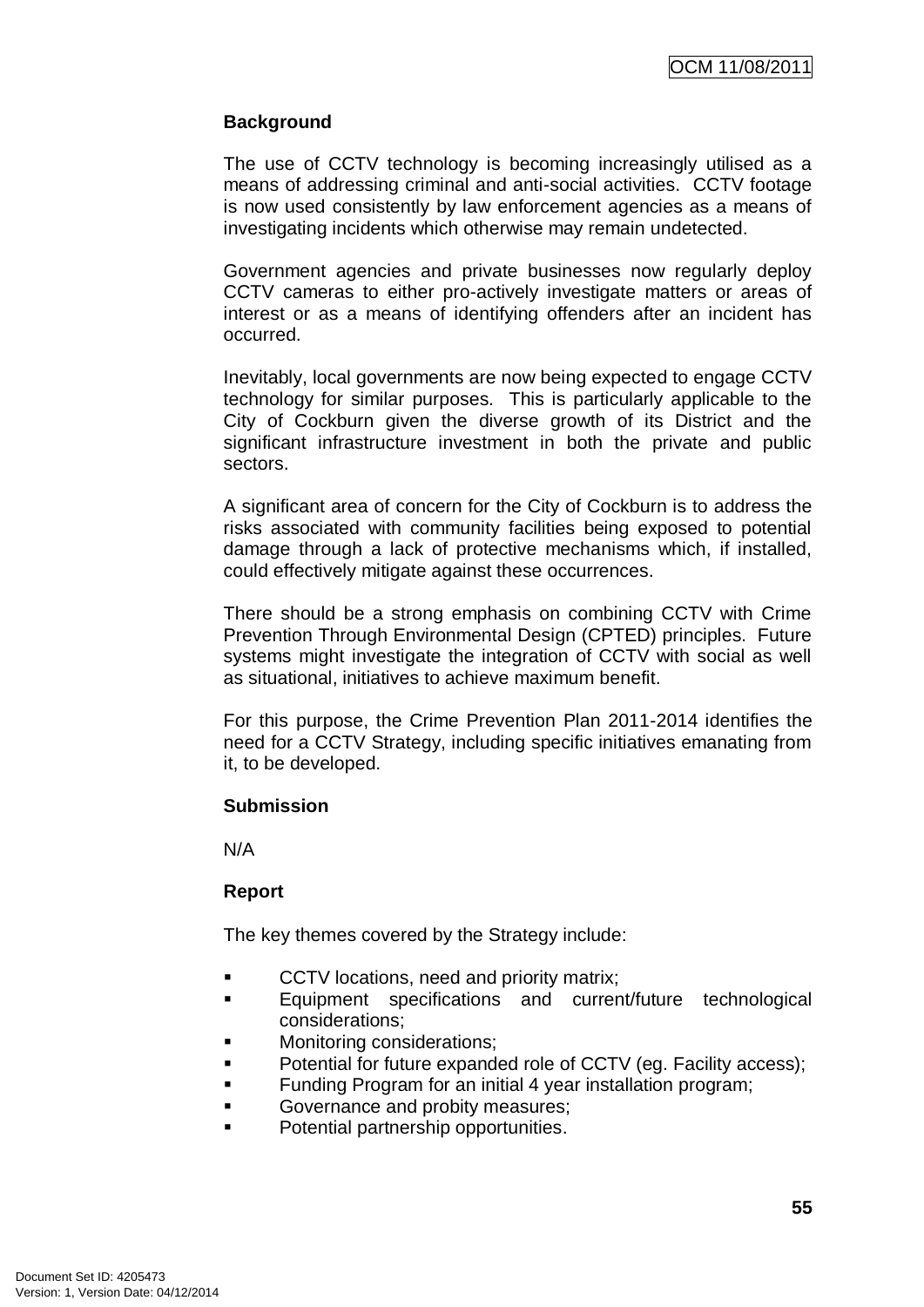**Background**

The use of CCTV technology is becoming increasingly utilised as a means of addressing criminal and anti-social activities. CCTV footage is now used consistently by law enforcement agencies as a means of investigating incidents which otherwise may remain undetected.

Government agencies and private businesses now regularly deploy CCTV cameras to either pro-actively investigate matters or areas of interest or as a means of identifying offenders after an incident has occurred.

Inevitably, local governments are now being expected to engage CCTV technology for similar purposes. This is particularly applicable to the City of Cockburn given the diverse growth of its District and the significant infrastructure investment in both the private and public sectors.

A significant area of concern for the City of Cockburn is to address the risks associated with community facilities being exposed to potential damage through a lack of protective mechanisms which, if installed, could effectively mitigate against these occurrences.

There should be a strong emphasis on combining CCTV with Crime Prevention Through Environmental Design (CPTED) principles. Future systems might investigate the integration of CCTV with social as well as situational, initiatives to achieve maximum benefit.

For this purpose, the Crime Prevention Plan 2011-2014 identifies the need for a CCTV Strategy, including specific initiatives emanating from it, to be developed.

**Submission**

N/A

**Report**

The key themes covered by the Strategy include:

- CCTV locations, need and priority matrix;
- Equipment specifications and current/future technological considerations;
- Monitoring considerations;
- Potential for future expanded role of CCTV (eg. Facility access);
- Funding Program for an initial 4 year installation program;
- Governance and probity measures;
- Potential partnership opportunities.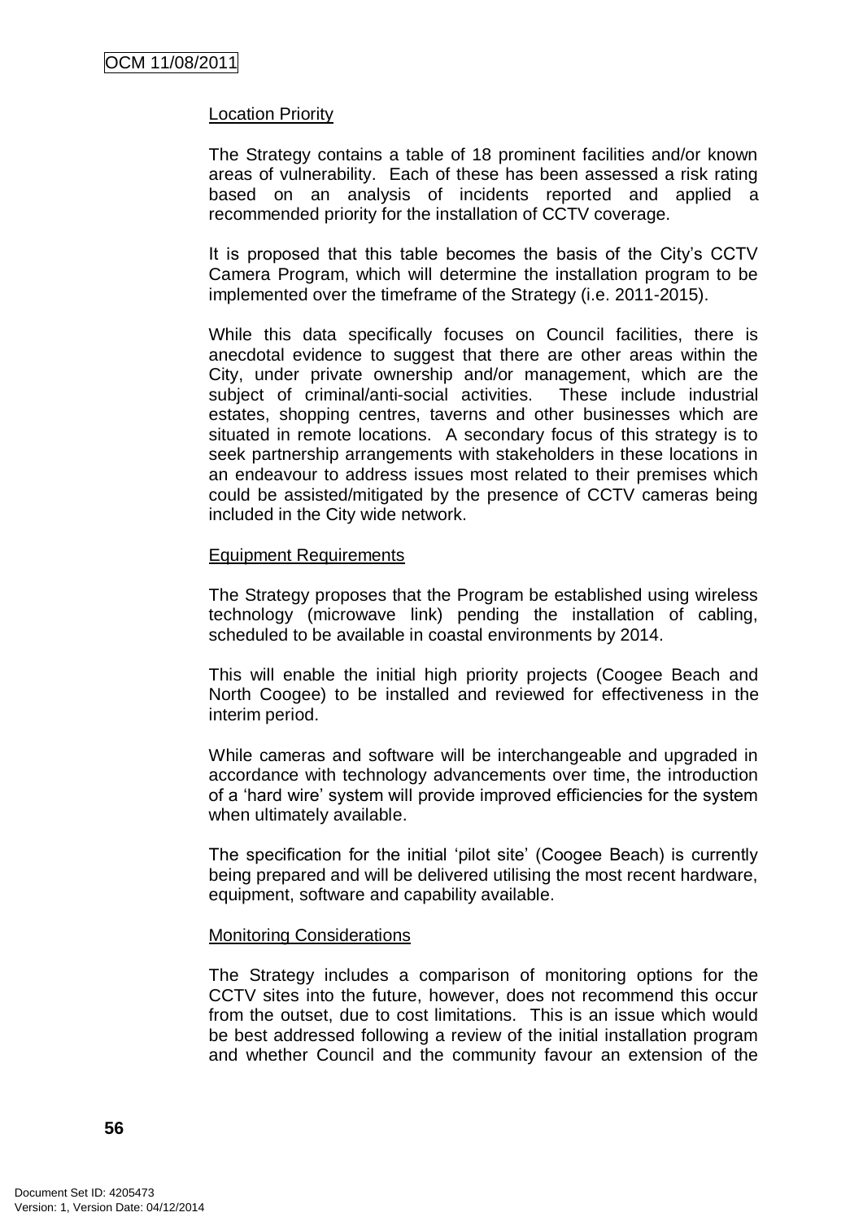Location Priority

The Strategy contains a table of 18 prominent facilities and/or known areas of vulnerability. Each of these has been assessed a risk rating based on an analysis of incidents reported and applied a recommended priority for the installation of CCTV coverage.

It is proposed that this table becomes the basis of the City's CCTV Camera Program, which will determine the installation program to be implemented over the timeframe of the Strategy (i.e. 2011-2015).

While this data specifically focuses on Council facilities, there is anecdotal evidence to suggest that there are other areas within the City, under private ownership and/or management, which are the subject of criminal/anti-social activities. These include industrial estates, shopping centres, taverns and other businesses which are situated in remote locations. A secondary focus of this strategy is to seek partnership arrangements with stakeholders in these locations in an endeavour to address issues most related to their premises which could be assisted/mitigated by the presence of CCTV cameras being included in the City wide network.

Equipment Requirements

The Strategy proposes that the Program be established using wireless technology (microwave link) pending the installation of cabling, scheduled to be available in coastal environments by 2014.

This will enable the initial high priority projects (Coogee Beach and North Coogee) to be installed and reviewed for effectiveness in the interim period.

While cameras and software will be interchangeable and upgraded in accordance with technology advancements over time, the introduction of a 'hard wire' system will provide improved efficiencies for the system when ultimately available.

The specification for the initial 'pilot site' (Coogee Beach) is currently being prepared and will be delivered utilising the most recent hardware, equipment, software and capability available.

Monitoring Considerations

The Strategy includes a comparison of monitoring options for the CCTV sites into the future, however, does not recommend this occur from the outset, due to cost limitations. This is an issue which would be best addressed following a review of the initial installation program and whether Council and the community favour an extension of the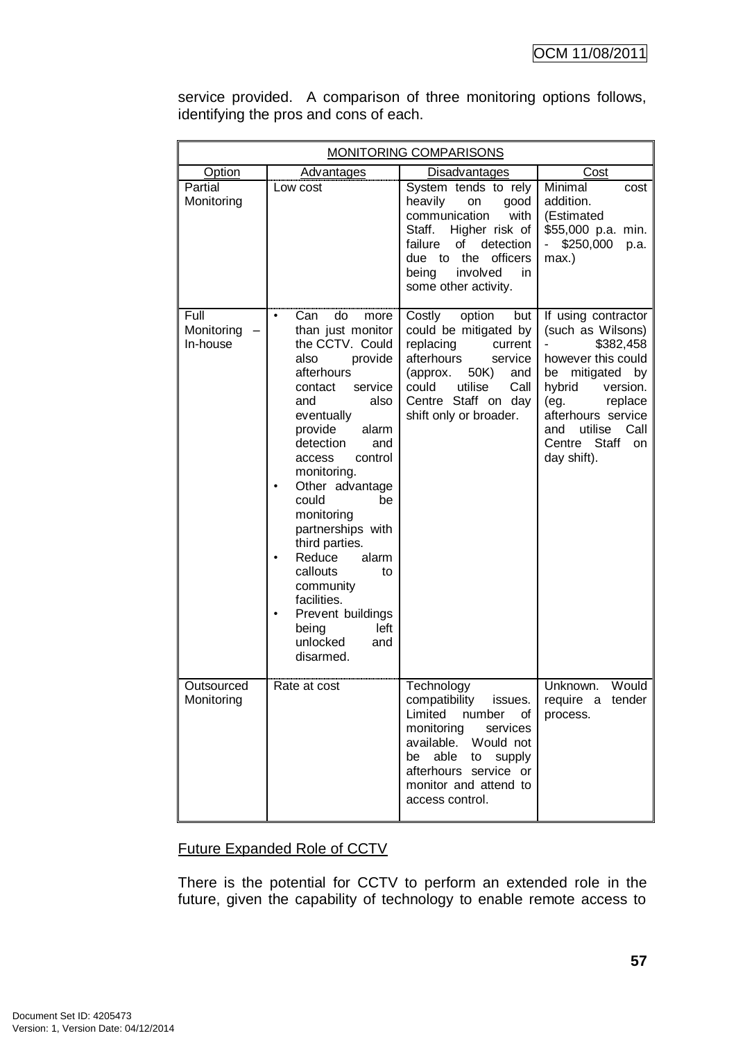service provided. A comparison of three monitoring options follows, identifying the pros and cons of each.

| MONITORING COMPARISONS | | | |
|---|---|---|---|
| Option | Advantages | Disadvantages | Cost |
| Partial Monitoring | Low cost | System tends to rely heavily on good communication with Staff. Higher risk of failure of detection due to the officers being involved in some other activity. | Minimal cost addition. (Estimated $55,000 p.a. min. - $250,000 p.a. max.) |
| Full Monitoring – In-house | • Can do more than just monitor the CCTV. Could also provide afterhours contact service and also eventually provide alarm detection and access control monitoring. • Other advantage could be monitoring partnerships with third parties. • Reduce alarm callouts to community facilities. • Prevent buildings being left unlocked and disarmed. | Costly option but could be mitigated by replacing current afterhours service (approx. 50K) and could utilise Call Centre Staff on day shift only or broader. | If using contractor (such as Wilsons) - $382,458 however this could be mitigated by hybrid version. (eg. replace afterhours service and utilise Call Centre Staff on day shift). |
| Outsourced Monitoring | Rate at cost | Technology compatibility issues. Limited number of monitoring services available. Would not be able to supply afterhours service or monitor and attend to access control. | Unknown. Would require a tender process. |

Future Expanded Role of CCTV

There is the potential for CCTV to perform an extended role in the future, given the capability of technology to enable remote access to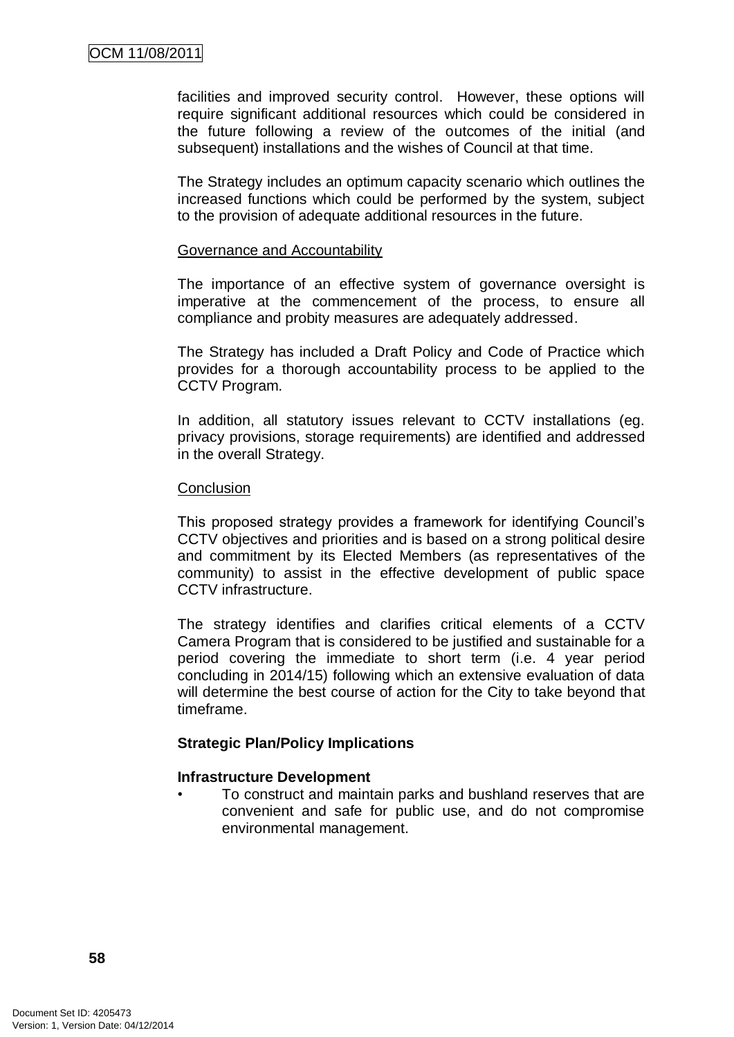facilities and improved security control. However, these options will require significant additional resources which could be considered in the future following a review of the outcomes of the initial (and subsequent) installations and the wishes of Council at that time.

The Strategy includes an optimum capacity scenario which outlines the increased functions which could be performed by the system, subject to the provision of adequate additional resources in the future.

Governance and Accountability

The importance of an effective system of governance oversight is imperative at the commencement of the process, to ensure all compliance and probity measures are adequately addressed.

The Strategy has included a Draft Policy and Code of Practice which provides for a thorough accountability process to be applied to the CCTV Program.

In addition, all statutory issues relevant to CCTV installations (eg. privacy provisions, storage requirements) are identified and addressed in the overall Strategy.

Conclusion

This proposed strategy provides a framework for identifying Council's CCTV objectives and priorities and is based on a strong political desire and commitment by its Elected Members (as representatives of the community) to assist in the effective development of public space CCTV infrastructure.

The strategy identifies and clarifies critical elements of a CCTV Camera Program that is considered to be justified and sustainable for a period covering the immediate to short term (i.e. 4 year period concluding in 2014/15) following which an extensive evaluation of data will determine the best course of action for the City to take beyond that timeframe.

**Strategic Plan/Policy Implications**

**Infrastructure Development**

- To construct and maintain parks and bushland reserves that are convenient and safe for public use, and do not compromise environmental management.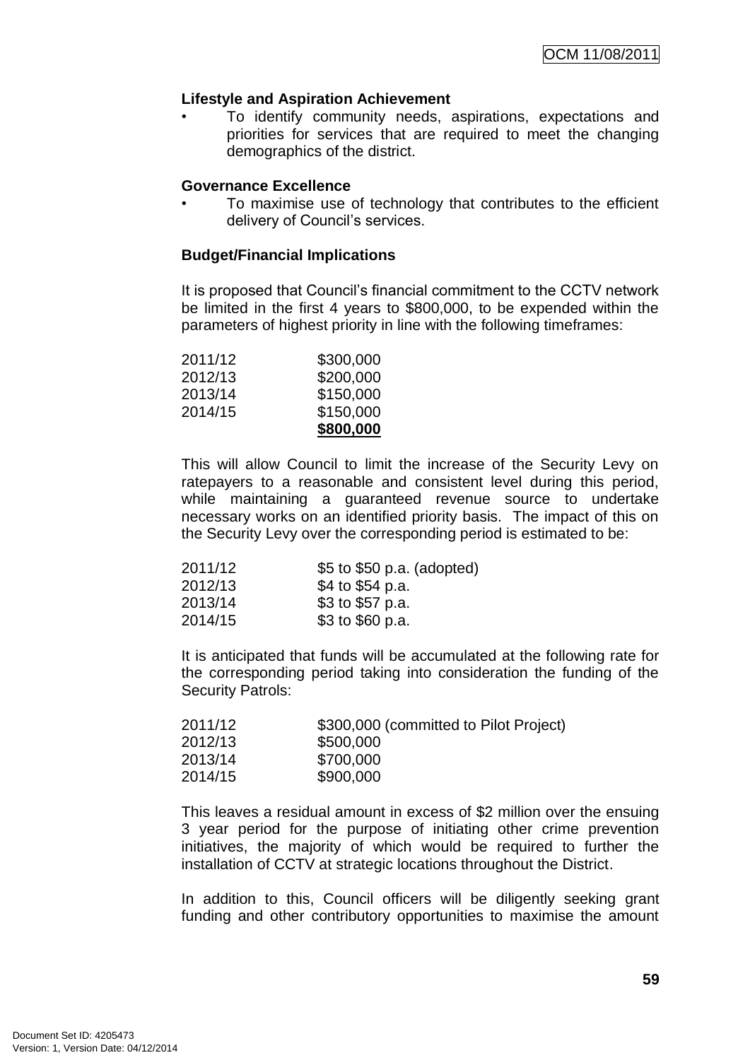**Lifestyle and Aspiration Achievement**

- To identify community needs, aspirations, expectations and priorities for services that are required to meet the changing demographics of the district.

**Governance Excellence**

- To maximise use of technology that contributes to the efficient delivery of Council's services.

**Budget/Financial Implications**

It is proposed that Council's financial commitment to the CCTV network be limited in the first 4 years to $800,000, to be expended within the parameters of highest priority in line with the following timeframes:

| | |
|---|---|
| 2011/12 | $300,000 |
| 2012/13 | $200,000 |
| 2013/14 | $150,000 |
| 2014/15 | $150,000 |
| | **$800,000** |

This will allow Council to limit the increase of the Security Levy on ratepayers to a reasonable and consistent level during this period, while maintaining a guaranteed revenue source to undertake necessary works on an identified priority basis. The impact of this on the Security Levy over the corresponding period is estimated to be:

| | |
|---|---|
| 2011/12 | $5 to $50 p.a. (adopted) |
| 2012/13 | $4 to $54 p.a. |
| 2013/14 | $3 to $57 p.a. |
| 2014/15 | $3 to $60 p.a. |

It is anticipated that funds will be accumulated at the following rate for the corresponding period taking into consideration the funding of the Security Patrols:

| | |
|---|---|
| 2011/12 | $300,000 (committed to Pilot Project) |
| 2012/13 | $500,000 |
| 2013/14 | $700,000 |
| 2014/15 | $900,000 |

This leaves a residual amount in excess of $2 million over the ensuing 3 year period for the purpose of initiating other crime prevention initiatives, the majority of which would be required to further the installation of CCTV at strategic locations throughout the District.

In addition to this, Council officers will be diligently seeking grant funding and other contributory opportunities to maximise the amount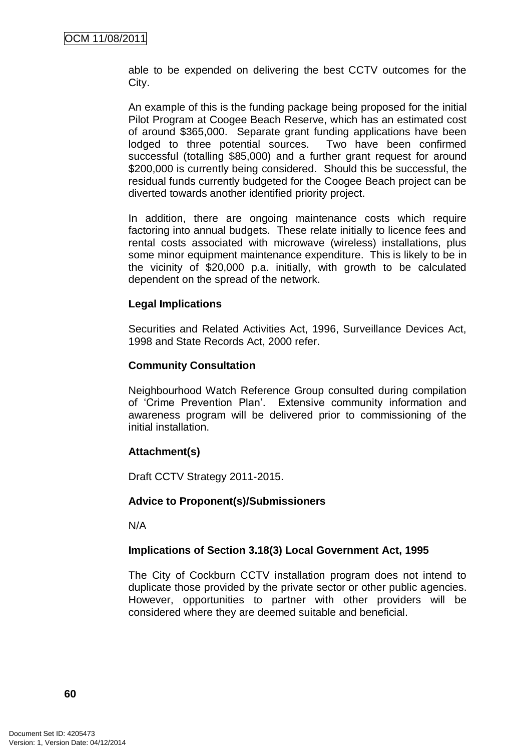able to be expended on delivering the best CCTV outcomes for the City.

An example of this is the funding package being proposed for the initial Pilot Program at Coogee Beach Reserve, which has an estimated cost of around $365,000. Separate grant funding applications have been lodged to three potential sources. Two have been confirmed successful (totalling $85,000) and a further grant request for around $200,000 is currently being considered. Should this be successful, the residual funds currently budgeted for the Coogee Beach project can be diverted towards another identified priority project.

In addition, there are ongoing maintenance costs which require factoring into annual budgets. These relate initially to licence fees and rental costs associated with microwave (wireless) installations, plus some minor equipment maintenance expenditure. This is likely to be in the vicinity of $20,000 p.a. initially, with growth to be calculated dependent on the spread of the network.

**Legal Implications**

Securities and Related Activities Act, 1996, Surveillance Devices Act, 1998 and State Records Act, 2000 refer.

**Community Consultation**

Neighbourhood Watch Reference Group consulted during compilation of 'Crime Prevention Plan'. Extensive community information and awareness program will be delivered prior to commissioning of the initial installation.

**Attachment(s)**

Draft CCTV Strategy 2011-2015.

**Advice to Proponent(s)/Submissioners**

N/A

**Implications of Section 3.18(3) Local Government Act, 1995**

The City of Cockburn CCTV installation program does not intend to duplicate those provided by the private sector or other public agencies. However, opportunities to partner with other providers will be considered where they are deemed suitable and beneficial.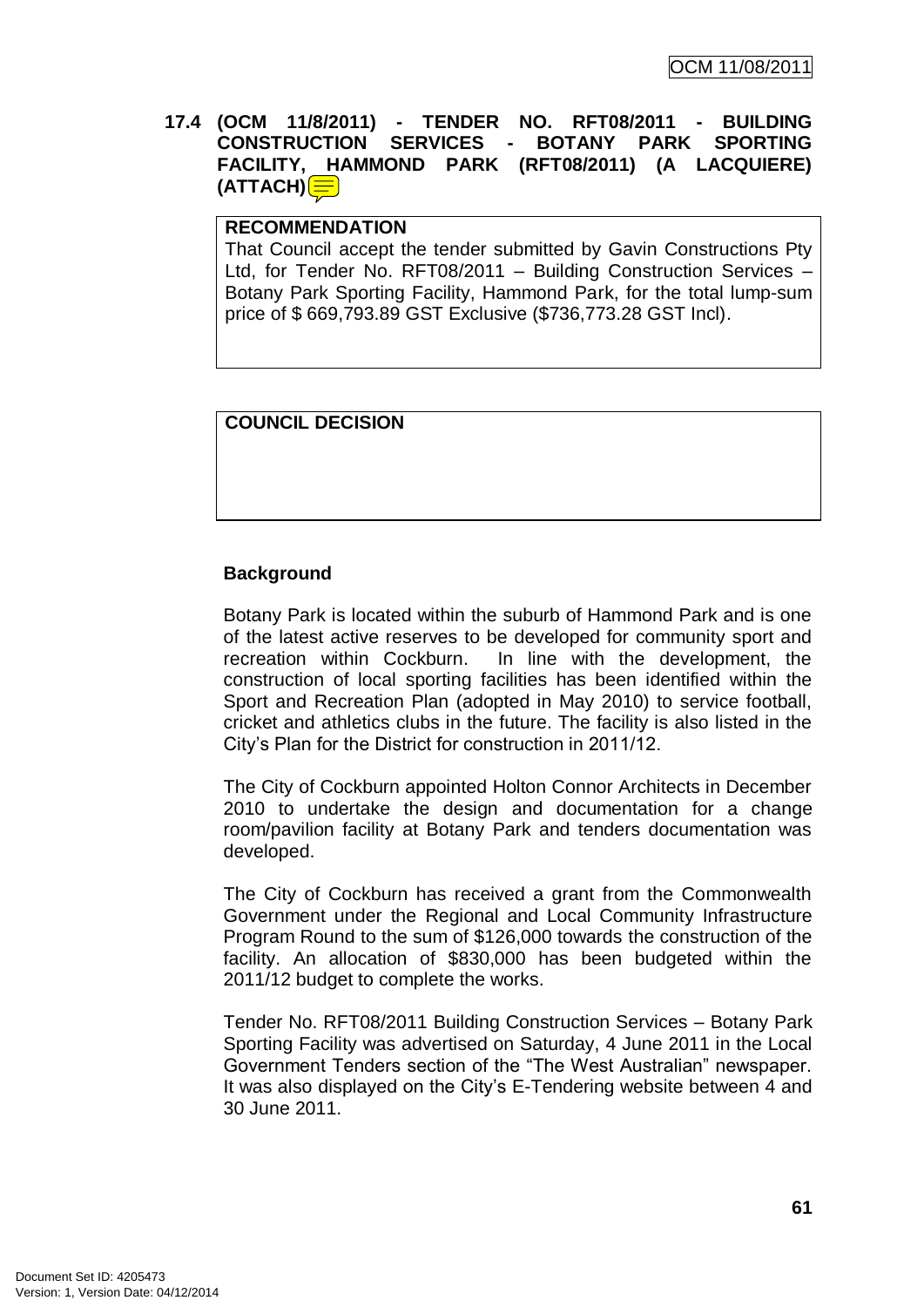**17.4 (OCM 11/8/2011) - TENDER NO. RFT08/2011 - BUILDING CONSTRUCTION SERVICES - BOTANY PARK SPORTING FACILITY, HAMMOND PARK (RFT08/2011) (A LACQUIERE) (ATTACH)**

| **RECOMMENDATION** |
| --- |
| That Council accept the tender submitted by Gavin Constructions Pty Ltd, for Tender No. RFT08/2011 – Building Construction Services – Botany Park Sporting Facility, Hammond Park, for the total lump-sum price of $ 669,793.89 GST Exclusive ($736,773.28 GST Incl). |

| **COUNCIL DECISION** |
| --- |
| |

**Background**

Botany Park is located within the suburb of Hammond Park and is one of the latest active reserves to be developed for community sport and recreation within Cockburn. In line with the development, the construction of local sporting facilities has been identified within the Sport and Recreation Plan (adopted in May 2010) to service football, cricket and athletics clubs in the future. The facility is also listed in the City's Plan for the District for construction in 2011/12.

The City of Cockburn appointed Holton Connor Architects in December 2010 to undertake the design and documentation for a change room/pavilion facility at Botany Park and tenders documentation was developed.

The City of Cockburn has received a grant from the Commonwealth Government under the Regional and Local Community Infrastructure Program Round to the sum of $126,000 towards the construction of the facility. An allocation of $830,000 has been budgeted within the 2011/12 budget to complete the works.

Tender No. RFT08/2011 Building Construction Services – Botany Park Sporting Facility was advertised on Saturday, 4 June 2011 in the Local Government Tenders section of the "The West Australian" newspaper. It was also displayed on the City's E-Tendering website between 4 and 30 June 2011.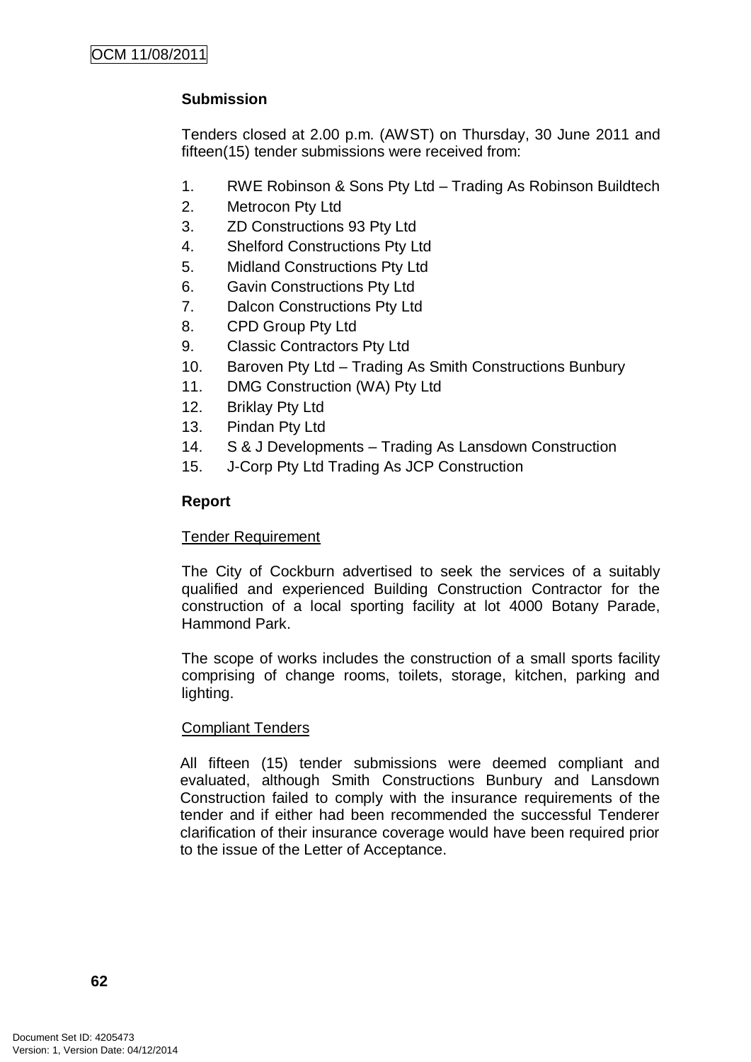**Submission**

Tenders closed at 2.00 p.m. (AWST) on Thursday, 30 June 2011 and fifteen(15) tender submissions were received from:

1. RWE Robinson & Sons Pty Ltd – Trading As Robinson Buildtech
2. Metrocon Pty Ltd
3. ZD Constructions 93 Pty Ltd
4. Shelford Constructions Pty Ltd
5. Midland Constructions Pty Ltd
6. Gavin Constructions Pty Ltd
7. Dalcon Constructions Pty Ltd
8. CPD Group Pty Ltd
9. Classic Contractors Pty Ltd
10. Baroven Pty Ltd – Trading As Smith Constructions Bunbury
11. DMG Construction (WA) Pty Ltd
12. Briklay Pty Ltd
13. Pindan Pty Ltd
14. S & J Developments – Trading As Lansdown Construction
15. J-Corp Pty Ltd Trading As JCP Construction

**Report**

Tender Requirement

The City of Cockburn advertised to seek the services of a suitably qualified and experienced Building Construction Contractor for the construction of a local sporting facility at lot 4000 Botany Parade, Hammond Park.

The scope of works includes the construction of a small sports facility comprising of change rooms, toilets, storage, kitchen, parking and lighting.

Compliant Tenders

All fifteen (15) tender submissions were deemed compliant and evaluated, although Smith Constructions Bunbury and Lansdown Construction failed to comply with the insurance requirements of the tender and if either had been recommended the successful Tenderer clarification of their insurance coverage would have been required prior to the issue of the Letter of Acceptance.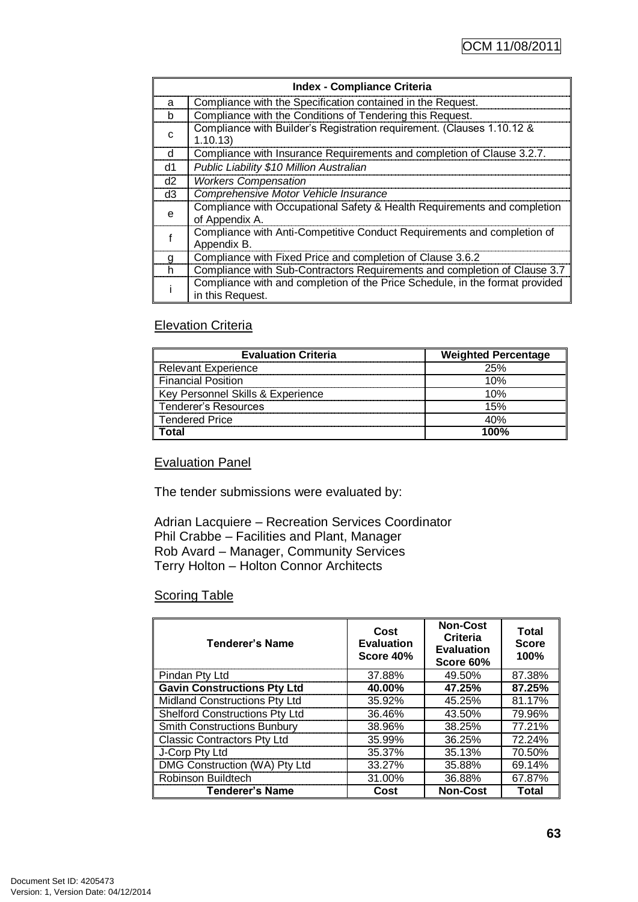| Index - Compliance Criteria | |
|---|---|
| a | Compliance with the Specification contained in the Request. |
| b | Compliance with the Conditions of Tendering this Request. |
| c | Compliance with Builder's Registration requirement. (Clauses 1.10.12 & 1.10.13) |
| d | Compliance with Insurance Requirements and completion of Clause 3.2.7. |
| d1 | *Public Liability $10 Million Australian* |
| d2 | *Workers Compensation* |
| d3 | *Comprehensive Motor Vehicle Insurance* |
| e | Compliance with Occupational Safety & Health Requirements and completion of Appendix A. |
| f | Compliance with Anti-Competitive Conduct Requirements and completion of Appendix B. |
| g | Compliance with Fixed Price and completion of Clause 3.6.2 |
| h | Compliance with Sub-Contractors Requirements and completion of Clause 3.7 |
| i | Compliance with and completion of the Price Schedule, in the format provided in this Request. |

## Elevation Criteria

| Evaluation Criteria | Weighted Percentage |
|---|---|
| Relevant Experience | 25% |
| Financial Position | 10% |
| Key Personnel Skills & Experience | 10% |
| Tenderer's Resources | 15% |
| Tendered Price | 40% |
| **Total** | **100%** |

## Evaluation Panel

The tender submissions were evaluated by:

Adrian Lacquiere – Recreation Services Coordinator
Phil Crabbe – Facilities and Plant, Manager
Rob Avard – Manager, Community Services
Terry Holton – Holton Connor Architects

## Scoring Table

| Tenderer's Name | Cost Evaluation Score 40% | Non-Cost Criteria Evaluation Score 60% | Total Score 100% |
|---|---|---|---|
| Pindan Pty Ltd | 37.88% | 49.50% | 87.38% |
| **Gavin Constructions Pty Ltd** | **40.00%** | **47.25%** | **87.25%** |
| Midland Constructions Pty Ltd | 35.92% | 45.25% | 81.17% |
| Shelford Constructions Pty Ltd | 36.46% | 43.50% | 79.96% |
| Smith Constructions Bunbury | 38.96% | 38.25% | 77.21% |
| Classic Contractors Pty Ltd | 35.99% | 36.25% | 72.24% |
| J-Corp Pty Ltd | 35.37% | 35.13% | 70.50% |
| DMG Construction (WA) Pty Ltd | 33.27% | 35.88% | 69.14% |
| Robinson Buildtech | 31.00% | 36.88% | 67.87% |
| **Tenderer's Name** | **Cost** | **Non-Cost** | **Total** |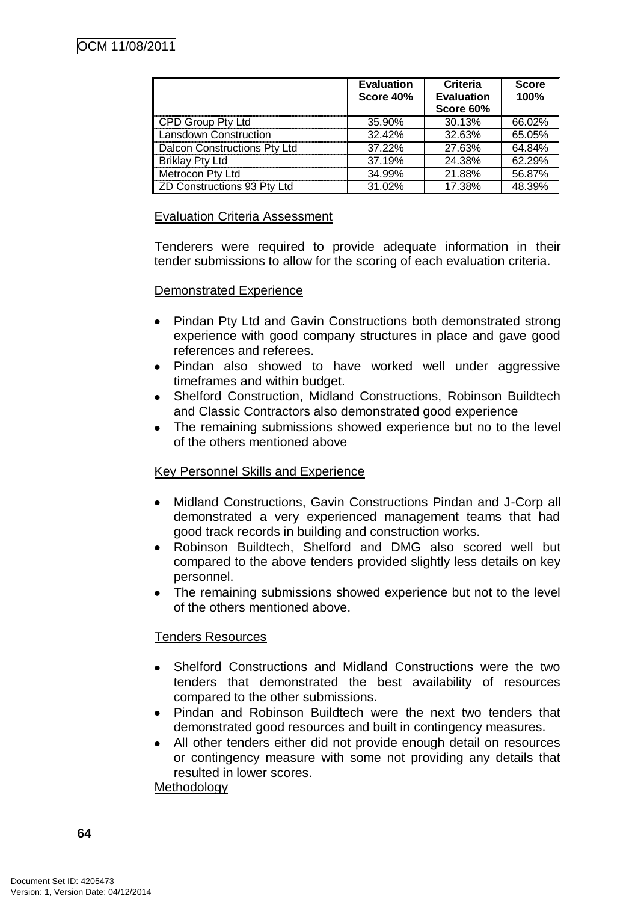| | Evaluation Score 40% | Criteria Evaluation Score 60% | Score 100% |
|---|---|---|---|
| CPD Group Pty Ltd | 35.90% | 30.13% | 66.02% |
| Lansdown Construction | 32.42% | 32.63% | 65.05% |
| Dalcon Constructions Pty Ltd | 37.22% | 27.63% | 64.84% |
| Briklay Pty Ltd | 37.19% | 24.38% | 62.29% |
| Metrocon Pty Ltd | 34.99% | 21.88% | 56.87% |
| ZD Constructions 93 Pty Ltd | 31.02% | 17.38% | 48.39% |

Evaluation Criteria Assessment

Tenderers were required to provide adequate information in their tender submissions to allow for the scoring of each evaluation criteria.

Demonstrated Experience

- Pindan Pty Ltd and Gavin Constructions both demonstrated strong experience with good company structures in place and gave good references and referees.
- Pindan also showed to have worked well under aggressive timeframes and within budget.
- Shelford Construction, Midland Constructions, Robinson Buildtech and Classic Contractors also demonstrated good experience
- The remaining submissions showed experience but no to the level of the others mentioned above

Key Personnel Skills and Experience

- Midland Constructions, Gavin Constructions Pindan and J-Corp all demonstrated a very experienced management teams that had good track records in building and construction works.
- Robinson Buildtech, Shelford and DMG also scored well but compared to the above tenders provided slightly less details on key personnel.
- The remaining submissions showed experience but not to the level of the others mentioned above.

Tenders Resources

- Shelford Constructions and Midland Constructions were the two tenders that demonstrated the best availability of resources compared to the other submissions.
- Pindan and Robinson Buildtech were the next two tenders that demonstrated good resources and built in contingency measures.
- All other tenders either did not provide enough detail on resources or contingency measure with some not providing any details that resulted in lower scores.

Methodology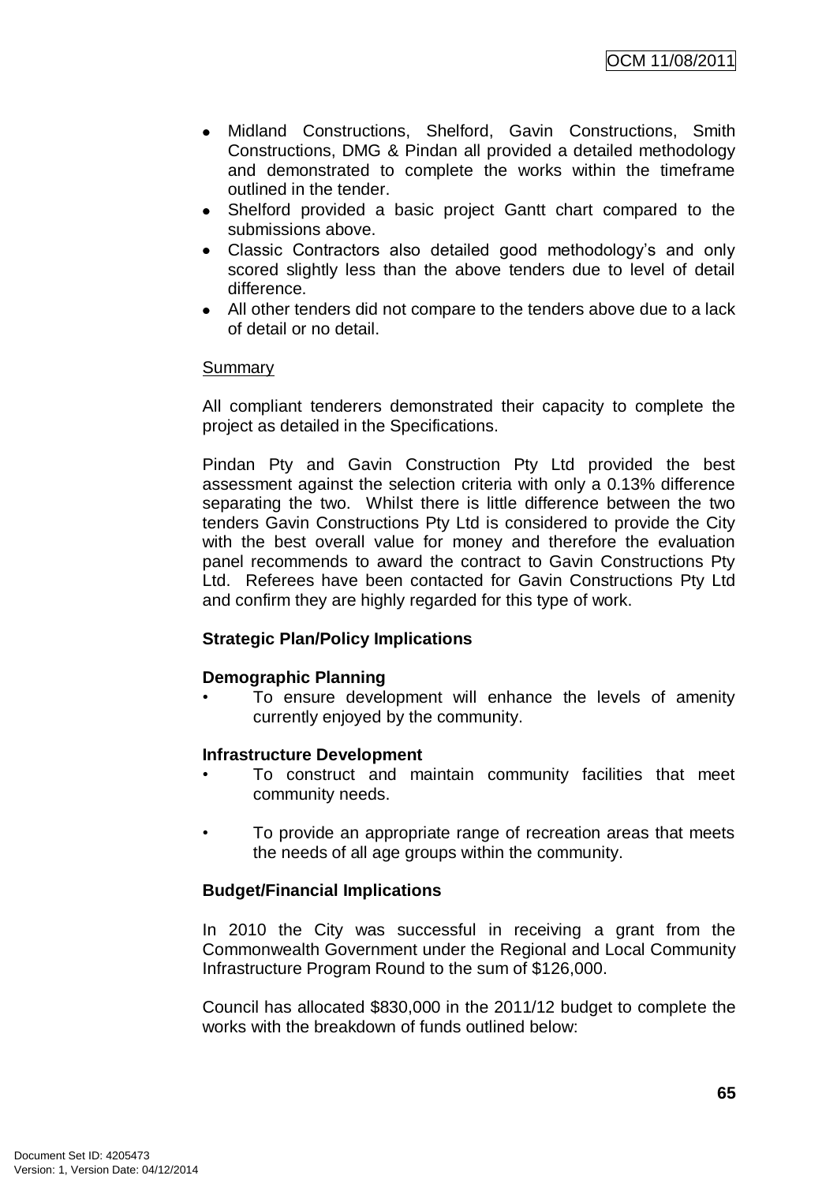- Midland Constructions, Shelford, Gavin Constructions, Smith Constructions, DMG & Pindan all provided a detailed methodology and demonstrated to complete the works within the timeframe outlined in the tender.
- Shelford provided a basic project Gantt chart compared to the submissions above.
- Classic Contractors also detailed good methodology's and only scored slightly less than the above tenders due to level of detail difference.
- All other tenders did not compare to the tenders above due to a lack of detail or no detail.

Summary

All compliant tenderers demonstrated their capacity to complete the project as detailed in the Specifications.

Pindan Pty and Gavin Construction Pty Ltd provided the best assessment against the selection criteria with only a 0.13% difference separating the two. Whilst there is little difference between the two tenders Gavin Constructions Pty Ltd is considered to provide the City with the best overall value for money and therefore the evaluation panel recommends to award the contract to Gavin Constructions Pty Ltd. Referees have been contacted for Gavin Constructions Pty Ltd and confirm they are highly regarded for this type of work.

**Strategic Plan/Policy Implications**

**Demographic Planning**

- To ensure development will enhance the levels of amenity currently enjoyed by the community.

**Infrastructure Development**

- To construct and maintain community facilities that meet community needs.
- To provide an appropriate range of recreation areas that meets the needs of all age groups within the community.

**Budget/Financial Implications**

In 2010 the City was successful in receiving a grant from the Commonwealth Government under the Regional and Local Community Infrastructure Program Round to the sum of $126,000.

Council has allocated $830,000 in the 2011/12 budget to complete the works with the breakdown of funds outlined below: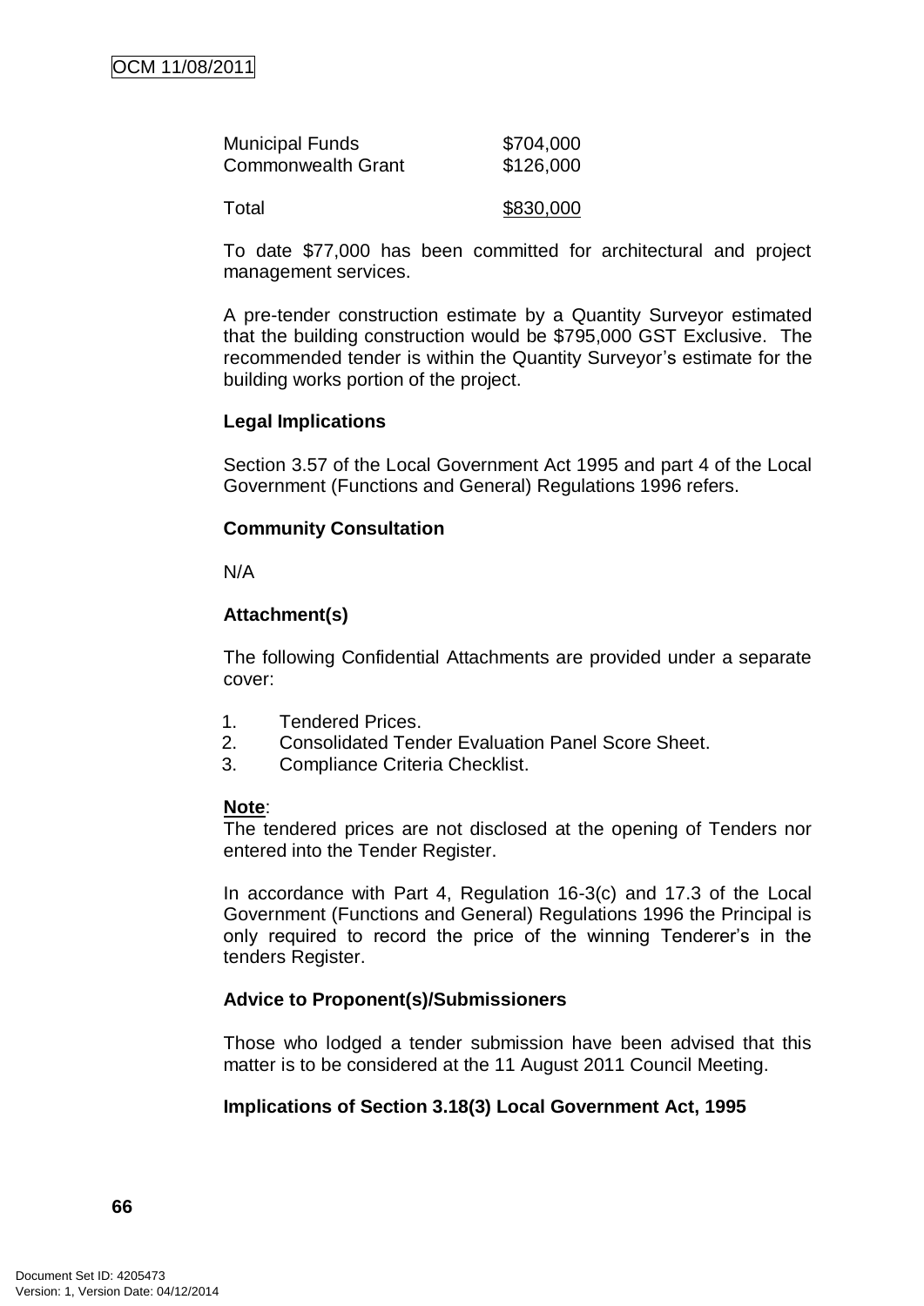| | |
|---|---|
| Municipal Funds | \$704,000 |
| Commonwealth Grant | \$126,000 |
| Total | \$830,000 |

To date \$77,000 has been committed for architectural and project management services.

A pre-tender construction estimate by a Quantity Surveyor estimated that the building construction would be \$795,000 GST Exclusive. The recommended tender is within the Quantity Surveyor's estimate for the building works portion of the project.

**Legal Implications**

Section 3.57 of the Local Government Act 1995 and part 4 of the Local Government (Functions and General) Regulations 1996 refers.

**Community Consultation**

N/A

**Attachment(s)**

The following Confidential Attachments are provided under a separate cover:

1. Tendered Prices.
2. Consolidated Tender Evaluation Panel Score Sheet.
3. Compliance Criteria Checklist.

**Note**:
The tendered prices are not disclosed at the opening of Tenders nor entered into the Tender Register.

In accordance with Part 4, Regulation 16-3(c) and 17.3 of the Local Government (Functions and General) Regulations 1996 the Principal is only required to record the price of the winning Tenderer's in the tenders Register.

**Advice to Proponent(s)/Submissioners**

Those who lodged a tender submission have been advised that this matter is to be considered at the 11 August 2011 Council Meeting.

**Implications of Section 3.18(3) Local Government Act, 1995**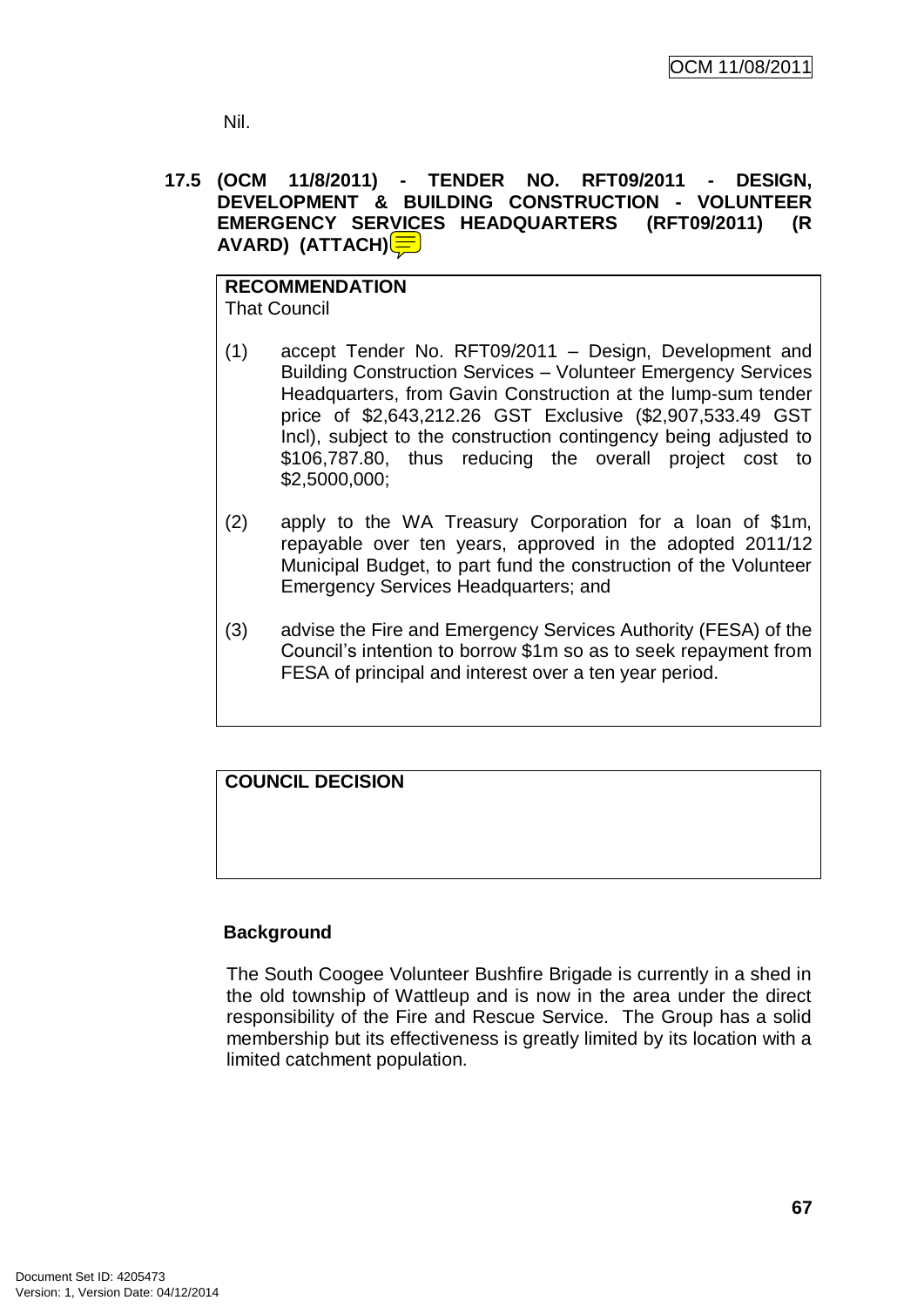Nil.

**17.5 (OCM 11/8/2011) - TENDER NO. RFT09/2011 - DESIGN, DEVELOPMENT & BUILDING CONSTRUCTION - VOLUNTEER EMERGENCY SERVICES HEADQUARTERS (RFT09/2011) (R AVARD) (ATTACH)**

**RECOMMENDATION**
That Council

(1) accept Tender No. RFT09/2011 – Design, Development and Building Construction Services – Volunteer Emergency Services Headquarters, from Gavin Construction at the lump-sum tender price of $2,643,212.26 GST Exclusive ($2,907,533.49 GST Incl), subject to the construction contingency being adjusted to $106,787.80, thus reducing the overall project cost to $2,5000,000;

(2) apply to the WA Treasury Corporation for a loan of $1m, repayable over ten years, approved in the adopted 2011/12 Municipal Budget, to part fund the construction of the Volunteer Emergency Services Headquarters; and

(3) advise the Fire and Emergency Services Authority (FESA) of the Council's intention to borrow $1m so as to seek repayment from FESA of principal and interest over a ten year period.

**COUNCIL DECISION**

**Background**

The South Coogee Volunteer Bushfire Brigade is currently in a shed in the old township of Wattleup and is now in the area under the direct responsibility of the Fire and Rescue Service. The Group has a solid membership but its effectiveness is greatly limited by its location with a limited catchment population.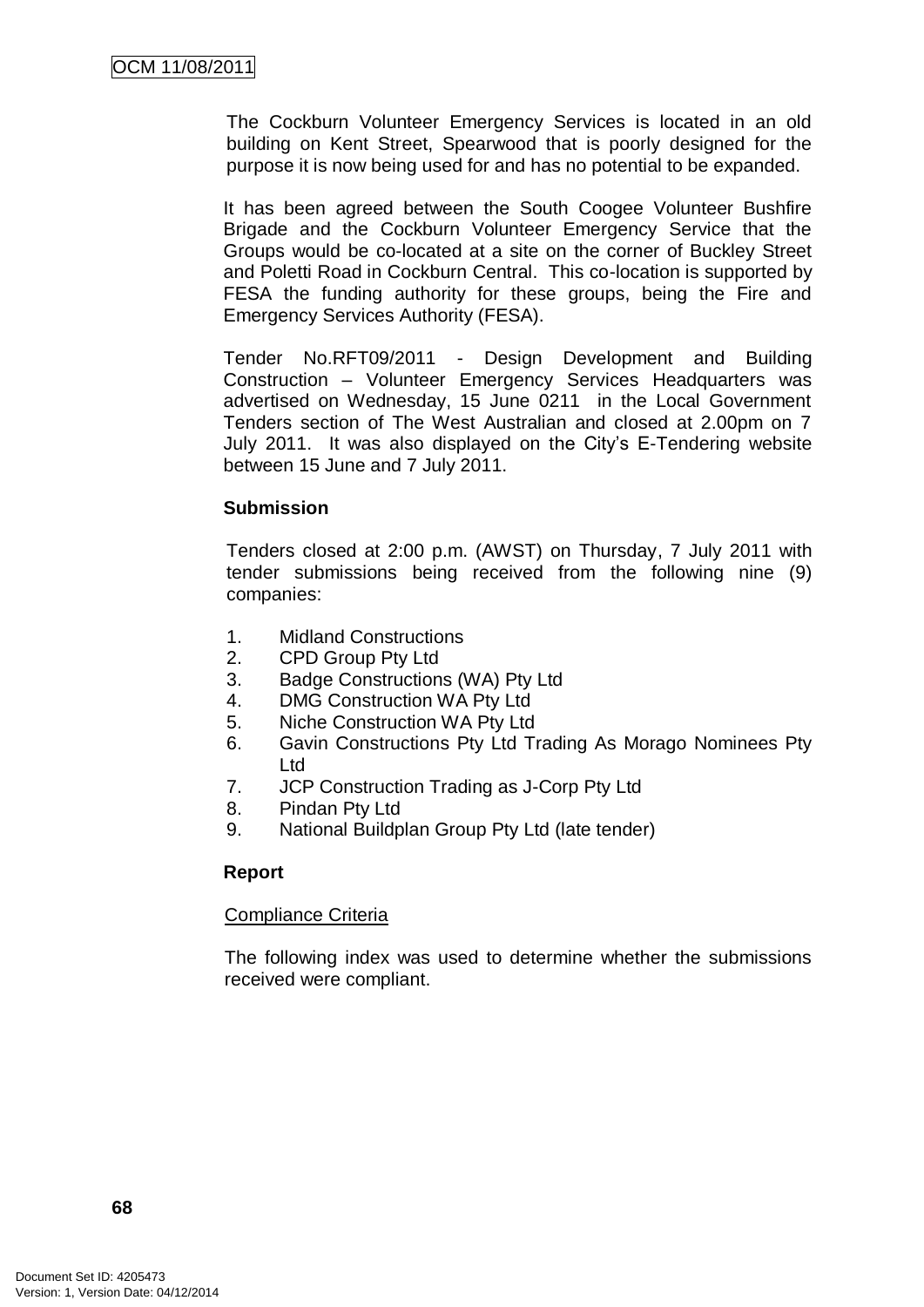The Cockburn Volunteer Emergency Services is located in an old building on Kent Street, Spearwood that is poorly designed for the purpose it is now being used for and has no potential to be expanded.

It has been agreed between the South Coogee Volunteer Bushfire Brigade and the Cockburn Volunteer Emergency Service that the Groups would be co-located at a site on the corner of Buckley Street and Poletti Road in Cockburn Central. This co-location is supported by FESA the funding authority for these groups, being the Fire and Emergency Services Authority (FESA).

Tender No.RFT09/2011 - Design Development and Building Construction – Volunteer Emergency Services Headquarters was advertised on Wednesday, 15 June 0211 in the Local Government Tenders section of The West Australian and closed at 2.00pm on 7 July 2011. It was also displayed on the City's E-Tendering website between 15 June and 7 July 2011.

**Submission**

Tenders closed at 2:00 p.m. (AWST) on Thursday, 7 July 2011 with tender submissions being received from the following nine (9) companies:

1. Midland Constructions
2. CPD Group Pty Ltd
3. Badge Constructions (WA) Pty Ltd
4. DMG Construction WA Pty Ltd
5. Niche Construction WA Pty Ltd
6. Gavin Constructions Pty Ltd Trading As Morago Nominees Pty Ltd
7. JCP Construction Trading as J-Corp Pty Ltd
8. Pindan Pty Ltd
9. National Buildplan Group Pty Ltd (late tender)

**Report**

Compliance Criteria

The following index was used to determine whether the submissions received were compliant.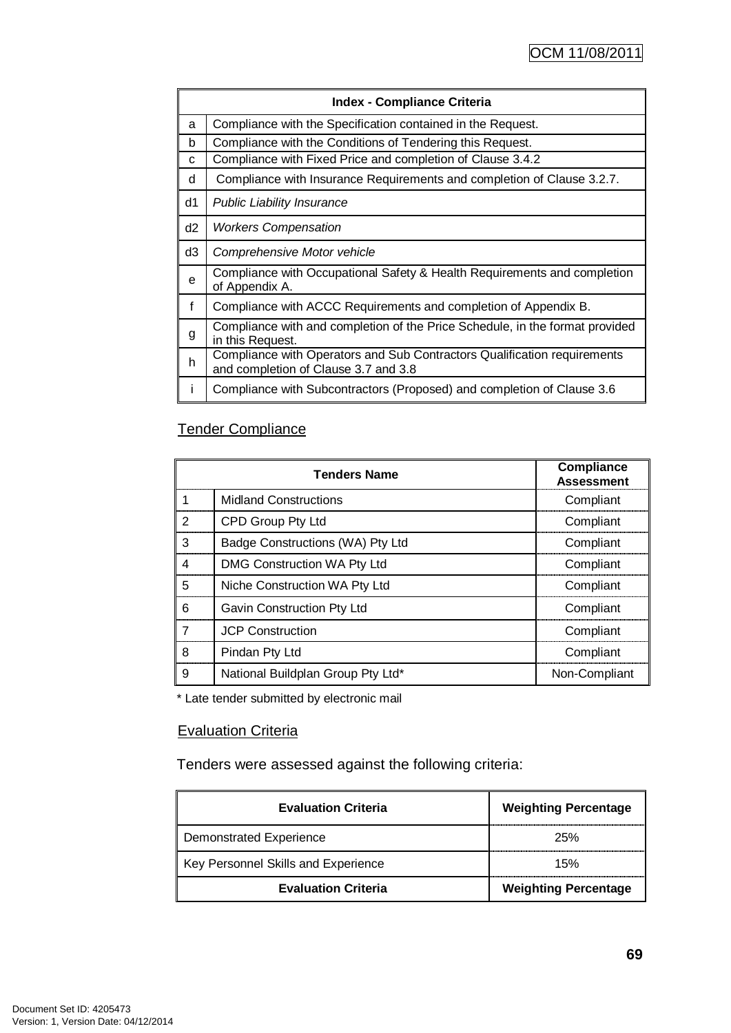| Index - Compliance Criteria | |
|---|---|
| a | Compliance with the Specification contained in the Request. |
| b | Compliance with the Conditions of Tendering this Request. |
| c | Compliance with Fixed Price and completion of Clause 3.4.2 |
| d | Compliance with Insurance Requirements and completion of Clause 3.2.7. |
| d1 | *Public Liability Insurance* |
| d2 | *Workers Compensation* |
| d3 | *Comprehensive Motor vehicle* |
| e | Compliance with Occupational Safety & Health Requirements and completion of Appendix A. |
| f | Compliance with ACCC Requirements and completion of Appendix B. |
| g | Compliance with and completion of the Price Schedule, in the format provided in this Request. |
| h | Compliance with Operators and Sub Contractors Qualification requirements and completion of Clause 3.7 and 3.8 |
| i | Compliance with Subcontractors (Proposed) and completion of Clause 3.6 |

## Tender Compliance

| Tenders Name | | Compliance Assessment |
|---|---|---|
| 1 | Midland Constructions | Compliant |
| 2 | CPD Group Pty Ltd | Compliant |
| 3 | Badge Constructions (WA) Pty Ltd | Compliant |
| 4 | DMG Construction WA Pty Ltd | Compliant |
| 5 | Niche Construction WA Pty Ltd | Compliant |
| 6 | Gavin Construction Pty Ltd | Compliant |
| 7 | JCP Construction | Compliant |
| 8 | Pindan Pty Ltd | Compliant |
| 9 | National Buildplan Group Pty Ltd* | Non-Compliant |

* Late tender submitted by electronic mail

## Evaluation Criteria

Tenders were assessed against the following criteria:

| Evaluation Criteria | Weighting Percentage |
|---|---|
| Demonstrated Experience | 25% |
| Key Personnel Skills and Experience | 15% |
| **Evaluation Criteria** | **Weighting Percentage** |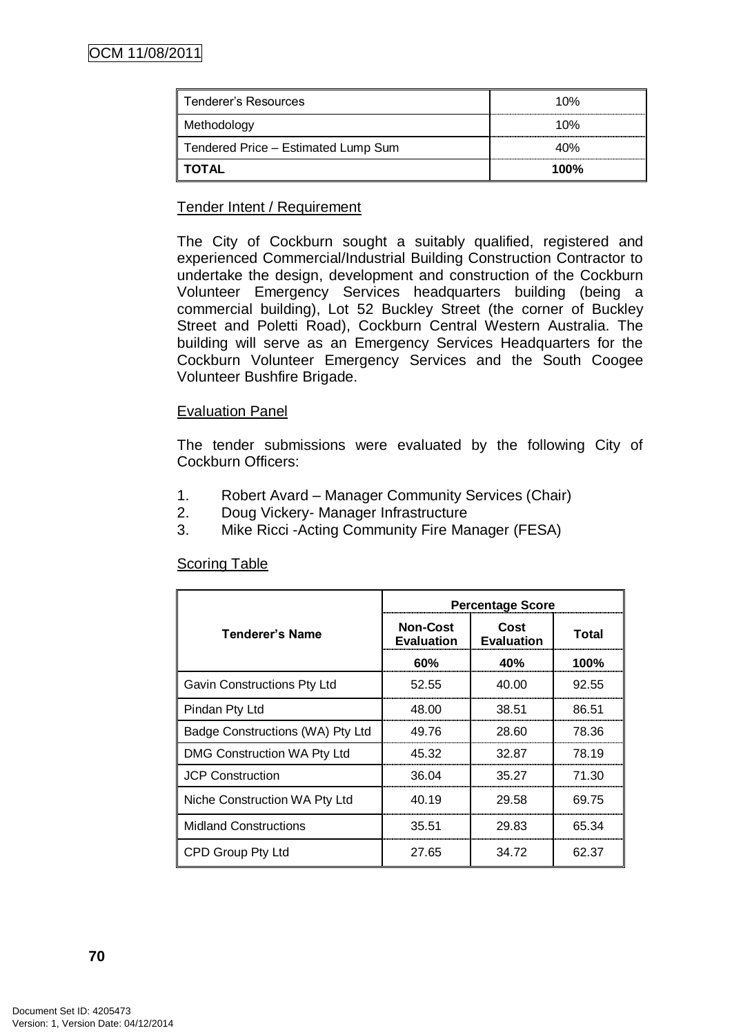| Tenderer's Resources | 10% |
|---|---|
| Methodology | 10% |
| Tendered Price – Estimated Lump Sum | 40% |
| **TOTAL** | **100%** |

Tender Intent / Requirement

The City of Cockburn sought a suitably qualified, registered and experienced Commercial/Industrial Building Construction Contractor to undertake the design, development and construction of the Cockburn Volunteer Emergency Services headquarters building (being a commercial building), Lot 52 Buckley Street (the corner of Buckley Street and Poletti Road), Cockburn Central Western Australia. The building will serve as an Emergency Services Headquarters for the Cockburn Volunteer Emergency Services and the South Coogee Volunteer Bushfire Brigade.

Evaluation Panel

The tender submissions were evaluated by the following City of Cockburn Officers:

1. Robert Avard – Manager Community Services (Chair)
2. Doug Vickery- Manager Infrastructure
3. Mike Ricci -Acting Community Fire Manager (FESA)

Scoring Table

| **Tenderer's Name** | **Percentage Score** | | |
|---|---|---|---|
| | **Non-Cost Evaluation** | **Cost Evaluation** | **Total** |
| | **60%** | **40%** | **100%** |
| Gavin Constructions Pty Ltd | 52.55 | 40.00 | 92.55 |
| Pindan Pty Ltd | 48.00 | 38.51 | 86.51 |
| Badge Constructions (WA) Pty Ltd | 49.76 | 28.60 | 78.36 |
| DMG Construction WA Pty Ltd | 45.32 | 32.87 | 78.19 |
| JCP Construction | 36.04 | 35.27 | 71.30 |
| Niche Construction WA Pty Ltd | 40.19 | 29.58 | 69.75 |
| Midland Constructions | 35.51 | 29.83 | 65.34 |
| CPD Group Pty Ltd | 27.65 | 34.72 | 62.37 |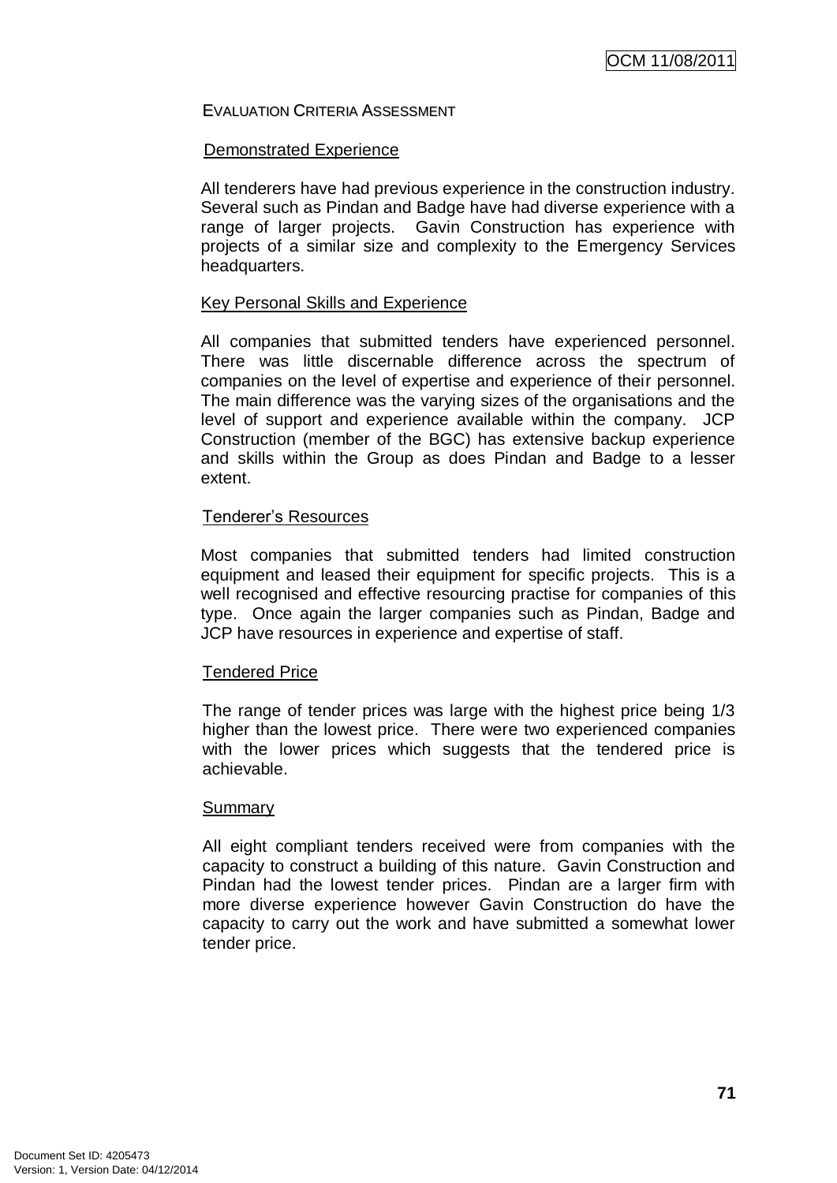EVALUATION CRITERIA ASSESSMENT

Demonstrated Experience

All tenderers have had previous experience in the construction industry. Several such as Pindan and Badge have had diverse experience with a range of larger projects. Gavin Construction has experience with projects of a similar size and complexity to the Emergency Services headquarters.

Key Personal Skills and Experience

All companies that submitted tenders have experienced personnel. There was little discernable difference across the spectrum of companies on the level of expertise and experience of their personnel. The main difference was the varying sizes of the organisations and the level of support and experience available within the company. JCP Construction (member of the BGC) has extensive backup experience and skills within the Group as does Pindan and Badge to a lesser extent.

Tenderer's Resources

Most companies that submitted tenders had limited construction equipment and leased their equipment for specific projects. This is a well recognised and effective resourcing practise for companies of this type. Once again the larger companies such as Pindan, Badge and JCP have resources in experience and expertise of staff.

Tendered Price

The range of tender prices was large with the highest price being 1/3 higher than the lowest price. There were two experienced companies with the lower prices which suggests that the tendered price is achievable.

Summary

All eight compliant tenders received were from companies with the capacity to construct a building of this nature. Gavin Construction and Pindan had the lowest tender prices. Pindan are a larger firm with more diverse experience however Gavin Construction do have the capacity to carry out the work and have submitted a somewhat lower tender price.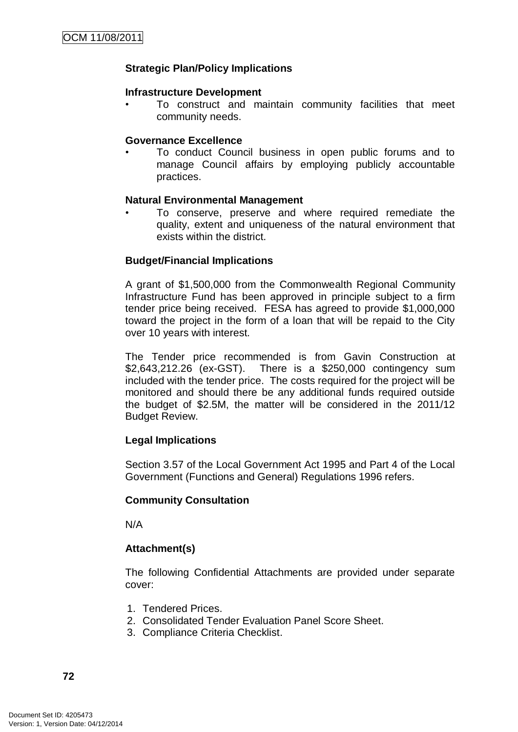**Strategic Plan/Policy Implications**

**Infrastructure Development**

- To construct and maintain community facilities that meet community needs.

**Governance Excellence**

- To conduct Council business in open public forums and to manage Council affairs by employing publicly accountable practices.

**Natural Environmental Management**

- To conserve, preserve and where required remediate the quality, extent and uniqueness of the natural environment that exists within the district.

**Budget/Financial Implications**

A grant of $1,500,000 from the Commonwealth Regional Community Infrastructure Fund has been approved in principle subject to a firm tender price being received. FESA has agreed to provide $1,000,000 toward the project in the form of a loan that will be repaid to the City over 10 years with interest.

The Tender price recommended is from Gavin Construction at $2,643,212.26 (ex-GST). There is a $250,000 contingency sum included with the tender price. The costs required for the project will be monitored and should there be any additional funds required outside the budget of $2.5M, the matter will be considered in the 2011/12 Budget Review.

**Legal Implications**

Section 3.57 of the Local Government Act 1995 and Part 4 of the Local Government (Functions and General) Regulations 1996 refers.

**Community Consultation**

N/A

**Attachment(s)**

The following Confidential Attachments are provided under separate cover:

1. Tendered Prices.
2. Consolidated Tender Evaluation Panel Score Sheet.
3. Compliance Criteria Checklist.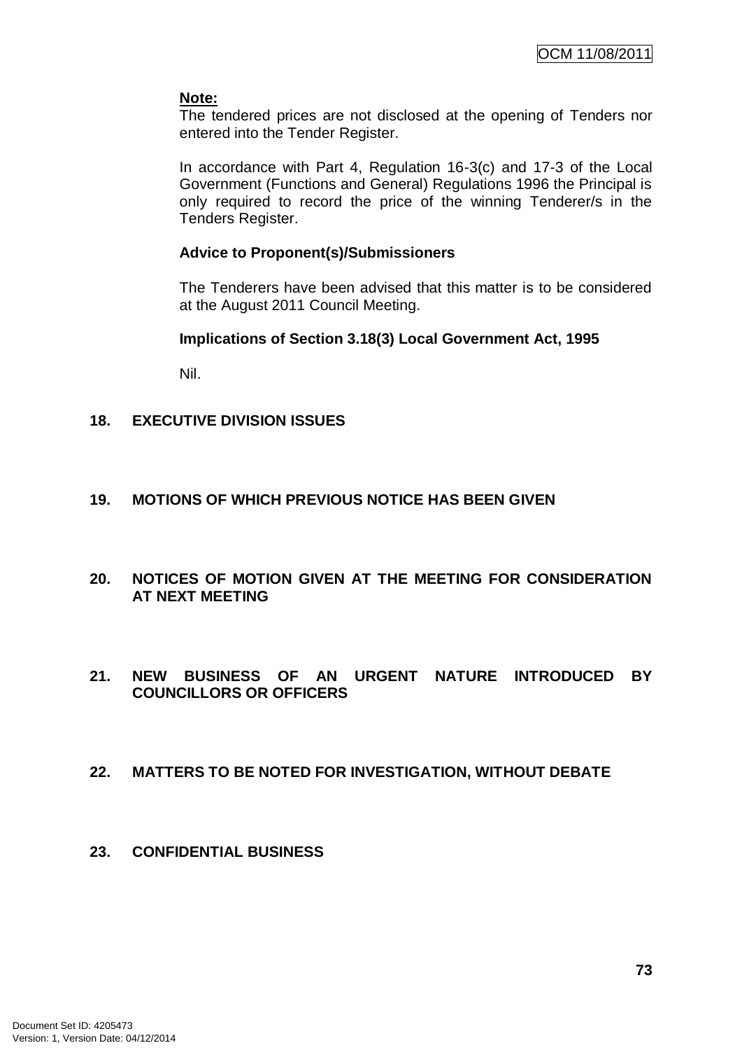**Note:**

The tendered prices are not disclosed at the opening of Tenders nor entered into the Tender Register.

In accordance with Part 4, Regulation 16-3(c) and 17-3 of the Local Government (Functions and General) Regulations 1996 the Principal is only required to record the price of the winning Tenderer/s in the Tenders Register.

**Advice to Proponent(s)/Submissioners**

The Tenderers have been advised that this matter is to be considered at the August 2011 Council Meeting.

**Implications of Section 3.18(3) Local Government Act, 1995**

Nil.

## 18. EXECUTIVE DIVISION ISSUES

## 19. MOTIONS OF WHICH PREVIOUS NOTICE HAS BEEN GIVEN

## 20. NOTICES OF MOTION GIVEN AT THE MEETING FOR CONSIDERATION AT NEXT MEETING

## 21. NEW BUSINESS OF AN URGENT NATURE INTRODUCED BY COUNCILLORS OR OFFICERS

## 22. MATTERS TO BE NOTED FOR INVESTIGATION, WITHOUT DEBATE

## 23. CONFIDENTIAL BUSINESS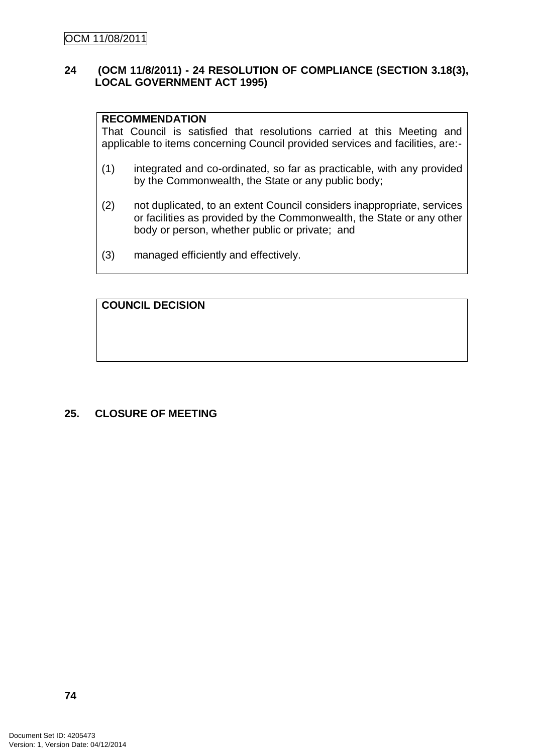## 24 (OCM 11/8/2011) - 24 RESOLUTION OF COMPLIANCE (SECTION 3.18(3), LOCAL GOVERNMENT ACT 1995)

**RECOMMENDATION**

That Council is satisfied that resolutions carried at this Meeting and applicable to items concerning Council provided services and facilities, are:-

(1) integrated and co-ordinated, so far as practicable, with any provided by the Commonwealth, the State or any public body;

(2) not duplicated, to an extent Council considers inappropriate, services or facilities as provided by the Commonwealth, the State or any other body or person, whether public or private; and

(3) managed efficiently and effectively.

**COUNCIL DECISION**

## 25. CLOSURE OF MEETING